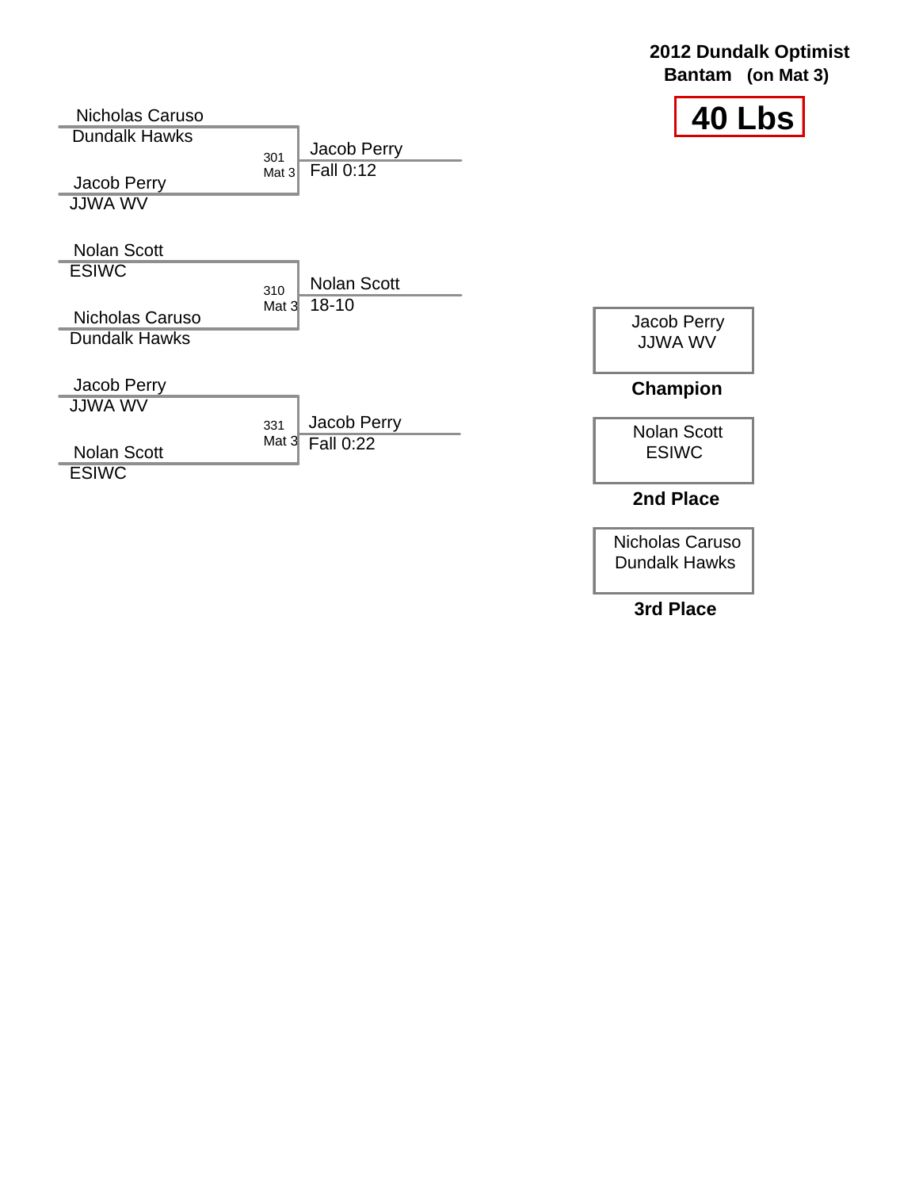**2012 Dundalk Optimist**
**Bantam (on Mat 3)**

# 40 Lbs

Nicholas Caruso
Dundalk Hawks

301
Mat 3

Jacob Perry
JJWA WV

Jacob Perry
Fall 0:12

Nolan Scott
ESIWC

310
Mat 3

Nicholas Caruso
Dundalk Hawks

Nolan Scott
18-10

Jacob Perry
JJWA WV

331
Mat 3

Nolan Scott
ESIWC

Jacob Perry
Fall 0:22

Jacob Perry
JJWA WV

**Champion**

Nolan Scott
ESIWC

**2nd Place**

Nicholas Caruso
Dundalk Hawks

**3rd Place**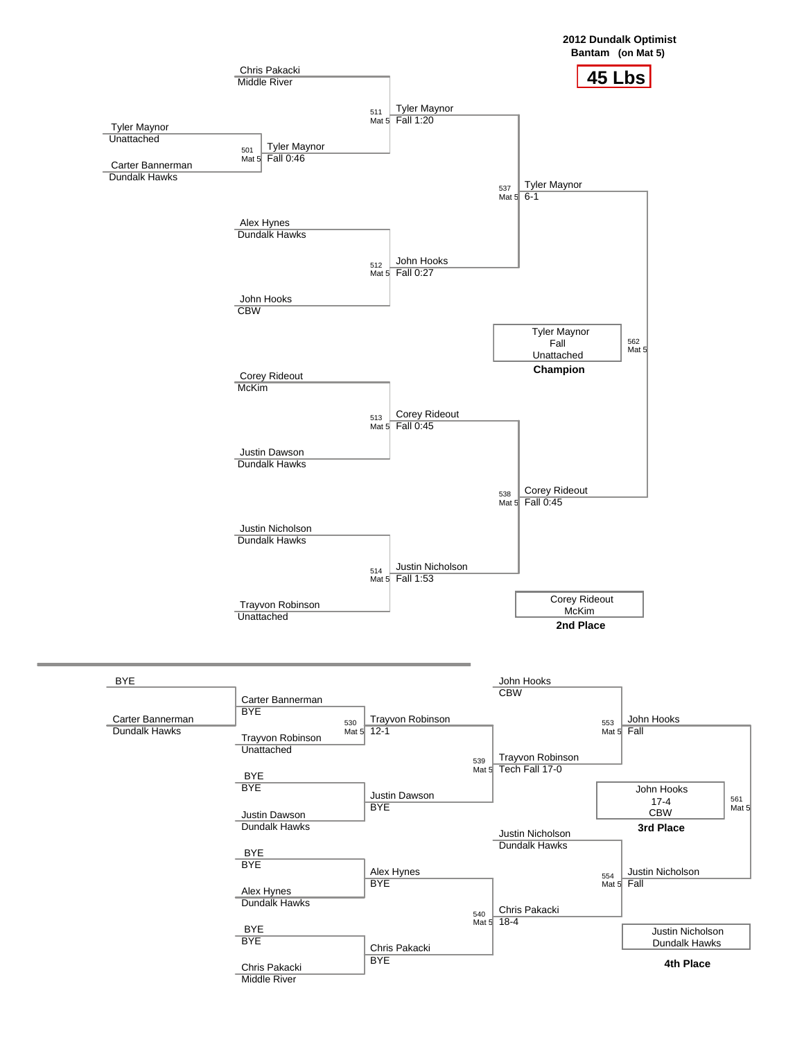**2012 Dundalk Optimist**
**Bantam (on Mat 5)**

# 45 Lbs

## Championship Bracket

**Preliminary**

- Match 501 (Mat 5): Tyler Maynor (Unattached) vs. Carter Bannerman (Dundalk Hawks) — Tyler Maynor, Fall 0:46

**Quarterfinals**

- Match 511 (Mat 5): Chris Pakacki (Middle River) vs. Tyler Maynor — Tyler Maynor, Fall 1:20
- Match 512 (Mat 5): Alex Hynes (Dundalk Hawks) vs. John Hooks (CBW) — John Hooks, Fall 0:27
- Match 513 (Mat 5): Corey Rideout (McKim) vs. Justin Dawson (Dundalk Hawks) — Corey Rideout, Fall 0:45
- Match 514 (Mat 5): Justin Nicholson (Dundalk Hawks) vs. Trayvon Robinson (Unattached) — Justin Nicholson, Fall 1:53

**Semifinals**

- Match 537 (Mat 5): Tyler Maynor vs. John Hooks — Tyler Maynor, 6-1
- Match 538 (Mat 5): Corey Rideout vs. Justin Nicholson — Corey Rideout, Fall 0:45

**Final**

- Match 562 (Mat 5): Tyler Maynor vs. Corey Rideout — Tyler Maynor, Fall

**Champion:** Tyler Maynor, Fall, Unattached

**2nd Place:** Corey Rideout, McKim

## Consolation Bracket

**Consolation Round 1**

- BYE vs. Carter Bannerman (Dundalk Hawks) — Carter Bannerman, BYE
- Match 530 (Mat 5): Carter Bannerman vs. Trayvon Robinson (Unattached) — Trayvon Robinson, 12-1
- BYE vs. Justin Dawson (Dundalk Hawks) — Justin Dawson, BYE
- BYE vs. Alex Hynes (Dundalk Hawks) — Alex Hynes, BYE
- BYE vs. Chris Pakacki (Middle River) — Chris Pakacki, BYE

**Consolation Round 2**

- Match 539 (Mat 5): Trayvon Robinson vs. Justin Dawson — Trayvon Robinson, Tech Fall 17-0
- Match 540 (Mat 5): Alex Hynes vs. Chris Pakacki — Chris Pakacki, 18-4

**Consolation Semifinals**

- Match 553 (Mat 5): John Hooks (CBW) vs. Trayvon Robinson — John Hooks, Fall
- Match 554 (Mat 5): Justin Nicholson (Dundalk Hawks) vs. Chris Pakacki — Justin Nicholson, Fall

**3rd Place Match**

- Match 561 (Mat 5): John Hooks vs. Justin Nicholson — John Hooks, 17-4

**3rd Place:** John Hooks, 17-4, CBW

**4th Place:** Justin Nicholson, Dundalk Hawks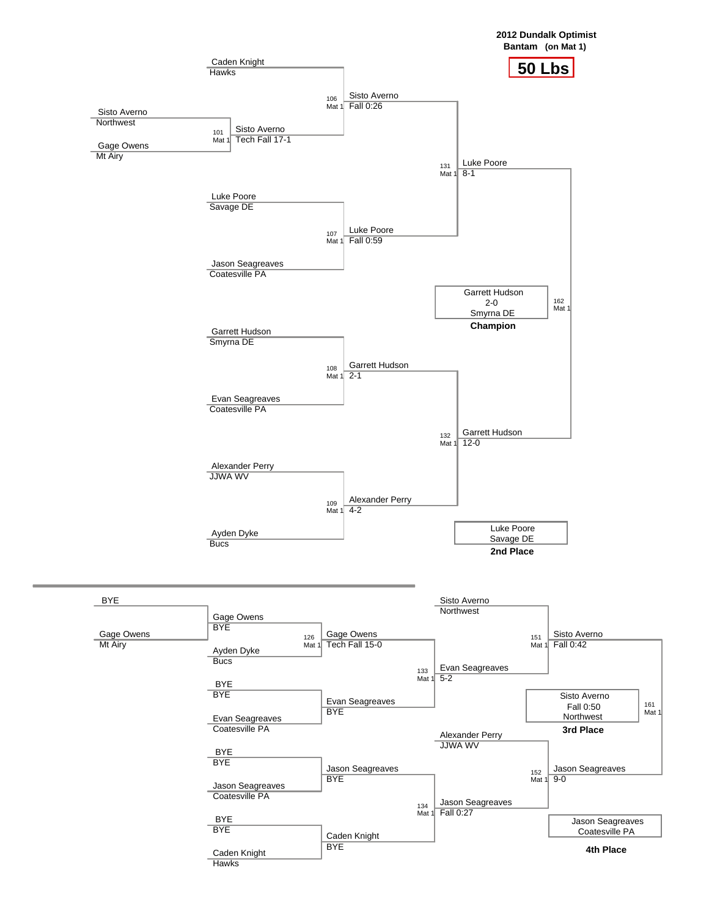**2012 Dundalk Optimist**
**Bantam (on Mat 1)**

# 50 Lbs

## Championship Bracket

**Round 1**

- Match 101 (Mat 1): Sisto Averno (Northwest) vs. Gage Owens (Mt Airy) — Winner: Sisto Averno, Tech Fall 17-1

**Quarterfinals**

- Match 106 (Mat 1): Caden Knight (Hawks) vs. Sisto Averno — Winner: Sisto Averno, Fall 0:26
- Match 107 (Mat 1): Luke Poore (Savage DE) vs. Jason Seagreaves (Coatesville PA) — Winner: Luke Poore, Fall 0:59
- Match 108 (Mat 1): Garrett Hudson (Smyrna DE) vs. Evan Seagreaves (Coatesville PA) — Winner: Garrett Hudson, 2-1
- Match 109 (Mat 1): Alexander Perry (JJWA WV) vs. Ayden Dyke (Bucs) — Winner: Alexander Perry, 4-2

**Semifinals**

- Match 131 (Mat 1): Sisto Averno vs. Luke Poore — Winner: Luke Poore, 8-1
- Match 132 (Mat 1): Garrett Hudson vs. Alexander Perry — Winner: Garrett Hudson, 12-0

**Final**

- Match 162 (Mat 1): Luke Poore vs. Garrett Hudson — Winner: Garrett Hudson, 2-0

| Place | Wrestler | Team |
|---|---|---|
| **Champion** | Garrett Hudson (2-0) | Smyrna DE |
| **2nd Place** | Luke Poore | Savage DE |

## Consolation Bracket

- BYE vs. Gage Owens (Mt Airy) — Gage Owens, BYE
- Match 126 (Mat 1): Gage Owens vs. Ayden Dyke (Bucs) — Winner: Gage Owens, Tech Fall 15-0
- BYE vs. Evan Seagreaves (Coatesville PA) — Evan Seagreaves, BYE
- BYE vs. Jason Seagreaves (Coatesville PA) — Jason Seagreaves, BYE
- BYE vs. Caden Knight (Hawks) — Caden Knight, BYE
- Match 133 (Mat 1): Gage Owens vs. Evan Seagreaves — Winner: Evan Seagreaves, 5-2
- Match 134 (Mat 1): Jason Seagreaves vs. Caden Knight — Winner: Jason Seagreaves, Fall 0:27
- Match 151 (Mat 1): Sisto Averno (Northwest) vs. Evan Seagreaves — Winner: Sisto Averno, Fall 0:42
- Match 152 (Mat 1): Alexander Perry (JJWA WV) vs. Jason Seagreaves — Winner: Jason Seagreaves, 9-0
- Match 161 (Mat 1): Sisto Averno vs. Jason Seagreaves — Winner: Sisto Averno, Fall 0:50

| Place | Wrestler | Team |
|---|---|---|
| **3rd Place** | Sisto Averno (Fall 0:50) | Northwest |
| **4th Place** | Jason Seagreaves | Coatesville PA |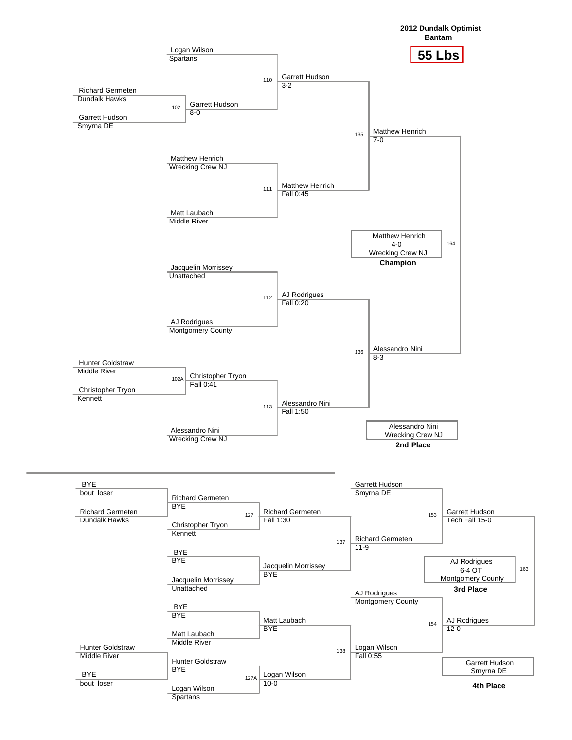**2012 Dundalk Optimist**
**Bantam**

# 55 Lbs

## Championship Bracket

**Preliminary**

| Bout | Wrestler | Team | Winner | Result |
|---|---|---|---|---|
| 102 | Richard Germeten | Dundalk Hawks | Garrett Hudson | 8-0 |
| | Garrett Hudson | Smyrna DE | | |
| 102A | Hunter Goldstraw | Middle River | Christopher Tryon | Fall 0:41 |
| | Christopher Tryon | Kennett | | |

**Quarterfinals**

| Bout | Wrestler | Team | Winner | Result |
|---|---|---|---|---|
| 110 | Logan Wilson | Spartans | Garrett Hudson | 3-2 |
| | Garrett Hudson | | | |
| 111 | Matthew Henrich | Wrecking Crew NJ | Matthew Henrich | Fall 0:45 |
| | Matt Laubach | Middle River | | |
| 112 | Jacquelin Morrissey | Unattached | AJ Rodrigues | Fall 0:20 |
| | AJ Rodrigues | Montgomery County | | |
| 113 | Christopher Tryon | | Alessandro Nini | Fall 1:50 |
| | Alessandro Nini | Wrecking Crew NJ | | |

**Semifinals**

| Bout | Winner | Result |
|---|---|---|
| 135 | Matthew Henrich | 7-0 |
| 136 | Alessandro Nini | 8-3 |

**Final**

| Bout | Winner | Result | Team |
|---|---|---|---|
| 164 | Matthew Henrich | 4-0 | Wrecking Crew NJ |

**Champion:** Matthew Henrich, Wrecking Crew NJ

**2nd Place:** Alessandro Nini, Wrecking Crew NJ

## Consolation Bracket

| Bout | Wrestler | Team | Winner | Result |
|---|---|---|---|---|
| | BYE | bout loser | Richard Germeten | BYE |
| | Richard Germeten | Dundalk Hawks | | |
| | Hunter Goldstraw | Middle River | Hunter Goldstraw | BYE |
| | BYE | bout loser | | |
| 127 | Richard Germeten | | Richard Germeten | Fall 1:30 |
| | Christopher Tryon | Kennett | | |
| | BYE | BYE | Jacquelin Morrissey | BYE |
| | Jacquelin Morrissey | Unattached | | |
| | BYE | BYE | Matt Laubach | BYE |
| | Matt Laubach | Middle River | | |
| 127A | Hunter Goldstraw | | Logan Wilson | 10-0 |
| | Logan Wilson | Spartans | | |
| 137 | Richard Germeten | | Richard Germeten | 11-9 |
| | Jacquelin Morrissey | | | |
| 138 | Matt Laubach | | Logan Wilson | Fall 0:55 |
| | Logan Wilson | | | |
| 153 | Garrett Hudson | Smyrna DE | Garrett Hudson | Tech Fall 15-0 |
| | Richard Germeten | | | |
| 154 | AJ Rodrigues | Montgomery County | AJ Rodrigues | 12-0 |
| | Logan Wilson | | | |
| 163 | Garrett Hudson | | AJ Rodrigues | 6-4 OT |
| | AJ Rodrigues | | | |

**3rd Place:** AJ Rodrigues, 6-4 OT, Montgomery County

**4th Place:** Garrett Hudson, Smyrna DE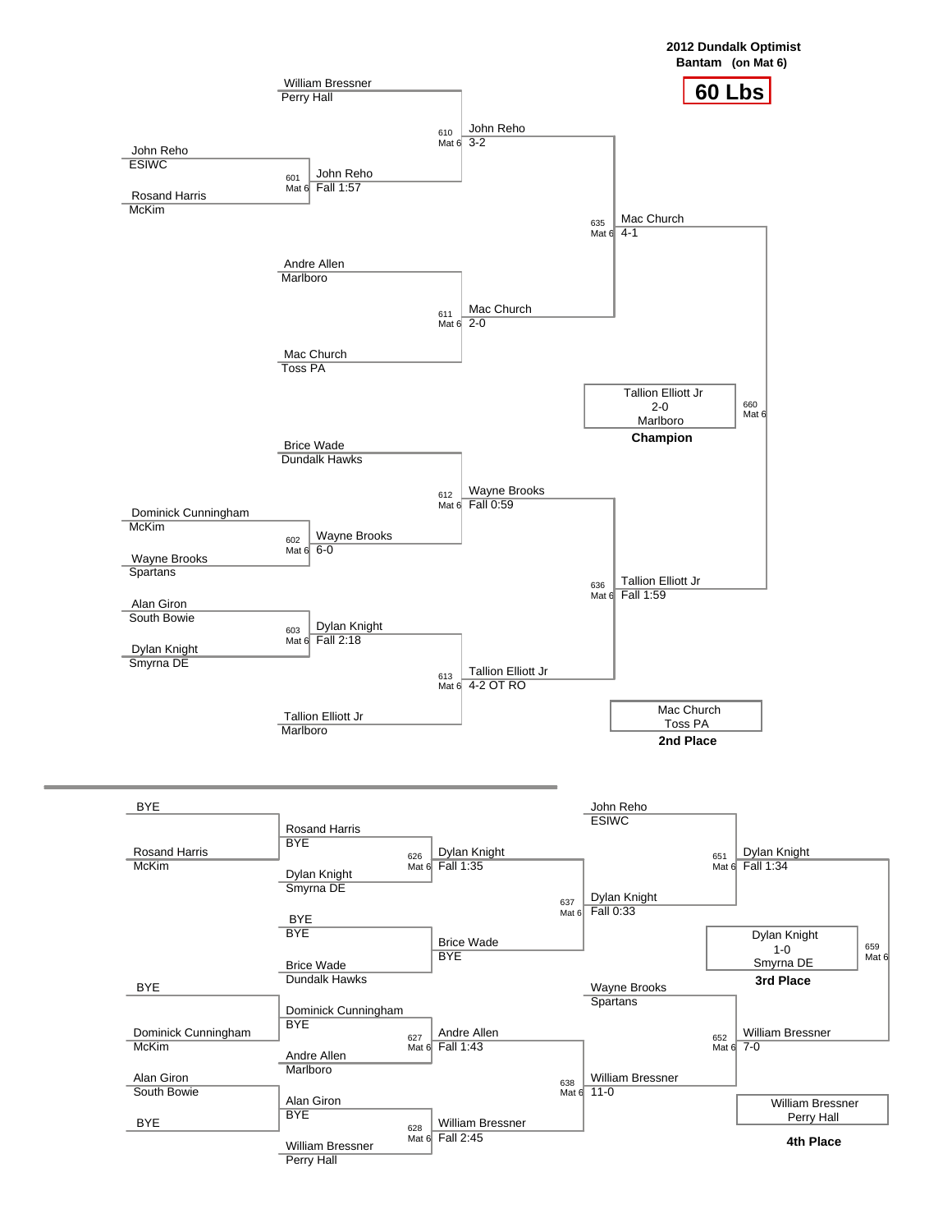**2012 Dundalk Optimist**
**Bantam (on Mat 6)**

## 60 Lbs

### Championship Bracket

| Bout | Mat | Wrestler 1 | Wrestler 2 | Winner | Result |
|---|---|---|---|---|---|
| 601 | Mat 6 | John Reho (ESIWC) | Rosand Harris (McKim) | John Reho | Fall 1:57 |
| 602 | Mat 6 | Dominick Cunningham (McKim) | Wayne Brooks (Spartans) | Wayne Brooks | 6-0 |
| 603 | Mat 6 | Alan Giron (South Bowie) | Dylan Knight (Smyrna DE) | Dylan Knight | Fall 2:18 |
| 610 | Mat 6 | William Bressner (Perry Hall) | John Reho | John Reho | 3-2 |
| 611 | Mat 6 | Andre Allen (Marlboro) | Mac Church (Toss PA) | Mac Church | 2-0 |
| 612 | Mat 6 | Brice Wade (Dundalk Hawks) | Wayne Brooks | Wayne Brooks | Fall 0:59 |
| 613 | Mat 6 | Dylan Knight | Tallion Elliott Jr (Marlboro) | Tallion Elliott Jr | 4-2 OT RO |
| 635 | Mat 6 | John Reho | Mac Church | Mac Church | 4-1 |
| 636 | Mat 6 | Wayne Brooks | Tallion Elliott Jr | Tallion Elliott Jr | Fall 1:59 |
| 660 | Mat 6 | Mac Church | Tallion Elliott Jr | Tallion Elliott Jr | 2-0 |

**Champion:** Tallion Elliott Jr, 2-0, Marlboro

**2nd Place:** Mac Church, Toss PA

### Consolation Bracket

| Bout | Mat | Wrestler 1 | Wrestler 2 | Winner | Result |
|---|---|---|---|---|---|
| | | BYE | Rosand Harris (McKim) | Rosand Harris | BYE |
| | | BYE | Dominick Cunningham (McKim) | Dominick Cunningham | BYE |
| | | Alan Giron (South Bowie) | BYE | Alan Giron | BYE |
| | | BYE | Brice Wade (Dundalk Hawks) | Brice Wade | BYE |
| 626 | Mat 6 | Rosand Harris | Dylan Knight (Smyrna DE) | Dylan Knight | Fall 1:35 |
| 627 | Mat 6 | Dominick Cunningham | Andre Allen (Marlboro) | Andre Allen | Fall 1:43 |
| 628 | Mat 6 | Alan Giron | William Bressner (Perry Hall) | William Bressner | Fall 2:45 |
| 637 | Mat 6 | Dylan Knight | Brice Wade | Dylan Knight | Fall 0:33 |
| 638 | Mat 6 | Andre Allen | William Bressner | William Bressner | 11-0 |
| 651 | Mat 6 | John Reho (ESIWC) | Dylan Knight | Dylan Knight | Fall 1:34 |
| 652 | Mat 6 | Wayne Brooks (Spartans) | William Bressner | William Bressner | 7-0 |
| 659 | Mat 6 | Dylan Knight | William Bressner | Dylan Knight | 1-0 |

**3rd Place:** Dylan Knight, 1-0, Smyrna DE

**4th Place:** William Bressner, Perry Hall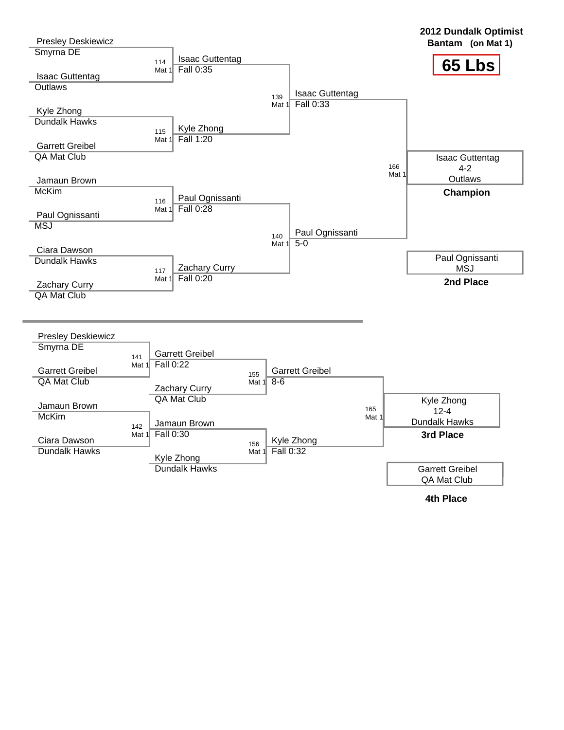**2012 Dundalk Optimist**
**Bantam (on Mat 1)**

# 65 Lbs

## Championship Bracket

| Match | Mat | Wrestler 1 | Wrestler 2 | Winner | Result |
|---|---|---|---|---|---|
| 114 | Mat 1 | Presley Deskiewicz (Smyrna DE) | Isaac Guttentag (Outlaws) | Isaac Guttentag | Fall 0:35 |
| 115 | Mat 1 | Kyle Zhong (Dundalk Hawks) | Garrett Greibel (QA Mat Club) | Kyle Zhong | Fall 1:20 |
| 116 | Mat 1 | Jamaun Brown (McKim) | Paul Ognissanti (MSJ) | Paul Ognissanti | Fall 0:28 |
| 117 | Mat 1 | Ciara Dawson (Dundalk Hawks) | Zachary Curry (QA Mat Club) | Zachary Curry | Fall 0:20 |
| 139 | Mat 1 | Isaac Guttentag | Kyle Zhong | Isaac Guttentag | Fall 0:33 |
| 140 | Mat 1 | Paul Ognissanti | Zachary Curry | Paul Ognissanti | 5-0 |
| 166 | Mat 1 | Isaac Guttentag | Paul Ognissanti | Isaac Guttentag | 4-2 |

**Champion:** Isaac Guttentag, 4-2, Outlaws

**2nd Place:** Paul Ognissanti, MSJ

## Consolation Bracket

| Match | Mat | Wrestler 1 | Wrestler 2 | Winner | Result |
|---|---|---|---|---|---|
| 141 | Mat 1 | Presley Deskiewicz (Smyrna DE) | Garrett Greibel (QA Mat Club) | Garrett Greibel | Fall 0:22 |
| 142 | Mat 1 | Jamaun Brown (McKim) | Ciara Dawson (Dundalk Hawks) | Jamaun Brown | Fall 0:30 |
| 155 | Mat 1 | Garrett Greibel | Zachary Curry (QA Mat Club) | Garrett Greibel | 8-6 |
| 156 | Mat 1 | Jamaun Brown | Kyle Zhong (Dundalk Hawks) | Kyle Zhong | Fall 0:32 |
| 165 | Mat 1 | Garrett Greibel | Kyle Zhong | Kyle Zhong | 12-4 |

**3rd Place:** Kyle Zhong, 12-4, Dundalk Hawks

**4th Place:** Garrett Greibel, QA Mat Club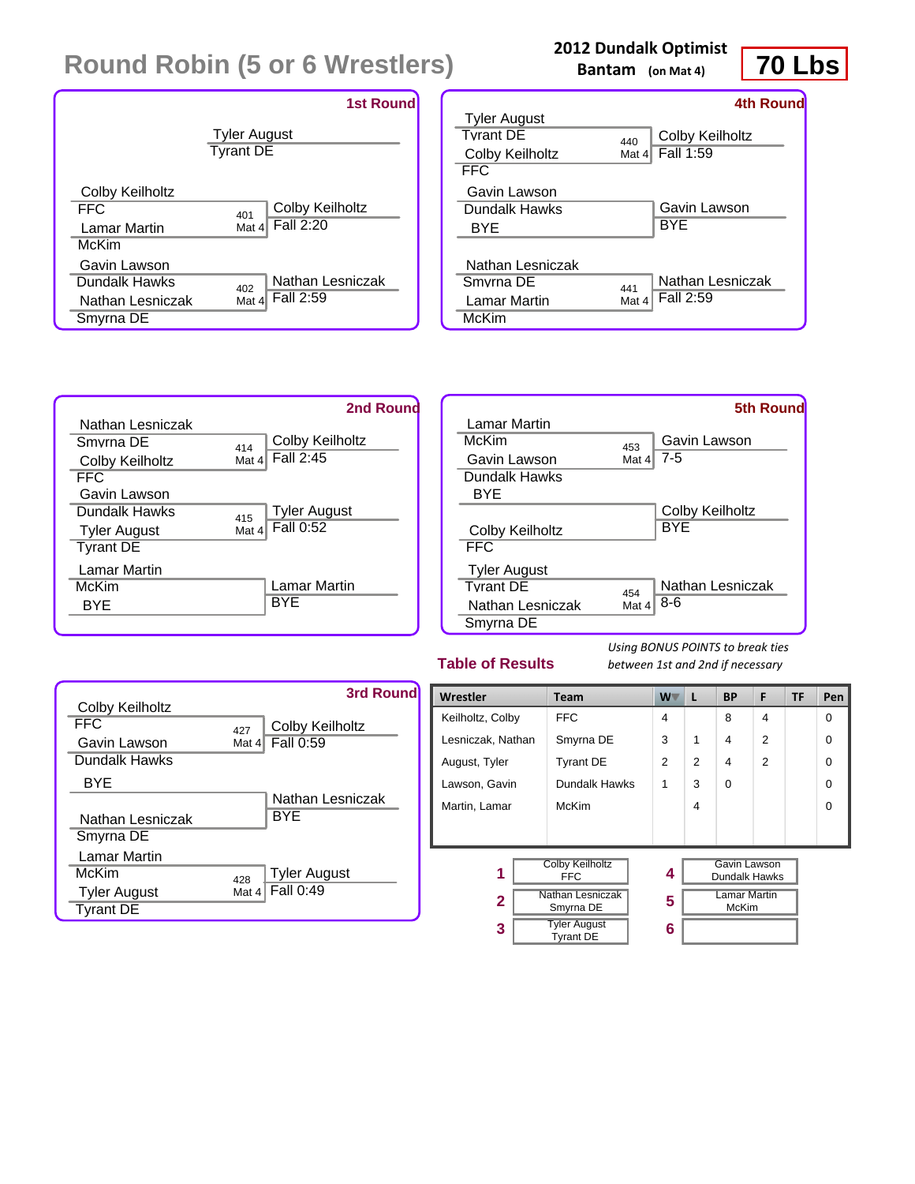# Round Robin (5 or 6 Wrestlers)

**2012 Dundalk Optimist**
**Bantam** (on Mat 4)

**70 Lbs**

## 1st Round

Tyler August — Tyrant DE

Colby Keilholtz (FFC) vs Lamar Martin (McKim) — 401 Mat 4 — Winner: Colby Keilholtz, Fall 2:20

Gavin Lawson (Dundalk Hawks) vs Nathan Lesniczak (Smyrna DE) — 402 Mat 4 — Winner: Nathan Lesniczak, Fall 2:59

## 2nd Round

Nathan Lesniczak (Smyrna DE) vs Colby Keilholtz (FFC) — 414 Mat 4 — Winner: Colby Keilholtz, Fall 2:45

Gavin Lawson (Dundalk Hawks) vs Tyler August (Tyrant DE) — 415 Mat 4 — Winner: Tyler August, Fall 0:52

Lamar Martin (McKim) vs BYE — Lamar Martin, BYE

## 3rd Round

Colby Keilholtz (FFC) vs Gavin Lawson (Dundalk Hawks) — 427 Mat 4 — Winner: Colby Keilholtz, Fall 0:59

BYE vs Nathan Lesniczak (Smyrna DE) — Nathan Lesniczak, BYE

Lamar Martin (McKim) vs Tyler August (Tyrant DE) — 428 Mat 4 — Winner: Tyler August, Fall 0:49

## 4th Round

Tyler August (Tyrant DE) vs Colby Keilholtz (FFC) — 440 Mat 4 — Winner: Colby Keilholtz, Fall 1:59

Gavin Lawson (Dundalk Hawks) vs BYE — Gavin Lawson, BYE

Nathan Lesniczak (Smyrna DE) vs Lamar Martin (McKim) — 441 Mat 4 — Winner: Nathan Lesniczak, Fall 2:59

## 5th Round

Lamar Martin (McKim) vs Gavin Lawson (Dundalk Hawks) — 453 Mat 4 — Winner: Gavin Lawson, 7-5

BYE vs Colby Keilholtz (FFC) — Colby Keilholtz, BYE

Tyler August (Tyrant DE) vs Nathan Lesniczak (Smyrna DE) — 454 Mat 4 — Winner: Nathan Lesniczak, 8-6

## Table of Results

*Using BONUS POINTS to break ties between 1st and 2nd if necessary*

| Wrestler | Team | W | L | BP | F | TF | Pen |
|---|---|---|---|---|---|---|---|
| Keilholtz, Colby | FFC | 4 | | 8 | 4 | | 0 |
| Lesniczak, Nathan | Smyrna DE | 3 | 1 | 4 | 2 | | 0 |
| August, Tyler | Tyrant DE | 2 | 2 | 4 | 2 | | 0 |
| Lawson, Gavin | Dundalk Hawks | 1 | 3 | 0 | | | 0 |
| Martin, Lamar | McKim | | 4 | | | | 0 |

| Place | Wrestler |
|---|---|
| 1 | Colby Keilholtz, FFC |
| 2 | Nathan Lesniczak, Smyrna DE |
| 3 | Tyler August, Tyrant DE |
| 4 | Gavin Lawson, Dundalk Hawks |
| 5 | Lamar Martin, McKim |
| 6 | |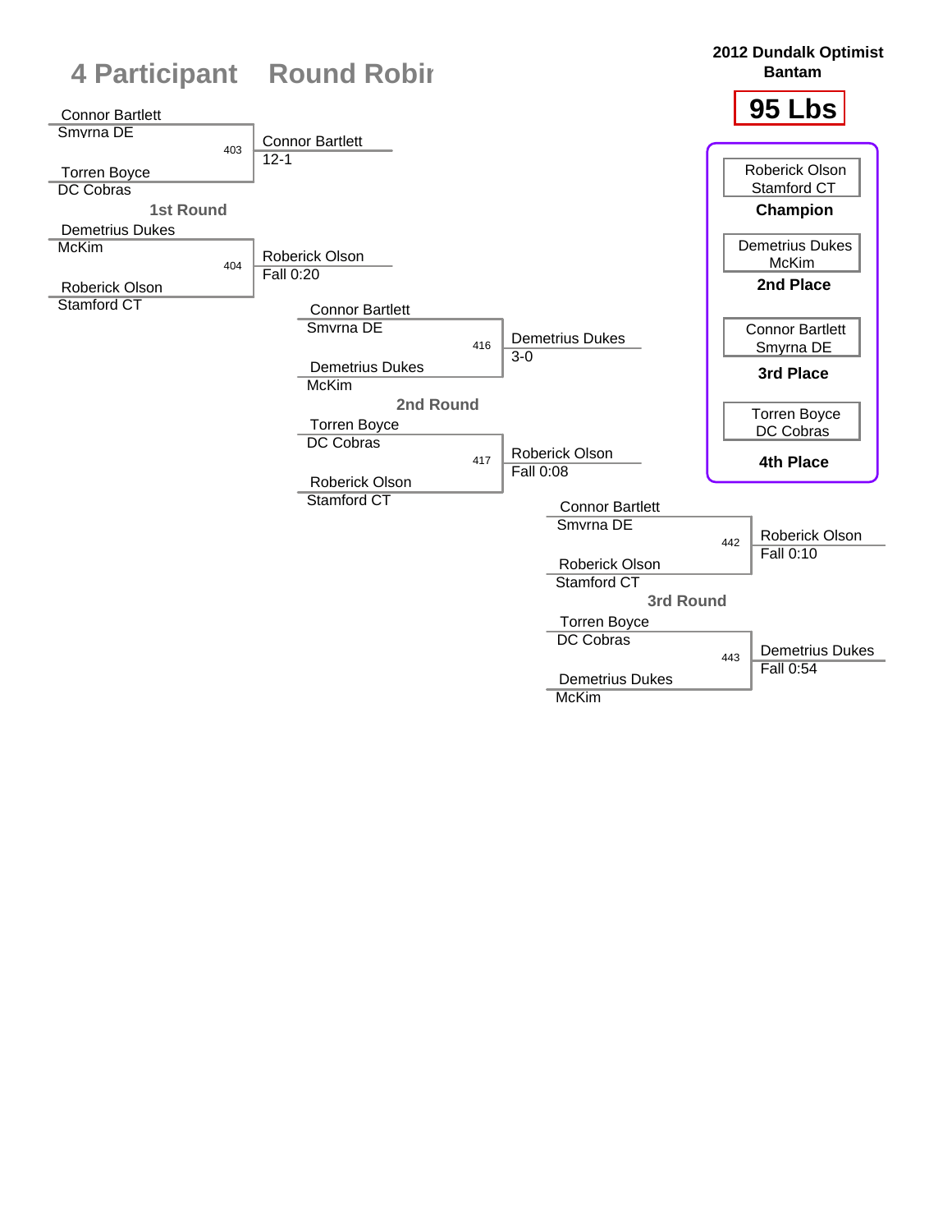# 4 Participant Round Robin

**2012 Dundalk Optimist Bantam**

## 95 Lbs

### 1st Round

| Bout | Wrestler 1 | Wrestler 2 | Winner | Result |
|---|---|---|---|---|
| 403 | Connor Bartlett (Smyrna DE) | Torren Boyce (DC Cobras) | Connor Bartlett | 12-1 |
| 404 | Demetrius Dukes (McKim) | Roberick Olson (Stamford CT) | Roberick Olson | Fall 0:20 |

### 2nd Round

| Bout | Wrestler 1 | Wrestler 2 | Winner | Result |
|---|---|---|---|---|
| 416 | Connor Bartlett (Smyrna DE) | Demetrius Dukes (McKim) | Demetrius Dukes | 3-0 |
| 417 | Torren Boyce (DC Cobras) | Roberick Olson (Stamford CT) | Roberick Olson | Fall 0:08 |

### 3rd Round

| Bout | Wrestler 1 | Wrestler 2 | Winner | Result |
|---|---|---|---|---|
| 442 | Connor Bartlett (Smyrna DE) | Roberick Olson (Stamford CT) | Roberick Olson | Fall 0:10 |
| 443 | Torren Boyce (DC Cobras) | Demetrius Dukes (McKim) | Demetrius Dukes | Fall 0:54 |

### Placings

| Place | Wrestler | Team |
|---|---|---|
| Champion | Roberick Olson | Stamford CT |
| 2nd Place | Demetrius Dukes | McKim |
| 3rd Place | Connor Bartlett | Smyrna DE |
| 4th Place | Torren Boyce | DC Cobras |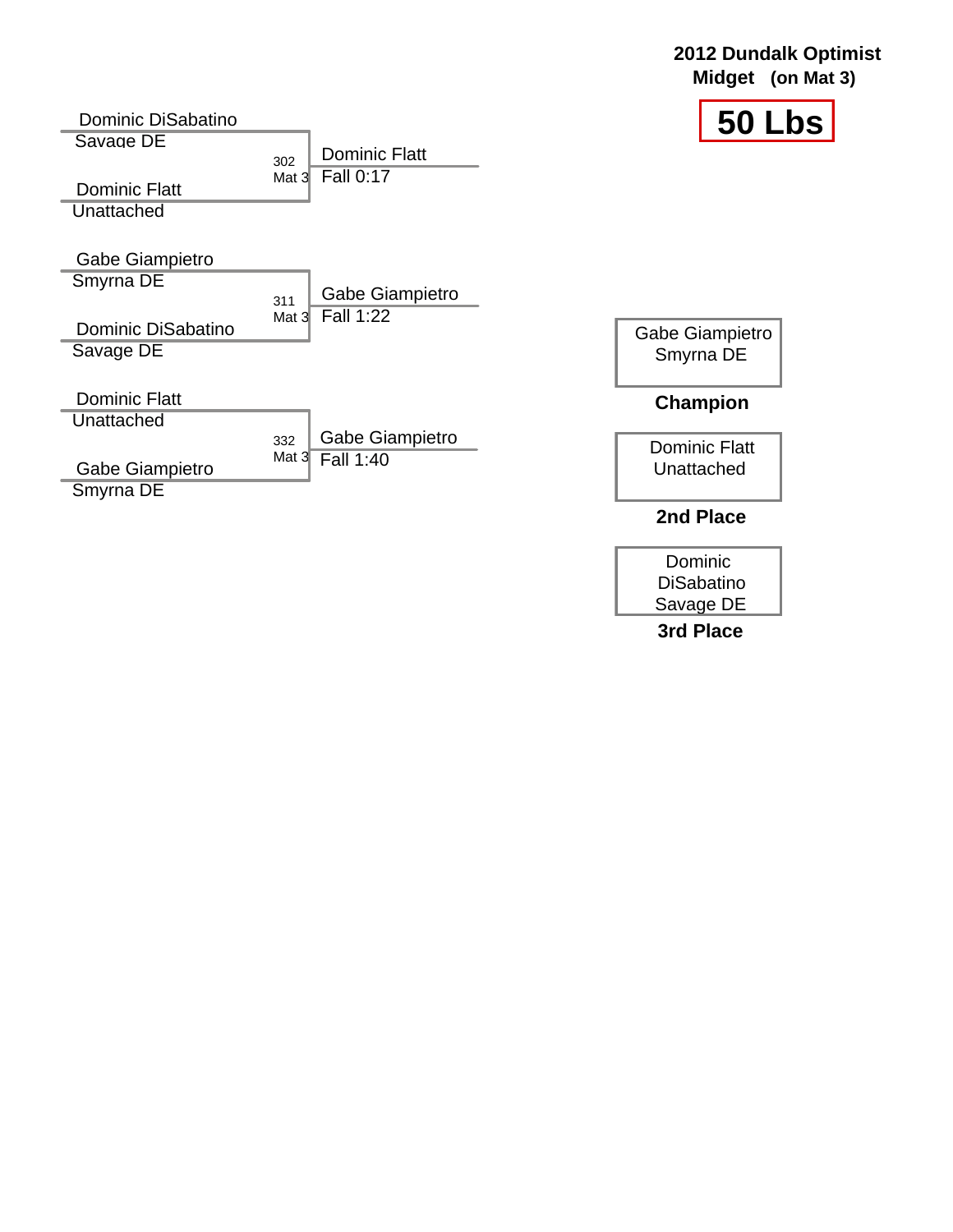## 2012 Dundalk Optimist
**Midget (on Mat 3)**

# 50 Lbs

| Wrestler 1 | Wrestler 2 | Bout | Winner | Result |
|---|---|---|---|---|
| Dominic DiSabatino, Savage DE | Dominic Flatt, Unattached | 302, Mat 3 | Dominic Flatt | Fall 0:17 |
| Gabe Giampietro, Smyrna DE | Dominic DiSabatino, Savage DE | 311, Mat 3 | Gabe Giampietro | Fall 1:22 |
| Dominic Flatt, Unattached | Gabe Giampietro, Smyrna DE | 332, Mat 3 | Gabe Giampietro | Fall 1:40 |

Gabe Giampietro
Smyrna DE
**Champion**

Dominic Flatt
Unattached
**2nd Place**

Dominic DiSabatino
Savage DE
**3rd Place**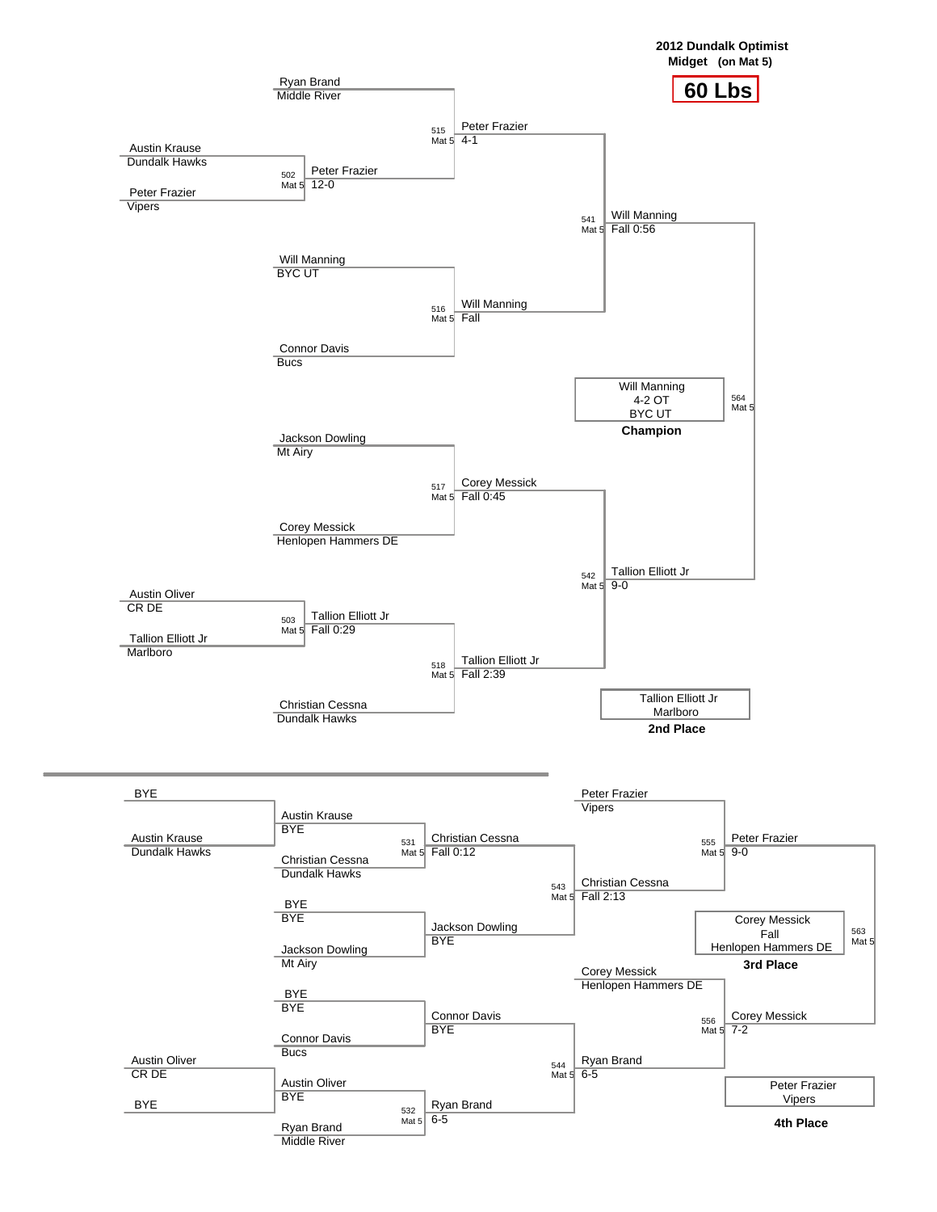**2012 Dundalk Optimist**
**Midget (on Mat 5)**

# 60 Lbs

## Championship Bracket

| Bout | Mat | Wrestler 1 | Wrestler 2 | Winner | Result |
|---|---|---|---|---|---|
| 502 | Mat 5 | Austin Krause (Dundalk Hawks) | Peter Frazier (Vipers) | Peter Frazier | 12-0 |
| 503 | Mat 5 | Austin Oliver (CR DE) | Tallion Elliott Jr (Marlboro) | Tallion Elliott Jr | Fall 0:29 |
| 515 | Mat 5 | Ryan Brand (Middle River) | Peter Frazier | Peter Frazier | 4-1 |
| 516 | Mat 5 | Will Manning (BYC UT) | Connor Davis (Bucs) | Will Manning | Fall |
| 517 | Mat 5 | Jackson Dowling (Mt Airy) | Corey Messick (Henlopen Hammers DE) | Corey Messick | Fall 0:45 |
| 518 | Mat 5 | Tallion Elliott Jr | Christian Cessna (Dundalk Hawks) | Tallion Elliott Jr | Fall 2:39 |
| 541 | Mat 5 | Peter Frazier | Will Manning | Will Manning | Fall 0:56 |
| 542 | Mat 5 | Corey Messick | Tallion Elliott Jr | Tallion Elliott Jr | 9-0 |
| 564 | Mat 5 | Will Manning | Tallion Elliott Jr | Will Manning | 4-2 OT |

**Champion:** Will Manning, 4-2 OT, BYC UT

**2nd Place:** Tallion Elliott Jr, Marlboro

## Consolation Bracket

| Bout | Mat | Wrestler 1 | Wrestler 2 | Winner | Result |
|---|---|---|---|---|---|
| | | BYE | Austin Krause (Dundalk Hawks) | Austin Krause | BYE |
| | | BYE | Jackson Dowling (Mt Airy) | Jackson Dowling | BYE |
| | | BYE | Connor Davis (Bucs) | Connor Davis | BYE |
| | | Austin Oliver (CR DE) | BYE | Austin Oliver | BYE |
| 531 | Mat 5 | Austin Krause | Christian Cessna (Dundalk Hawks) | Christian Cessna | Fall 0:12 |
| 532 | Mat 5 | Austin Oliver | Ryan Brand (Middle River) | Ryan Brand | 6-5 |
| 543 | Mat 5 | Christian Cessna | Jackson Dowling | Christian Cessna | Fall 2:13 |
| 544 | Mat 5 | Connor Davis | Ryan Brand | Ryan Brand | 6-5 |
| 555 | Mat 5 | Peter Frazier (Vipers) | Christian Cessna | Peter Frazier | 9-0 |
| 556 | Mat 5 | Corey Messick (Henlopen Hammers DE) | Ryan Brand | Corey Messick | 7-2 |
| 563 | Mat 5 | Peter Frazier | Corey Messick | Corey Messick | Fall |

**3rd Place:** Corey Messick, Fall, Henlopen Hammers DE

**4th Place:** Peter Frazier, Vipers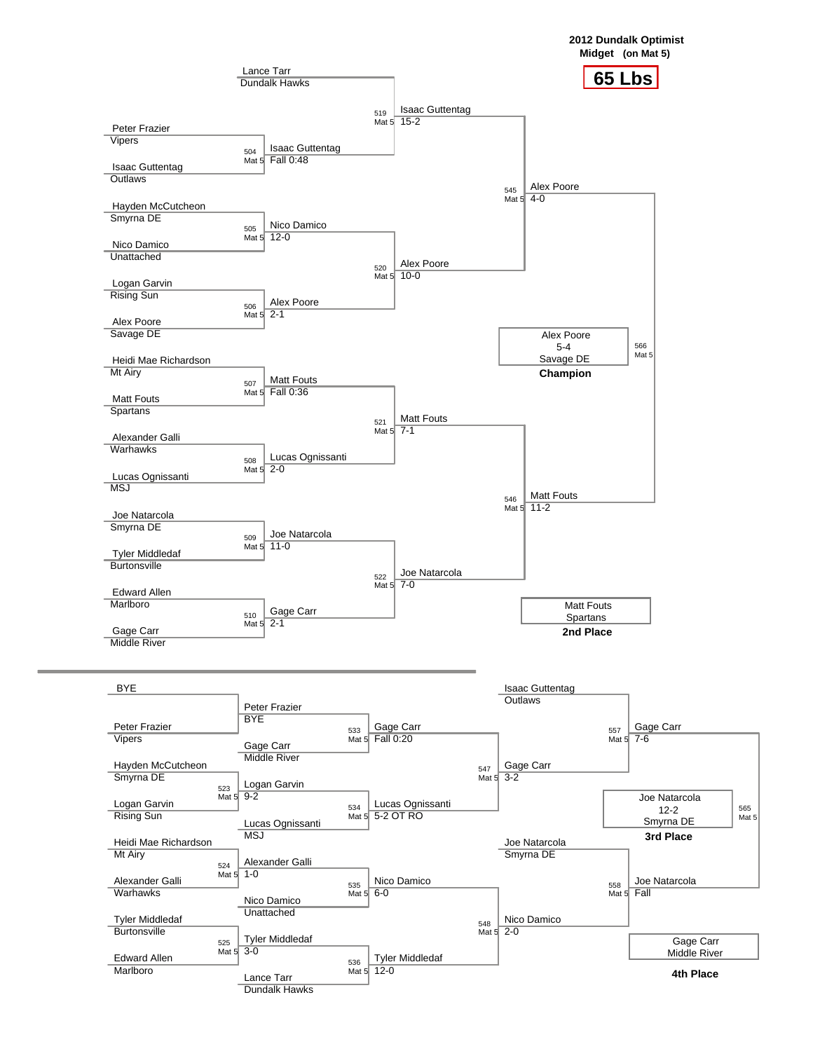**2012 Dundalk Optimist**
**Midget (on Mat 5)**

# 65 Lbs

## Championship Bracket

| Bout | Mat | Wrestler 1 | Wrestler 2 | Winner | Result |
|---|---|---|---|---|---|
| 504 | Mat 5 | Peter Frazier (Vipers) | Isaac Guttentag (Outlaws) | Isaac Guttentag | Fall 0:48 |
| 505 | Mat 5 | Hayden McCutcheon (Smyrna DE) | Nico Damico (Unattached) | Nico Damico | 12-0 |
| 506 | Mat 5 | Logan Garvin (Rising Sun) | Alex Poore (Savage DE) | Alex Poore | 2-1 |
| 507 | Mat 5 | Heidi Mae Richardson (Mt Airy) | Matt Fouts (Spartans) | Matt Fouts | Fall 0:36 |
| 508 | Mat 5 | Alexander Galli (Warhawks) | Lucas Ognissanti (MSJ) | Lucas Ognissanti | 2-0 |
| 509 | Mat 5 | Joe Natarcola (Smyrna DE) | Tyler Middledaf (Burtonsville) | Joe Natarcola | 11-0 |
| 510 | Mat 5 | Edward Allen (Marlboro) | Gage Carr (Middle River) | Gage Carr | 2-1 |
| 519 | Mat 5 | Lance Tarr (Dundalk Hawks) | Isaac Guttentag | Isaac Guttentag | 15-2 |
| 520 | Mat 5 | Nico Damico | Alex Poore | Alex Poore | 10-0 |
| 521 | Mat 5 | Matt Fouts | Lucas Ognissanti | Matt Fouts | 7-1 |
| 522 | Mat 5 | Joe Natarcola | Gage Carr | Joe Natarcola | 7-0 |
| 545 | Mat 5 | Isaac Guttentag | Alex Poore | Alex Poore | 4-0 |
| 546 | Mat 5 | Matt Fouts | Joe Natarcola | Matt Fouts | 11-2 |
| 566 | Mat 5 | Alex Poore | Matt Fouts | Alex Poore | 5-4 |

**Champion:** Alex Poore, 5-4, Savage DE

**2nd Place:** Matt Fouts, Spartans

## Consolation Bracket

| Bout | Mat | Wrestler 1 | Wrestler 2 | Winner | Result |
|---|---|---|---|---|---|
| | | BYE | Peter Frazier (Vipers) | Peter Frazier | BYE |
| 523 | Mat 5 | Hayden McCutcheon (Smyrna DE) | Logan Garvin (Rising Sun) | Logan Garvin | 9-2 |
| 524 | Mat 5 | Heidi Mae Richardson (Mt Airy) | Alexander Galli (Warhawks) | Alexander Galli | 1-0 |
| 525 | Mat 5 | Tyler Middledaf (Burtonsville) | Edward Allen (Marlboro) | Tyler Middledaf | 3-0 |
| 533 | Mat 5 | Peter Frazier | Gage Carr (Middle River) | Gage Carr | Fall 0:20 |
| 534 | Mat 5 | Logan Garvin | Lucas Ognissanti (MSJ) | Lucas Ognissanti | 5-2 OT RO |
| 535 | Mat 5 | Alexander Galli | Nico Damico (Unattached) | Nico Damico | 6-0 |
| 536 | Mat 5 | Tyler Middledaf | Lance Tarr (Dundalk Hawks) | Tyler Middledaf | 12-0 |
| 547 | Mat 5 | Gage Carr | Lucas Ognissanti | Gage Carr | 3-2 |
| 548 | Mat 5 | Nico Damico | Tyler Middledaf | Nico Damico | 2-0 |
| 557 | Mat 5 | Isaac Guttentag (Outlaws) | Gage Carr | Gage Carr | 7-6 |
| 558 | Mat 5 | Joe Natarcola (Smyrna DE) | Nico Damico | Joe Natarcola | Fall |
| 565 | Mat 5 | Gage Carr | Joe Natarcola | Joe Natarcola | 12-2 |

**3rd Place:** Joe Natarcola, 12-2, Smyrna DE

**4th Place:** Gage Carr, Middle River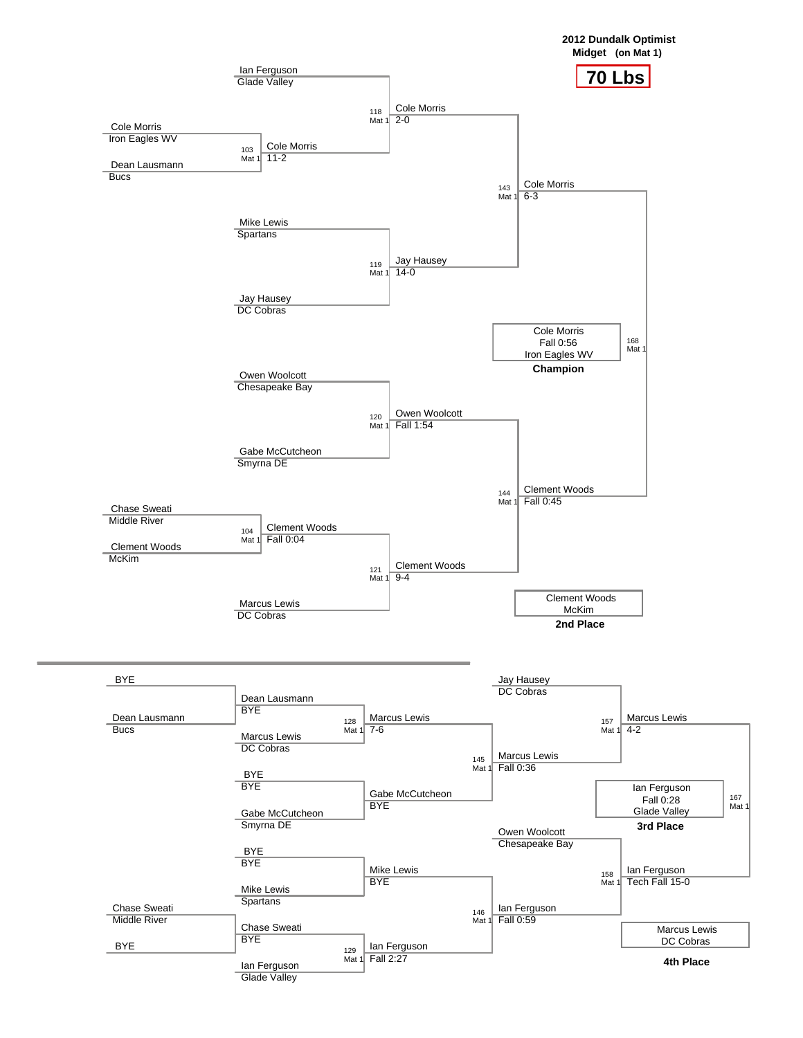**2012 Dundalk Optimist**
**Midget (on Mat 1)**

# 70 Lbs

## Championship Bracket

| Match | Mat | Wrestler 1 | Wrestler 2 | Winner | Result |
|---|---|---|---|---|---|
| 103 | Mat 1 | Cole Morris (Iron Eagles WV) | Dean Lausmann (Bucs) | Cole Morris | 11-2 |
| 104 | Mat 1 | Chase Sweati (Middle River) | Clement Woods (McKim) | Clement Woods | Fall 0:04 |
| 118 | Mat 1 | Ian Ferguson (Glade Valley) | Cole Morris | Cole Morris | 2-0 |
| 119 | Mat 1 | Mike Lewis (Spartans) | Jay Hausey (DC Cobras) | Jay Hausey | 14-0 |
| 120 | Mat 1 | Owen Woolcott (Chesapeake Bay) | Gabe McCutcheon (Smyrna DE) | Owen Woolcott | Fall 1:54 |
| 121 | Mat 1 | Clement Woods | Marcus Lewis (DC Cobras) | Clement Woods | 9-4 |
| 143 | Mat 1 | Cole Morris | Jay Hausey | Cole Morris | 6-3 |
| 144 | Mat 1 | Owen Woolcott | Clement Woods | Clement Woods | Fall 0:45 |
| 168 | Mat 1 | Cole Morris | Clement Woods | Cole Morris | Fall 0:56 |

**Champion:** Cole Morris, Fall 0:56, Iron Eagles WV

**2nd Place:** Clement Woods, McKim

## Consolation Bracket

| Match | Mat | Wrestler 1 | Wrestler 2 | Winner | Result |
|---|---|---|---|---|---|
| | | BYE | Dean Lausmann (Bucs) | Dean Lausmann | BYE |
| | | Chase Sweati (Middle River) | BYE | Chase Sweati | BYE |
| | | BYE | Gabe McCutcheon (Smyrna DE) | Gabe McCutcheon | BYE |
| | | BYE | Mike Lewis (Spartans) | Mike Lewis | BYE |
| 128 | Mat 1 | Dean Lausmann | Marcus Lewis (DC Cobras) | Marcus Lewis | 7-6 |
| 129 | Mat 1 | Chase Sweati | Ian Ferguson (Glade Valley) | Ian Ferguson | Fall 2:27 |
| 145 | Mat 1 | Marcus Lewis | Gabe McCutcheon | Marcus Lewis | Fall 0:36 |
| 146 | Mat 1 | Mike Lewis | Ian Ferguson | Ian Ferguson | Fall 0:59 |
| 157 | Mat 1 | Jay Hausey (DC Cobras) | Marcus Lewis | Marcus Lewis | 4-2 |
| 158 | Mat 1 | Owen Woolcott (Chesapeake Bay) | Ian Ferguson | Ian Ferguson | Tech Fall 15-0 |
| 167 | Mat 1 | Marcus Lewis | Ian Ferguson | Ian Ferguson | Fall 0:28 |

**3rd Place:** Ian Ferguson, Fall 0:28, Glade Valley

**4th Place:** Marcus Lewis, DC Cobras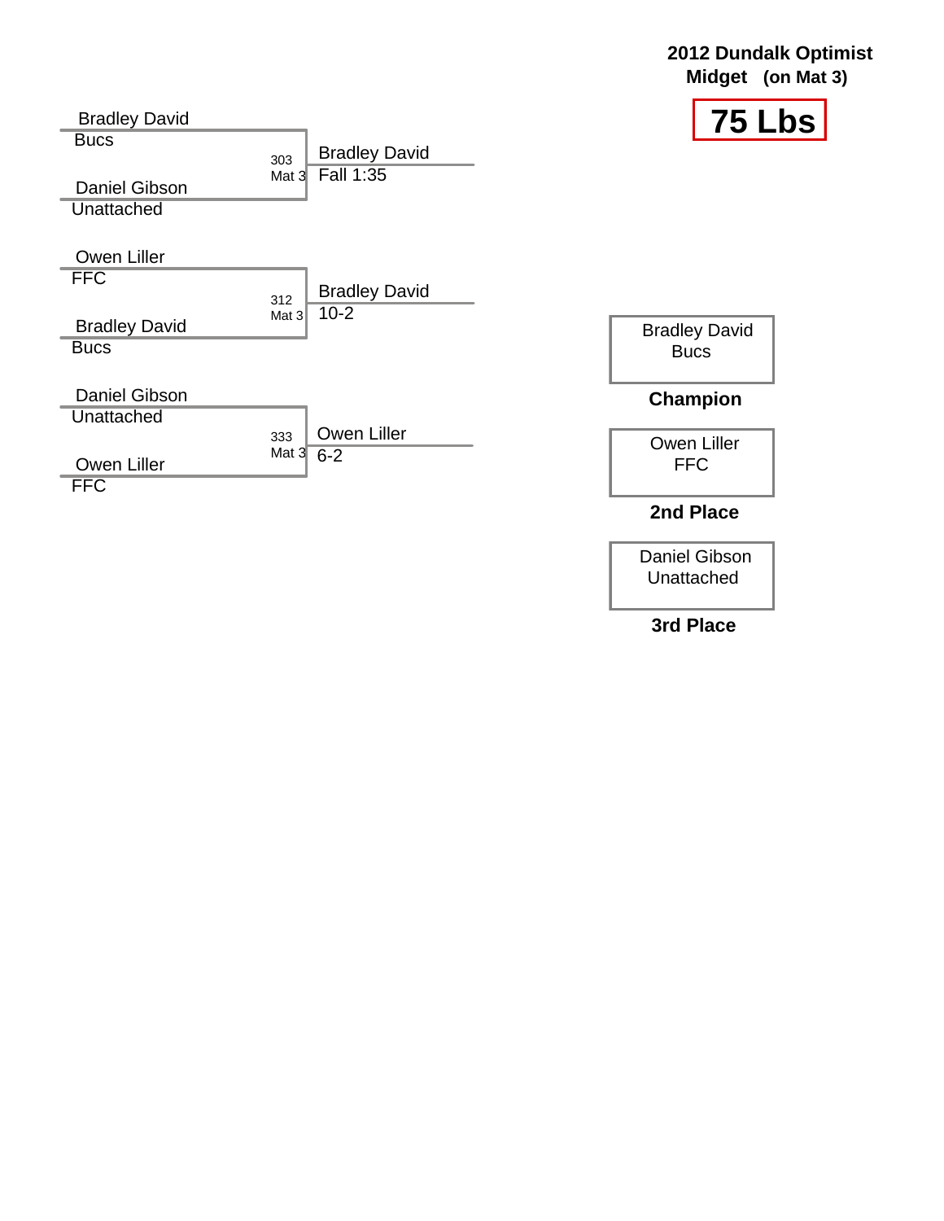# 2012 Dundalk Optimist

**Midget (on Mat 3)**

## 75 Lbs

| Wrestler 1 | Team | Wrestler 2 | Team | Match | Mat | Winner | Result |
|---|---|---|---|---|---|---|---|
| Bradley David | Bucs | Daniel Gibson | Unattached | 303 | Mat 3 | Bradley David | Fall 1:35 |
| Owen Liller | FFC | Bradley David | Bucs | 312 | Mat 3 | Bradley David | 10-2 |
| Daniel Gibson | Unattached | Owen Liller | FFC | 333 | Mat 3 | Owen Liller | 6-2 |

| Place | Wrestler | Team |
|---|---|---|
| **Champion** | Bradley David | Bucs |
| **2nd Place** | Owen Liller | FFC |
| **3rd Place** | Daniel Gibson | Unattached |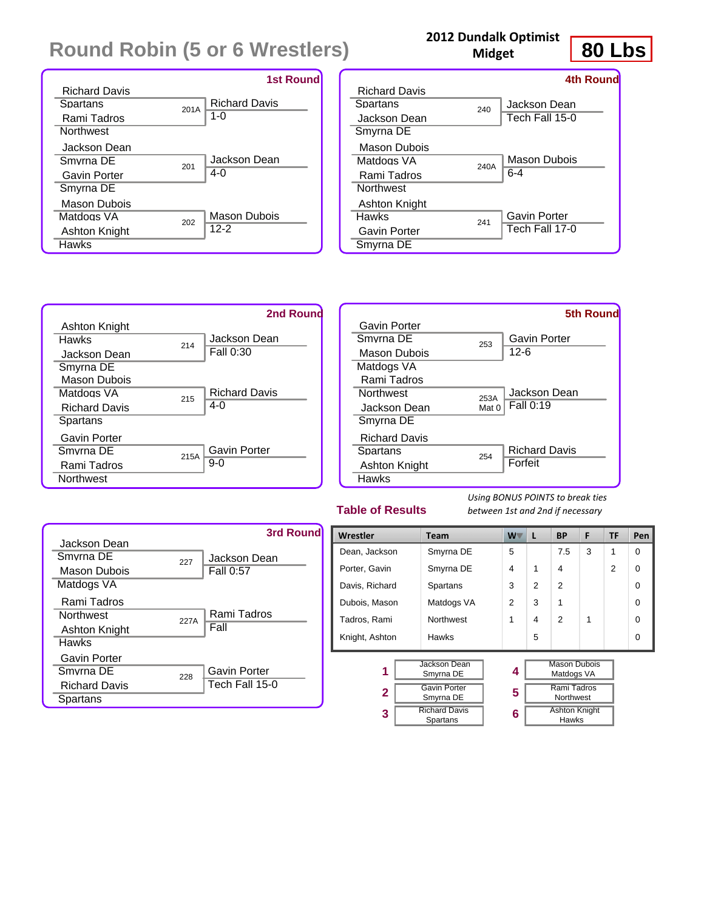# Round Robin (5 or 6 Wrestlers)

**2012 Dundalk Optimist Midget**

**80 Lbs**

### 1st Round

| Wrestlers | Bout | Winner | Result |
|---|---|---|---|
| Richard Davis, Spartans vs Rami Tadros, Northwest | 201A | Richard Davis | 1-0 |
| Jackson Dean, Smyrna DE vs Gavin Porter, Smyrna DE | 201 | Jackson Dean | 4-0 |
| Mason Dubois, Matdogs VA vs Ashton Knight, Hawks | 202 | Mason Dubois | 12-2 |

### 2nd Round

| Wrestlers | Bout | Winner | Result |
|---|---|---|---|
| Ashton Knight, Hawks vs Jackson Dean, Smyrna DE | 214 | Jackson Dean | Fall 0:30 |
| Mason Dubois, Matdogs VA vs Richard Davis, Spartans | 215 | Richard Davis | 4-0 |
| Gavin Porter, Smyrna DE vs Rami Tadros, Northwest | 215A | Gavin Porter | 9-0 |

### 3rd Round

| Wrestlers | Bout | Winner | Result |
|---|---|---|---|
| Jackson Dean, Smyrna DE vs Mason Dubois, Matdogs VA | 227 | Jackson Dean | Fall 0:57 |
| Rami Tadros, Northwest vs Ashton Knight, Hawks | 227A | Rami Tadros | Fall |
| Gavin Porter, Smyrna DE vs Richard Davis, Spartans | 228 | Gavin Porter | Tech Fall 15-0 |

### 4th Round

| Wrestlers | Bout | Winner | Result |
|---|---|---|---|
| Richard Davis, Spartans vs Jackson Dean, Smyrna DE | 240 | Jackson Dean | Tech Fall 15-0 |
| Mason Dubois, Matdogs VA vs Rami Tadros, Northwest | 240A | Mason Dubois | 6-4 |
| Ashton Knight, Hawks vs Gavin Porter, Smyrna DE | 241 | Gavin Porter | Tech Fall 17-0 |

### 5th Round

| Wrestlers | Bout | Winner | Result |
|---|---|---|---|
| Gavin Porter, Smyrna DE vs Mason Dubois, Matdogs VA | 253 | Gavin Porter | 12-6 |
| Rami Tadros, Northwest vs Jackson Dean, Smyrna DE | 253A Mat 0 | Jackson Dean | Fall 0:19 |
| Richard Davis, Spartans vs Ashton Knight, Hawks | 254 | Richard Davis | Forfeit |

## Table of Results

*Using BONUS POINTS to break ties between 1st and 2nd if necessary*

| Wrestler | Team | W | L | BP | F | TF | Pen |
|---|---|---|---|---|---|---|---|
| Dean, Jackson | Smyrna DE | 5 | | 7.5 | 3 | 1 | 0 |
| Porter, Gavin | Smyrna DE | 4 | 1 | 4 | | 2 | 0 |
| Davis, Richard | Spartans | 3 | 2 | 2 | | | 0 |
| Dubois, Mason | Matdogs VA | 2 | 3 | 1 | | | 0 |
| Tadros, Rami | Northwest | 1 | 4 | 2 | 1 | | 0 |
| Knight, Ashton | Hawks | | 5 | | | | 0 |

| Place | Wrestler | Place | Wrestler |
|---|---|---|---|
| 1 | Jackson Dean, Smyrna DE | 4 | Mason Dubois, Matdogs VA |
| 2 | Gavin Porter, Smyrna DE | 5 | Rami Tadros, Northwest |
| 3 | Richard Davis, Spartans | 6 | Ashton Knight, Hawks |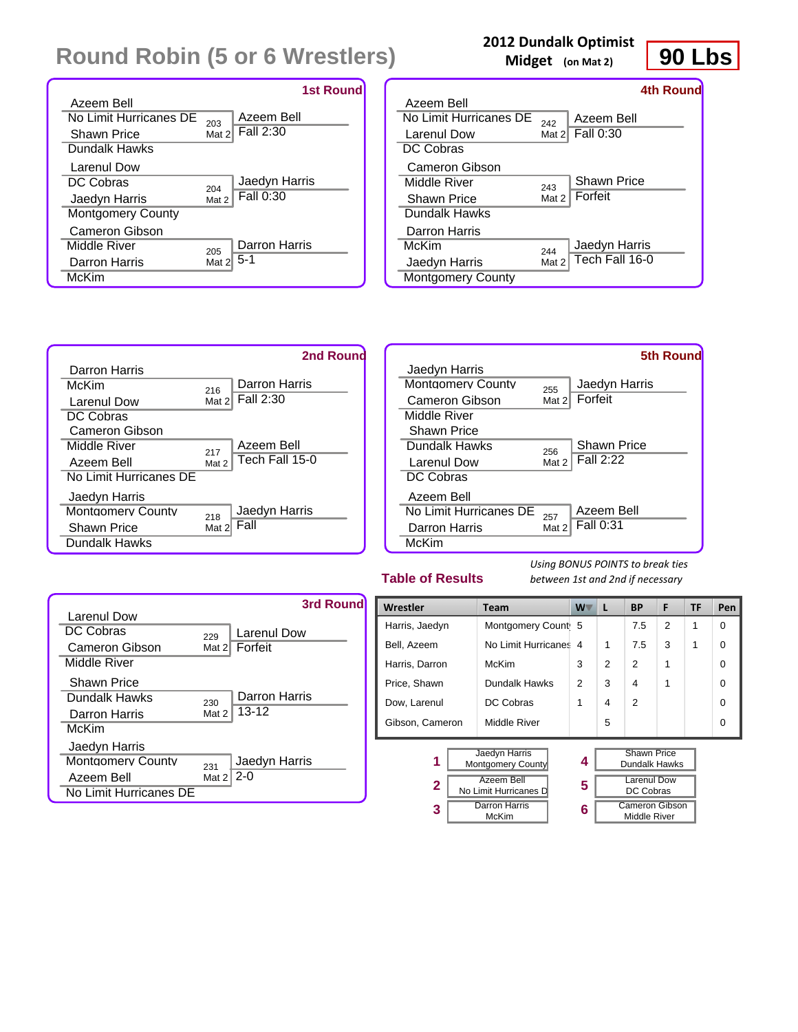# Round Robin (5 or 6 Wrestlers)

**2012 Dundalk Optimist Midget (on Mat 2)**

**90 Lbs**

## 1st Round

| Wrestler 1 | Wrestler 2 | Bout | Winner | Result |
|---|---|---|---|---|
| Azeem Bell (No Limit Hurricanes DE) | Shawn Price (Dundalk Hawks) | 203 Mat 2 | Azeem Bell | Fall 2:30 |
| Larenul Dow (DC Cobras) | Jaedyn Harris (Montgomery County) | 204 Mat 2 | Jaedyn Harris | Fall 0:30 |
| Cameron Gibson (Middle River) | Darron Harris (McKim) | 205 Mat 2 | Darron Harris | 5-1 |

## 2nd Round

| Wrestler 1 | Wrestler 2 | Bout | Winner | Result |
|---|---|---|---|---|
| Darron Harris (McKim) | Larenul Dow (DC Cobras) | 216 Mat 2 | Darron Harris | Fall 2:30 |
| Cameron Gibson (Middle River) | Azeem Bell (No Limit Hurricanes DE) | 217 Mat 2 | Azeem Bell | Tech Fall 15-0 |
| Jaedyn Harris (Montgomery County) | Shawn Price (Dundalk Hawks) | 218 Mat 2 | Jaedyn Harris | Fall |

## 3rd Round

| Wrestler 1 | Wrestler 2 | Bout | Winner | Result |
|---|---|---|---|---|
| Larenul Dow (DC Cobras) | Cameron Gibson (Middle River) | 229 Mat 2 | Larenul Dow | Forfeit |
| Shawn Price (Dundalk Hawks) | Darron Harris (McKim) | 230 Mat 2 | Darron Harris | 13-12 |
| Jaedyn Harris (Montgomery County) | Azeem Bell (No Limit Hurricanes DE) | 231 Mat 2 | Jaedyn Harris | 2-0 |

## 4th Round

| Wrestler 1 | Wrestler 2 | Bout | Winner | Result |
|---|---|---|---|---|
| Azeem Bell (No Limit Hurricanes DE) | Larenul Dow (DC Cobras) | 242 Mat 2 | Azeem Bell | Fall 0:30 |
| Cameron Gibson (Middle River) | Shawn Price (Dundalk Hawks) | 243 Mat 2 | Shawn Price | Forfeit |
| Darron Harris (McKim) | Jaedyn Harris (Montgomery County) | 244 Mat 2 | Jaedyn Harris | Tech Fall 16-0 |

## 5th Round

| Wrestler 1 | Wrestler 2 | Bout | Winner | Result |
|---|---|---|---|---|
| Jaedyn Harris (Montgomery County) | Cameron Gibson (Middle River) | 255 Mat 2 | Jaedyn Harris | Forfeit |
| Shawn Price (Dundalk Hawks) | Larenul Dow (DC Cobras) | 256 Mat 2 | Shawn Price | Fall 2:22 |
| Azeem Bell (No Limit Hurricanes DE) | Darron Harris (McKim) | 257 Mat 2 | Azeem Bell | Fall 0:31 |

## Table of Results

*Using BONUS POINTS to break ties between 1st and 2nd if necessary*

| Wrestler | Team | W | L | BP | F | TF | Pen |
|---|---|---|---|---|---|---|---|
| Harris, Jaedyn | Montgomery Count | 5 | | 7.5 | 2 | 1 | 0 |
| Bell, Azeem | No Limit Hurricanes | 4 | 1 | 7.5 | 3 | 1 | 0 |
| Harris, Darron | McKim | 3 | 2 | 2 | 1 | | 0 |
| Price, Shawn | Dundalk Hawks | 2 | 3 | 4 | 1 | | 0 |
| Dow, Larenul | DC Cobras | 1 | 4 | 2 | | | 0 |
| Gibson, Cameron | Middle River | | 5 | | | | 0 |

| Place | Wrestler | Team |
|---|---|---|
| 1 | Jaedyn Harris | Montgomery County |
| 2 | Azeem Bell | No Limit Hurricanes D |
| 3 | Darron Harris | McKim |
| 4 | Shawn Price | Dundalk Hawks |
| 5 | Larenul Dow | DC Cobras |
| 6 | Cameron Gibson | Middle River |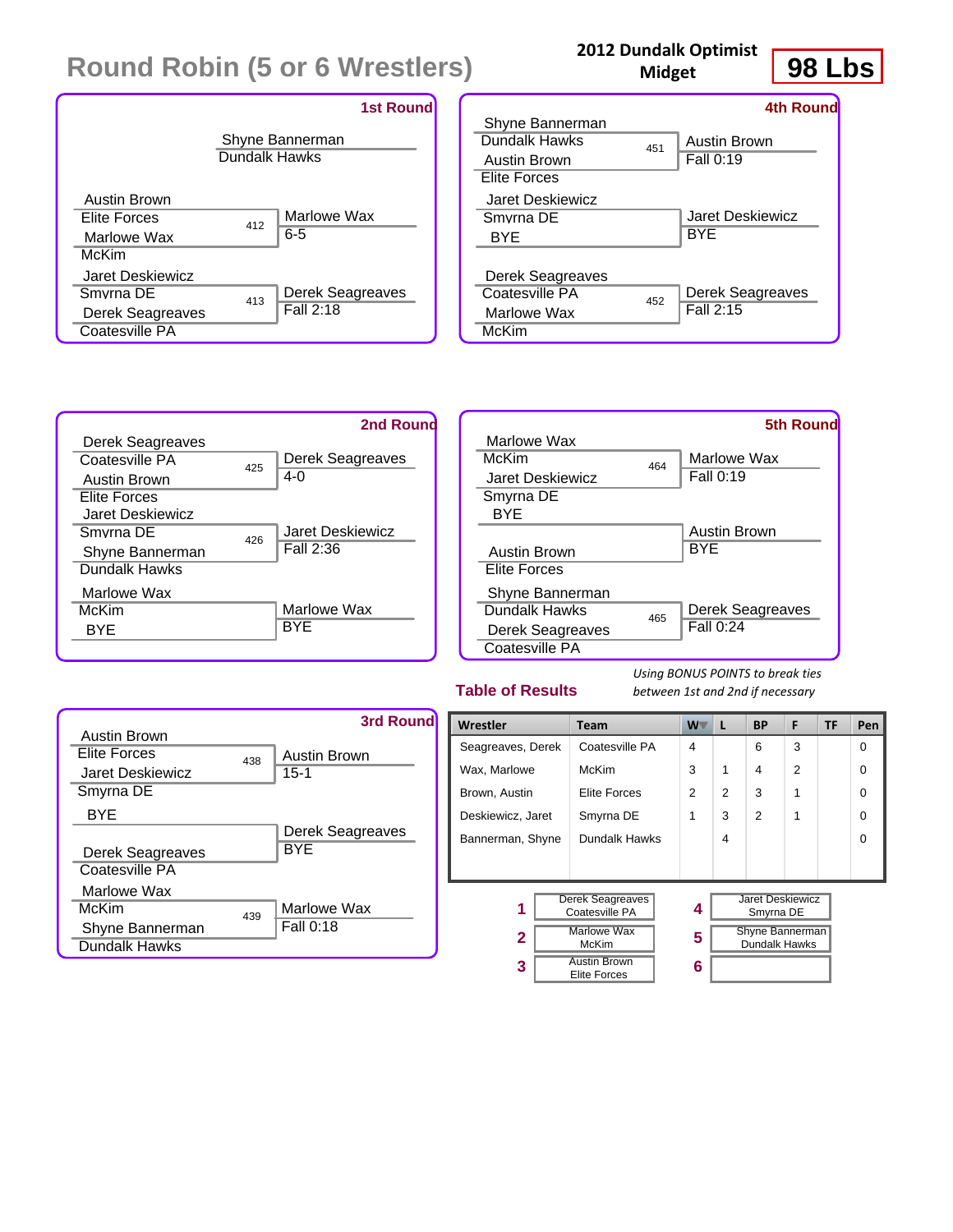# Round Robin (5 or 6 Wrestlers)

**2012 Dundalk Optimist**
**Midget**

**98 Lbs**

### 1st Round

Shyne Bannerman – Dundalk Hawks

| Bout | Wrestler 1 | Wrestler 2 | Winner | Result |
|---|---|---|---|---|
| 412 | Austin Brown (Elite Forces) | Marlowe Wax (McKim) | Marlowe Wax | 6-5 |
| 413 | Jaret Deskiewicz (Smyrna DE) | Derek Seagreaves (Coatesville PA) | Derek Seagreaves | Fall 2:18 |

### 2nd Round

| Bout | Wrestler 1 | Wrestler 2 | Winner | Result |
|---|---|---|---|---|
| 425 | Derek Seagreaves (Coatesville PA) | Austin Brown (Elite Forces) | Derek Seagreaves | 4-0 |
| 426 | Jaret Deskiewicz (Smyrna DE) | Shyne Bannerman (Dundalk Hawks) | Jaret Deskiewicz | Fall 2:36 |
| | Marlowe Wax (McKim) | BYE | Marlowe Wax | BYE |

### 3rd Round

| Bout | Wrestler 1 | Wrestler 2 | Winner | Result |
|---|---|---|---|---|
| 438 | Austin Brown (Elite Forces) | Jaret Deskiewicz (Smyrna DE) | Austin Brown | 15-1 |
| | BYE | Derek Seagreaves (Coatesville PA) | Derek Seagreaves | BYE |
| 439 | Marlowe Wax (McKim) | Shyne Bannerman (Dundalk Hawks) | Marlowe Wax | Fall 0:18 |

### 4th Round

| Bout | Wrestler 1 | Wrestler 2 | Winner | Result |
|---|---|---|---|---|
| 451 | Shyne Bannerman (Dundalk Hawks) | Austin Brown (Elite Forces) | Austin Brown | Fall 0:19 |
| | Jaret Deskiewicz (Smyrna DE) | BYE | Jaret Deskiewicz | BYE |
| 452 | Derek Seagreaves (Coatesville PA) | Marlowe Wax (McKim) | Derek Seagreaves | Fall 2:15 |

### 5th Round

| Bout | Wrestler 1 | Wrestler 2 | Winner | Result |
|---|---|---|---|---|
| 464 | Marlowe Wax (McKim) | Jaret Deskiewicz (Smyrna DE) | Marlowe Wax | Fall 0:19 |
| | BYE | Austin Brown (Elite Forces) | Austin Brown | BYE |
| 465 | Shyne Bannerman (Dundalk Hawks) | Derek Seagreaves (Coatesville PA) | Derek Seagreaves | Fall 0:24 |

### Table of Results

*Using BONUS POINTS to break ties between 1st and 2nd if necessary*

| Wrestler | Team | W | L | BP | F | TF | Pen |
|---|---|---|---|---|---|---|---|
| Seagreaves, Derek | Coatesville PA | 4 | | 6 | 3 | | 0 |
| Wax, Marlowe | McKim | 3 | 1 | 4 | 2 | | 0 |
| Brown, Austin | Elite Forces | 2 | 2 | 3 | 1 | | 0 |
| Deskiewicz, Jaret | Smyrna DE | 1 | 3 | 2 | 1 | | 0 |
| Bannerman, Shyne | Dundalk Hawks | | 4 | | | | 0 |

| Place | Wrestler |
|---|---|
| 1 | Derek Seagreaves – Coatesville PA |
| 2 | Marlowe Wax – McKim |
| 3 | Austin Brown – Elite Forces |
| 4 | Jaret Deskiewicz – Smyrna DE |
| 5 | Shyne Bannerman – Dundalk Hawks |
| 6 | |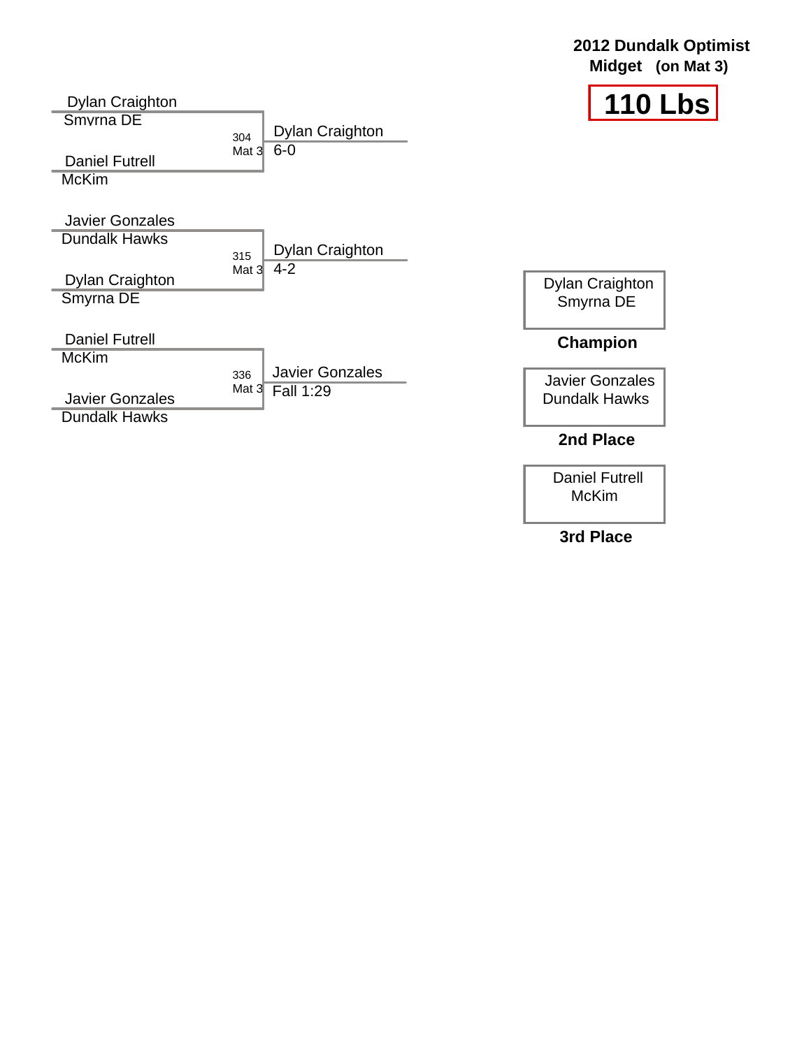**2012 Dundalk Optimist**
**Midget (on Mat 3)**

# 110 Lbs

| Bout | Mat | Wrestler 1 | Wrestler 2 | Winner | Result |
|---|---|---|---|---|---|
| 304 | Mat 3 | Dylan Craighton (Smyrna DE) | Daniel Futrell (McKim) | Dylan Craighton | 6-0 |
| 315 | Mat 3 | Javier Gonzales (Dundalk Hawks) | Dylan Craighton (Smyrna DE) | Dylan Craighton | 4-2 |
| 336 | Mat 3 | Daniel Futrell (McKim) | Javier Gonzales (Dundalk Hawks) | Javier Gonzales | Fall 1:29 |

Dylan Craighton
Smyrna DE

**Champion**

Javier Gonzales
Dundalk Hawks

**2nd Place**

Daniel Futrell
McKim

**3rd Place**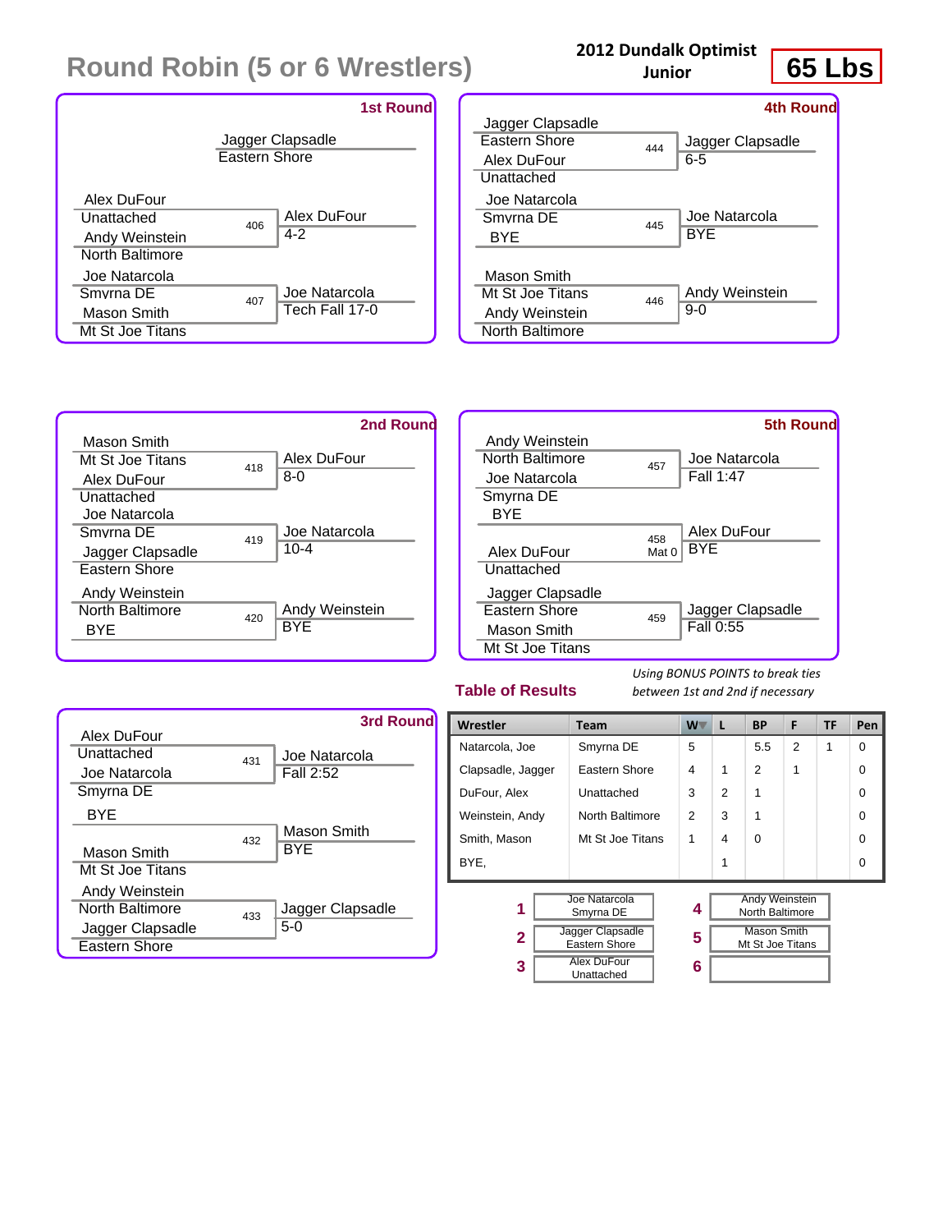# Round Robin (5 or 6 Wrestlers)

**2012 Dundalk Optimist Junior**

**65 Lbs**

## 1st Round

- Jagger Clapsadle (Eastern Shore)
- Bout 406: Alex DuFour (Unattached) vs Andy Weinstein (North Baltimore) — **Alex DuFour** 4-2
- Bout 407: Joe Natarcola (Smyrna DE) vs Mason Smith (Mt St Joe Titans) — **Joe Natarcola** Tech Fall 17-0

## 2nd Round

- Bout 418: Mason Smith (Mt St Joe Titans) vs Alex DuFour (Unattached) — **Alex DuFour** 8-0
- Bout 419: Joe Natarcola (Smyrna DE) vs Jagger Clapsadle (Eastern Shore) — **Joe Natarcola** 10-4
- Bout 420: Andy Weinstein (North Baltimore) vs BYE — **Andy Weinstein** BYE

## 3rd Round

- Bout 431: Alex DuFour (Unattached) vs Joe Natarcola (Smyrna DE) — **Joe Natarcola** Fall 2:52
- Bout 432: BYE vs Mason Smith (Mt St Joe Titans) — **Mason Smith** BYE
- Bout 433: Andy Weinstein (North Baltimore) vs Jagger Clapsadle (Eastern Shore) — **Jagger Clapsadle** 5-0

## 4th Round

- Bout 444: Jagger Clapsadle (Eastern Shore) vs Alex DuFour (Unattached) — **Jagger Clapsadle** 6-5
- Bout 445: Joe Natarcola (Smyrna DE) vs BYE — **Joe Natarcola** BYE
- Bout 446: Mason Smith (Mt St Joe Titans) vs Andy Weinstein (North Baltimore) — **Andy Weinstein** 9-0

## 5th Round

- Bout 457: Andy Weinstein (North Baltimore) vs Joe Natarcola (Smyrna DE) — **Joe Natarcola** Fall 1:47
- Bout 458 (Mat 0): BYE vs Alex DuFour (Unattached) — **Alex DuFour** BYE
- Bout 459: Jagger Clapsadle (Eastern Shore) vs Mason Smith (Mt St Joe Titans) — **Jagger Clapsadle** Fall 0:55

## Table of Results

*Using BONUS POINTS to break ties between 1st and 2nd if necessary*

| Wrestler | Team | W | L | BP | F | TF | Pen |
|---|---|---|---|---|---|---|---|
| Natarcola, Joe | Smyrna DE | 5 | | 5.5 | 2 | 1 | 0 |
| Clapsadle, Jagger | Eastern Shore | 4 | 1 | 2 | 1 | | 0 |
| DuFour, Alex | Unattached | 3 | 2 | 1 | | | 0 |
| Weinstein, Andy | North Baltimore | 2 | 3 | 1 | | | 0 |
| Smith, Mason | Mt St Joe Titans | 1 | 4 | 0 | | | 0 |
| BYE, | | | 1 | | | | 0 |

| Place | Wrestler |
|---|---|
| 1 | Joe Natarcola, Smyrna DE |
| 2 | Jagger Clapsadle, Eastern Shore |
| 3 | Alex DuFour, Unattached |
| 4 | Andy Weinstein, North Baltimore |
| 5 | Mason Smith, Mt St Joe Titans |
| 6 | |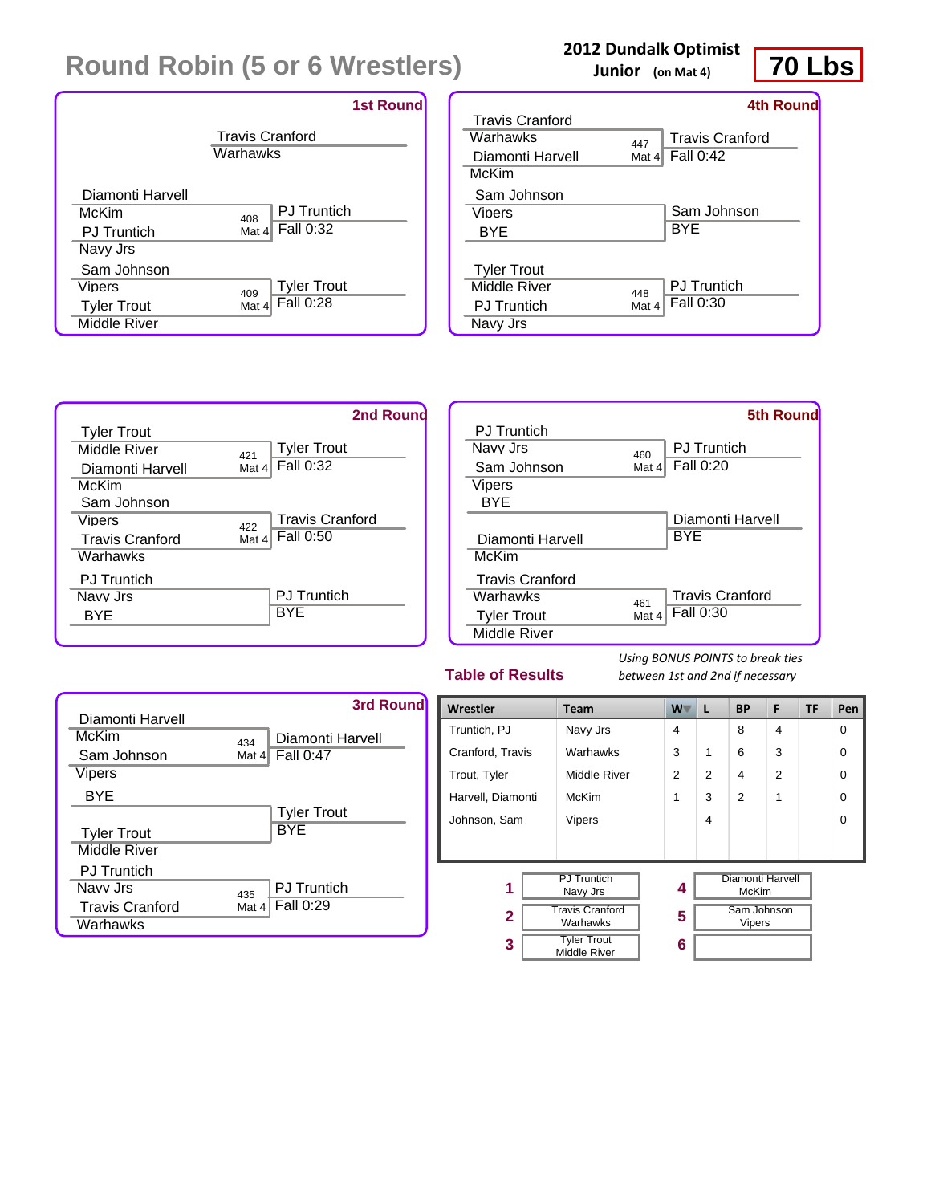# Round Robin (5 or 6 Wrestlers)

**2012 Dundalk Optimist**
**Junior** (on Mat 4)

**70 Lbs**

## 1st Round

Travis Cranford
Warhawks

| Wrestlers | Bout | Winner |
|---|---|---|
| Diamonti Harvell (McKim) vs PJ Truntich (Navy Jrs) | 408 Mat 4 | PJ Truntich — Fall 0:32 |
| Sam Johnson (Vipers) vs Tyler Trout (Middle River) | 409 Mat 4 | Tyler Trout — Fall 0:28 |

## 2nd Round

| Wrestlers | Bout | Winner |
|---|---|---|
| Tyler Trout (Middle River) vs Diamonti Harvell (McKim) | 421 Mat 4 | Tyler Trout — Fall 0:32 |
| Sam Johnson (Vipers) vs Travis Cranford (Warhawks) | 422 Mat 4 | Travis Cranford — Fall 0:50 |
| PJ Truntich (Navy Jrs) vs BYE | | PJ Truntich — BYE |

## 3rd Round

| Wrestlers | Bout | Winner |
|---|---|---|
| Diamonti Harvell (McKim) vs Sam Johnson (Vipers) | 434 Mat 4 | Diamonti Harvell — Fall 0:47 |
| BYE vs Tyler Trout (Middle River) | | Tyler Trout — BYE |
| PJ Truntich (Navy Jrs) vs Travis Cranford (Warhawks) | 435 Mat 4 | PJ Truntich — Fall 0:29 |

## 4th Round

| Wrestlers | Bout | Winner |
|---|---|---|
| Travis Cranford (Warhawks) vs Diamonti Harvell (McKim) | 447 Mat 4 | Travis Cranford — Fall 0:42 |
| Sam Johnson (Vipers) vs BYE | | Sam Johnson — BYE |
| Tyler Trout (Middle River) vs PJ Truntich (Navy Jrs) | 448 Mat 4 | PJ Truntich — Fall 0:30 |

## 5th Round

| Wrestlers | Bout | Winner |
|---|---|---|
| PJ Truntich (Navy Jrs) vs Sam Johnson (Vipers) | 460 Mat 4 | PJ Truntich — Fall 0:20 |
| BYE vs Diamonti Harvell (McKim) | | Diamonti Harvell — BYE |
| Travis Cranford (Warhawks) vs Tyler Trout (Middle River) | 461 Mat 4 | Travis Cranford — Fall 0:30 |

## Table of Results

*Using BONUS POINTS to break ties between 1st and 2nd if necessary*

| Wrestler | Team | W | L | BP | F | TF | Pen |
|---|---|---|---|---|---|---|---|
| Truntich, PJ | Navy Jrs | 4 | | 8 | 4 | | 0 |
| Cranford, Travis | Warhawks | 3 | 1 | 6 | 3 | | 0 |
| Trout, Tyler | Middle River | 2 | 2 | 4 | 2 | | 0 |
| Harvell, Diamonti | McKim | 1 | 3 | 2 | 1 | | 0 |
| Johnson, Sam | Vipers | | 4 | | | | 0 |

| Place | Wrestler | Place | Wrestler |
|---|---|---|---|
| 1 | PJ Truntich, Navy Jrs | 4 | Diamonti Harvell, McKim |
| 2 | Travis Cranford, Warhawks | 5 | Sam Johnson, Vipers |
| 3 | Tyler Trout, Middle River | 6 | |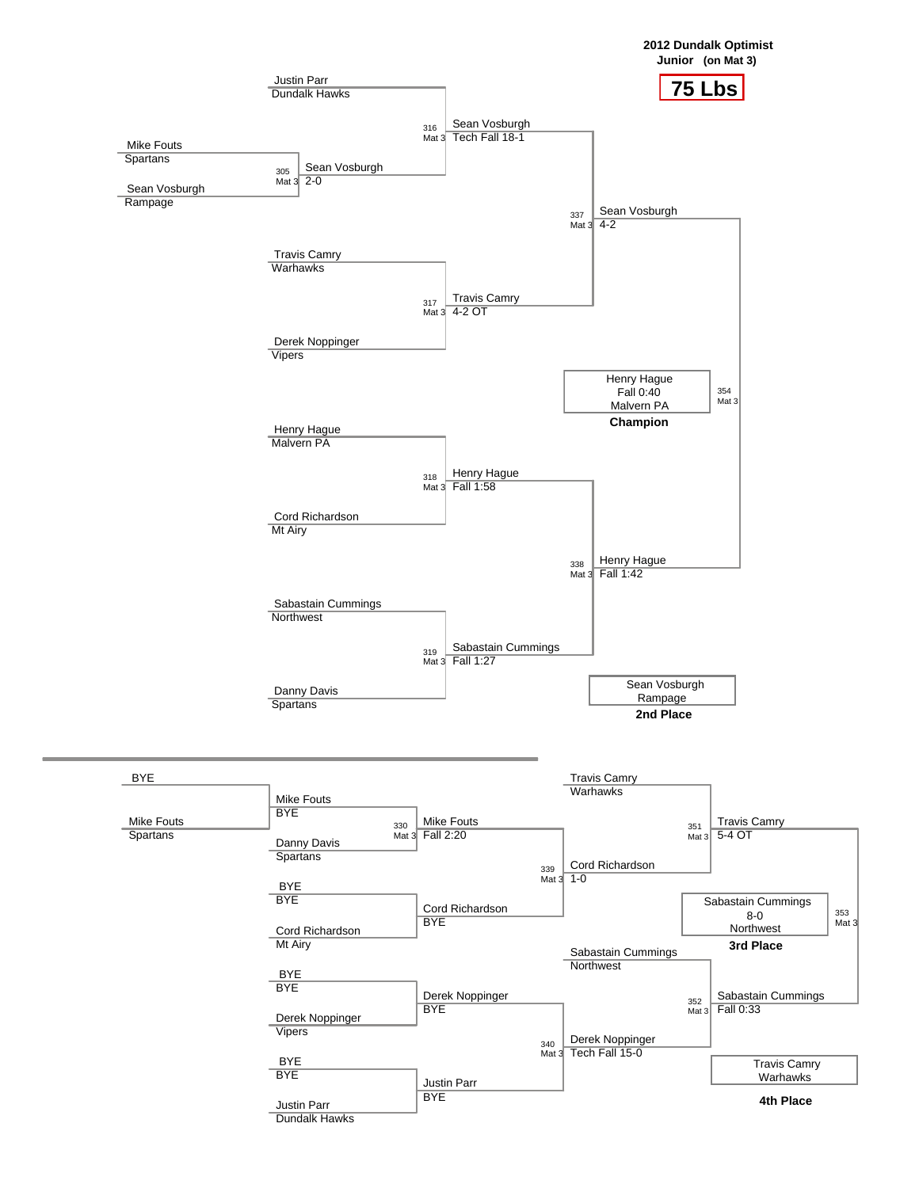**2012 Dundalk Optimist**
**Junior (on Mat 3)**

# 75 Lbs

## Championship Bracket

| Wrestler | Team |
|---|---|
| Justin Parr | Dundalk Hawks |
| Mike Fouts | Spartans |
| Sean Vosburgh | Rampage |
| Travis Camry | Warhawks |
| Derek Noppinger | Vipers |
| Henry Hague | Malvern PA |
| Cord Richardson | Mt Airy |
| Sabastain Cummings | Northwest |
| Danny Davis | Spartans |

| Bout | Mat | Winner | Result |
|---|---|---|---|
| 305 | Mat 3 | Sean Vosburgh (over Mike Fouts) | 2-0 |
| 316 | Mat 3 | Sean Vosburgh (over Justin Parr) | Tech Fall 18-1 |
| 317 | Mat 3 | Travis Camry (over Derek Noppinger) | 4-2 OT |
| 318 | Mat 3 | Henry Hague (over Cord Richardson) | Fall 1:58 |
| 319 | Mat 3 | Sabastain Cummings (over Danny Davis) | Fall 1:27 |
| 337 | Mat 3 | Sean Vosburgh (over Travis Camry) | 4-2 |
| 338 | Mat 3 | Henry Hague (over Sabastain Cummings) | Fall 1:42 |
| 354 | Mat 3 | Henry Hague (over Sean Vosburgh) | Fall 0:40 |

**Champion:** Henry Hague, Fall 0:40, Malvern PA

**2nd Place:** Sean Vosburgh, Rampage

## Consolation Bracket

| Bout | Mat | Winner | Result |
|---|---|---|---|
| | | Mike Fouts (over BYE) | BYE |
| | | Cord Richardson (over BYE) | BYE |
| | | Derek Noppinger (over BYE) | BYE |
| | | Justin Parr (over BYE) | BYE |
| 330 | Mat 3 | Mike Fouts (over Danny Davis) | Fall 2:20 |
| | | Cord Richardson | BYE |
| | | Derek Noppinger | BYE |
| | | Justin Parr | BYE |
| 339 | Mat 3 | Cord Richardson (over Mike Fouts) | 1-0 |
| 340 | Mat 3 | Derek Noppinger (over Justin Parr) | Tech Fall 15-0 |
| 351 | Mat 3 | Travis Camry (over Cord Richardson) | 5-4 OT |
| 352 | Mat 3 | Sabastain Cummings (over Derek Noppinger) | Fall 0:33 |
| 353 | Mat 3 | Sabastain Cummings (over Travis Camry) | 8-0 |

**3rd Place:** Sabastain Cummings, 8-0, Northwest

**4th Place:** Travis Camry, Warhawks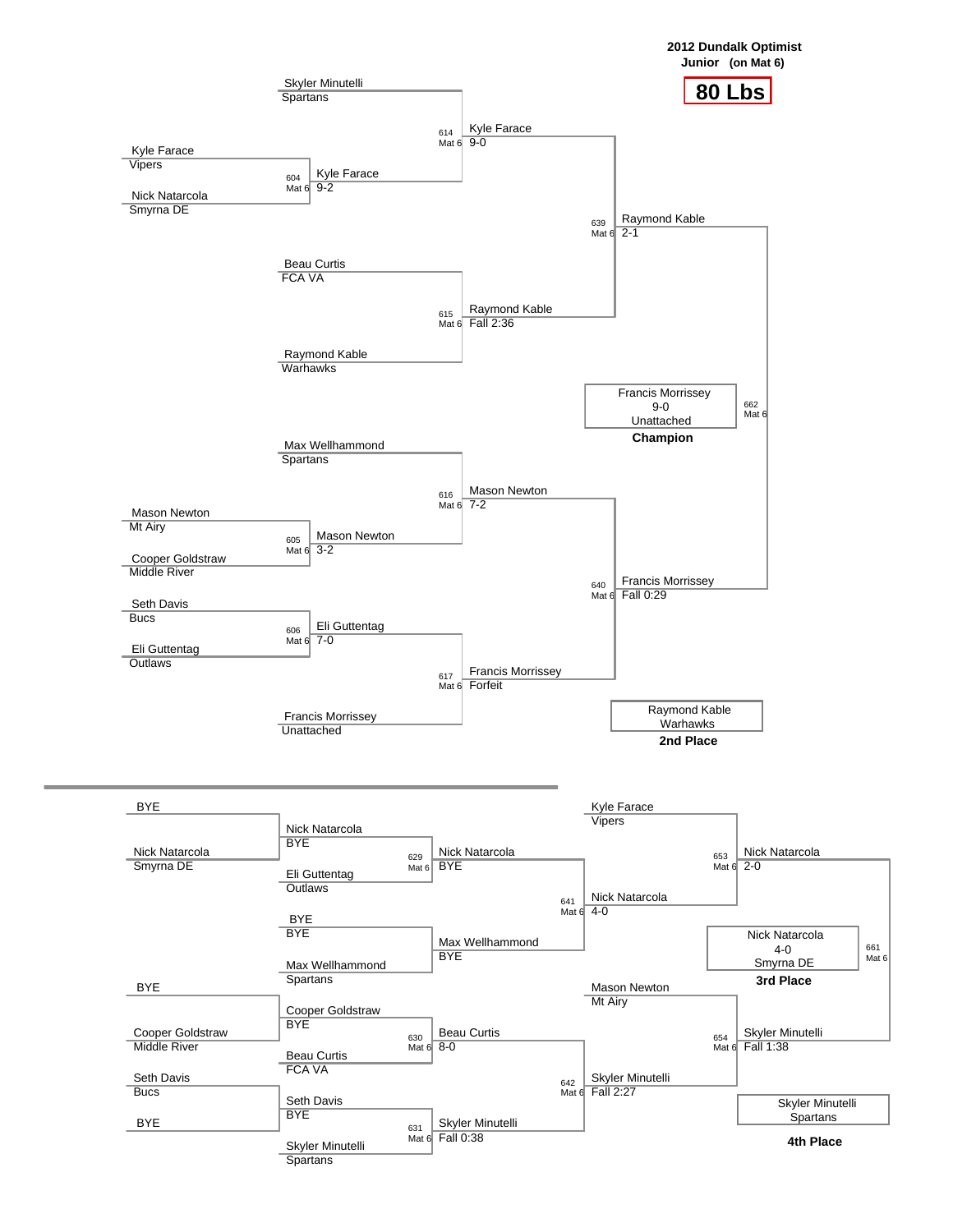**2012 Dundalk Optimist**
**Junior (on Mat 6)**

# 80 Lbs

## Championship Bracket

| Match | Mat | Wrestler 1 | Wrestler 2 | Winner | Result |
|---|---|---|---|---|---|
| 604 | Mat 6 | Kyle Farace (Vipers) | Nick Natarcola (Smyrna DE) | Kyle Farace | 9-2 |
| 614 | Mat 6 | Skyler Minutelli (Spartans) | Kyle Farace | Kyle Farace | 9-0 |
| 615 | Mat 6 | Beau Curtis (FCA VA) | Raymond Kable (Warhawks) | Raymond Kable | Fall 2:36 |
| 605 | Mat 6 | Mason Newton (Mt Airy) | Cooper Goldstraw (Middle River) | Mason Newton | 3-2 |
| 616 | Mat 6 | Max Wellhammond (Spartans) | Mason Newton | Mason Newton | 7-2 |
| 606 | Mat 6 | Seth Davis (Bucs) | Eli Guttentag (Outlaws) | Eli Guttentag | 7-0 |
| 617 | Mat 6 | Eli Guttentag | Francis Morrissey (Unattached) | Francis Morrissey | Forfeit |
| 639 | Mat 6 | Kyle Farace | Raymond Kable | Raymond Kable | 2-1 |
| 640 | Mat 6 | Mason Newton | Francis Morrissey | Francis Morrissey | Fall 0:29 |
| 662 | Mat 6 | Raymond Kable | Francis Morrissey | Francis Morrissey | 9-0 |

**Champion:** Francis Morrissey, 9-0, Unattached

**2nd Place:** Raymond Kable, Warhawks

## Consolation Bracket

| Match | Mat | Wrestler 1 | Wrestler 2 | Winner | Result |
|---|---|---|---|---|---|
| | | BYE | Nick Natarcola (Smyrna DE) | Nick Natarcola | BYE |
| 629 | Mat 6 | Nick Natarcola | Eli Guttentag (Outlaws) | Nick Natarcola | BYE |
| | | BYE | Max Wellhammond (Spartans) | Max Wellhammond | BYE |
| | | BYE | Cooper Goldstraw (Middle River) | Cooper Goldstraw | BYE |
| 630 | Mat 6 | Cooper Goldstraw | Beau Curtis (FCA VA) | Beau Curtis | 8-0 |
| | | Seth Davis (Bucs) | BYE | Seth Davis | BYE |
| 631 | Mat 6 | Seth Davis | Skyler Minutelli (Spartans) | Skyler Minutelli | Fall 0:38 |
| 641 | Mat 6 | Nick Natarcola | Max Wellhammond | Nick Natarcola | 4-0 |
| 642 | Mat 6 | Beau Curtis | Skyler Minutelli | Skyler Minutelli | Fall 2:27 |
| 653 | Mat 6 | Kyle Farace (Vipers) | Nick Natarcola | Nick Natarcola | 2-0 |
| 654 | Mat 6 | Mason Newton (Mt Airy) | Skyler Minutelli | Skyler Minutelli | Fall 1:38 |
| 661 | Mat 6 | Nick Natarcola | Skyler Minutelli | Nick Natarcola | 4-0 |

**3rd Place:** Nick Natarcola, 4-0, Smyrna DE

**4th Place:** Skyler Minutelli, Spartans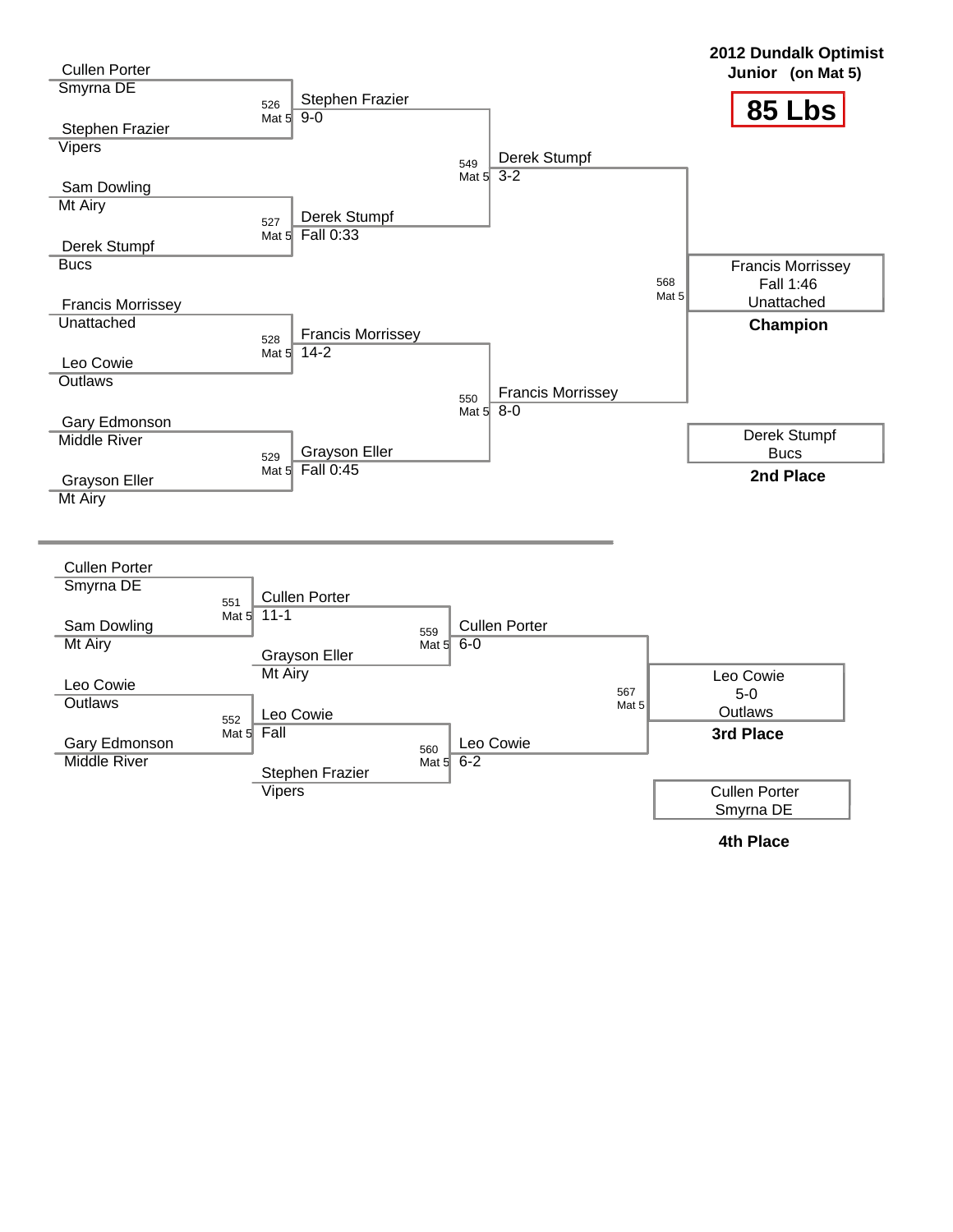# 2012 Dundalk Optimist

**Junior (on Mat 5)**

## 85 Lbs

### Championship Bracket

| Wrestler | Team | Bout | Winner | Result |
|---|---|---|---|---|
| Cullen Porter | Smyrna DE | 526 Mat 5 | Stephen Frazier | 9-0 |
| Stephen Frazier | Vipers | | | |
| Sam Dowling | Mt Airy | 527 Mat 5 | Derek Stumpf | Fall 0:33 |
| Derek Stumpf | Bucs | | | |
| Francis Morrissey | Unattached | 528 Mat 5 | Francis Morrissey | 14-2 |
| Leo Cowie | Outlaws | | | |
| Gary Edmonson | Middle River | 529 Mat 5 | Grayson Eller | Fall 0:45 |
| Grayson Eller | Mt Airy | | | |

| Bout | Matchup | Winner | Result |
|---|---|---|---|
| 549 Mat 5 | Stephen Frazier vs. Derek Stumpf | Derek Stumpf | 3-2 |
| 550 Mat 5 | Francis Morrissey vs. Grayson Eller | Francis Morrissey | 8-0 |
| 568 Mat 5 | Derek Stumpf vs. Francis Morrissey | Francis Morrissey | Fall 1:46 |

**Champion:** Francis Morrissey, Unattached (Fall 1:46)

**2nd Place:** Derek Stumpf, Bucs

### Consolation Bracket

| Bout | Matchup | Winner | Result |
|---|---|---|---|
| 551 Mat 5 | Cullen Porter (Smyrna DE) vs. Sam Dowling (Mt Airy) | Cullen Porter | 11-1 |
| 552 Mat 5 | Leo Cowie (Outlaws) vs. Gary Edmonson (Middle River) | Leo Cowie | Fall |
| 559 Mat 5 | Cullen Porter vs. Grayson Eller (Mt Airy) | Cullen Porter | 6-0 |
| 560 Mat 5 | Leo Cowie vs. Stephen Frazier (Vipers) | Leo Cowie | 6-2 |
| 567 Mat 5 | Cullen Porter vs. Leo Cowie | Leo Cowie | 5-0 |

**3rd Place:** Leo Cowie, Outlaws (5-0)

**4th Place:** Cullen Porter, Smyrna DE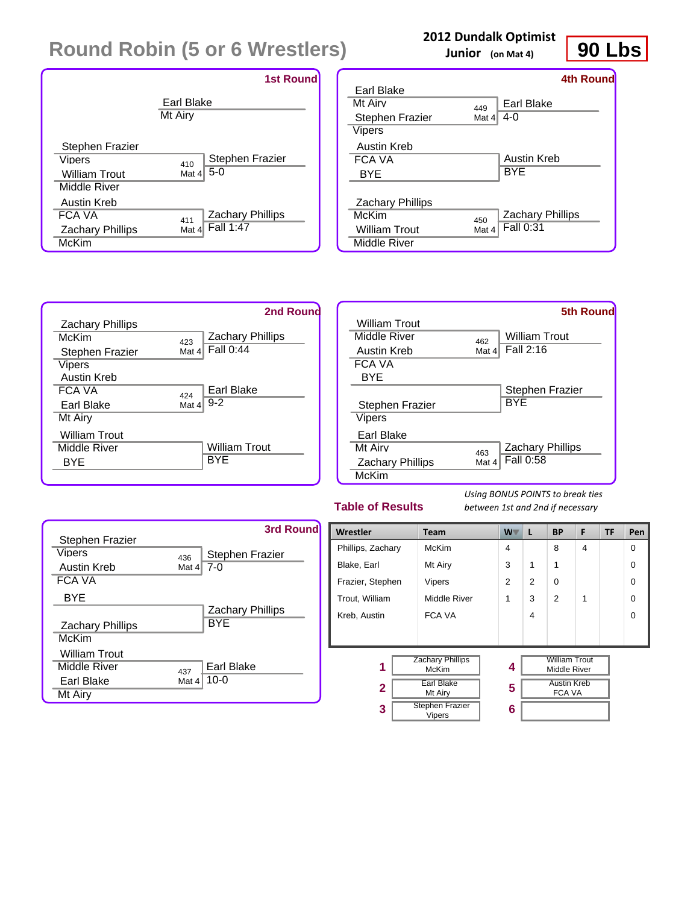# Round Robin (5 or 6 Wrestlers)

**2012 Dundalk Optimist**
**Junior** (on Mat 4)

**90 Lbs**

## 1st Round

| Wrestler 1 | Wrestler 2 | Bout | Winner | Result |
|---|---|---|---|---|
| Earl Blake (Mt Airy) | | | | |
| Stephen Frazier (Vipers) | William Trout (Middle River) | 410 Mat 4 | Stephen Frazier | 5-0 |
| Austin Kreb (FCA VA) | Zachary Phillips (McKim) | 411 Mat 4 | Zachary Phillips | Fall 1:47 |

## 2nd Round

| Wrestler 1 | Wrestler 2 | Bout | Winner | Result |
|---|---|---|---|---|
| Zachary Phillips (McKim) | Stephen Frazier (Vipers) | 423 Mat 4 | Zachary Phillips | Fall 0:44 |
| Austin Kreb (FCA VA) | Earl Blake (Mt Airy) | 424 Mat 4 | Earl Blake | 9-2 |
| William Trout (Middle River) | BYE | | William Trout | BYE |

## 3rd Round

| Wrestler 1 | Wrestler 2 | Bout | Winner | Result |
|---|---|---|---|---|
| Stephen Frazier (Vipers) | Austin Kreb (FCA VA) | 436 Mat 4 | Stephen Frazier | 7-0 |
| BYE | Zachary Phillips (McKim) | | Zachary Phillips | BYE |
| William Trout (Middle River) | Earl Blake (Mt Airy) | 437 Mat 4 | Earl Blake | 10-0 |

## 4th Round

| Wrestler 1 | Wrestler 2 | Bout | Winner | Result |
|---|---|---|---|---|
| Earl Blake (Mt Airy) | Stephen Frazier (Vipers) | 449 Mat 4 | Earl Blake | 4-0 |
| Austin Kreb (FCA VA) | BYE | | Austin Kreb | BYE |
| Zachary Phillips (McKim) | William Trout (Middle River) | 450 Mat 4 | Zachary Phillips | Fall 0:31 |

## 5th Round

| Wrestler 1 | Wrestler 2 | Bout | Winner | Result |
|---|---|---|---|---|
| William Trout (Middle River) | Austin Kreb (FCA VA) | 462 Mat 4 | William Trout | Fall 2:16 |
| BYE | Stephen Frazier (Vipers) | | Stephen Frazier | BYE |
| Earl Blake (Mt Airy) | Zachary Phillips (McKim) | 463 Mat 4 | Zachary Phillips | Fall 0:58 |

## Table of Results

*Using BONUS POINTS to break ties between 1st and 2nd if necessary*

| Wrestler | Team | W | L | BP | F | TF | Pen |
|---|---|---|---|---|---|---|---|
| Phillips, Zachary | McKim | 4 | | 8 | 4 | | 0 |
| Blake, Earl | Mt Airy | 3 | 1 | 1 | | | 0 |
| Frazier, Stephen | Vipers | 2 | 2 | 0 | | | 0 |
| Trout, William | Middle River | 1 | 3 | 2 | 1 | | 0 |
| Kreb, Austin | FCA VA | | 4 | | | | 0 |

| Place | Wrestler |
|---|---|
| 1 | Zachary Phillips, McKim |
| 2 | Earl Blake, Mt Airy |
| 3 | Stephen Frazier, Vipers |
| 4 | William Trout, Middle River |
| 5 | Austin Kreb, FCA VA |
| 6 | |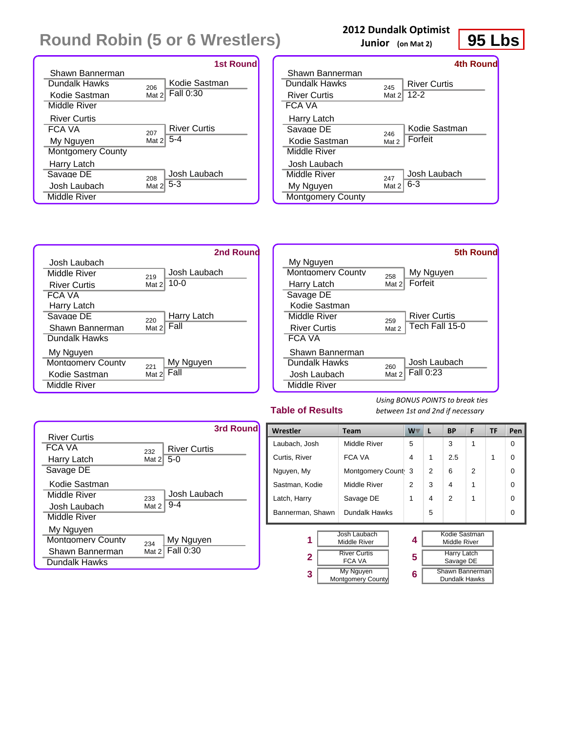# Round Robin (5 or 6 Wrestlers)

**2012 Dundalk Optimist**
**Junior** (on Mat 2)

**95 Lbs**

## 1st Round

| Wrestler 1 | Wrestler 2 | Bout | Winner | Result |
|---|---|---|---|---|
| Shawn Bannerman (Dundalk Hawks) | Kodie Sastman (Middle River) | 206 Mat 2 | Kodie Sastman | Fall 0:30 |
| River Curtis (FCA VA) | My Nguyen (Montgomery County) | 207 Mat 2 | River Curtis | 5-4 |
| Harry Latch (Savage DE) | Josh Laubach (Middle River) | 208 Mat 2 | Josh Laubach | 5-3 |

## 2nd Round

| Wrestler 1 | Wrestler 2 | Bout | Winner | Result |
|---|---|---|---|---|
| Josh Laubach (Middle River) | River Curtis (FCA VA) | 219 Mat 2 | Josh Laubach | 10-0 |
| Harry Latch (Savage DE) | Shawn Bannerman (Dundalk Hawks) | 220 Mat 2 | Harry Latch | Fall |
| My Nguyen (Montgomery County) | Kodie Sastman (Middle River) | 221 Mat 2 | My Nguyen | Fall |

## 3rd Round

| Wrestler 1 | Wrestler 2 | Bout | Winner | Result |
|---|---|---|---|---|
| River Curtis (FCA VA) | Harry Latch (Savage DE) | 232 Mat 2 | River Curtis | 5-0 |
| Kodie Sastman (Middle River) | Josh Laubach (Middle River) | 233 Mat 2 | Josh Laubach | 9-4 |
| My Nguyen (Montgomery County) | Shawn Bannerman (Dundalk Hawks) | 234 Mat 2 | My Nguyen | Fall 0:30 |

## 4th Round

| Wrestler 1 | Wrestler 2 | Bout | Winner | Result |
|---|---|---|---|---|
| Shawn Bannerman (Dundalk Hawks) | River Curtis (FCA VA) | 245 Mat 2 | River Curtis | 12-2 |
| Harry Latch (Savage DE) | Kodie Sastman (Middle River) | 246 Mat 2 | Kodie Sastman | Forfeit |
| Josh Laubach (Middle River) | My Nguyen (Montgomery County) | 247 Mat 2 | Josh Laubach | 6-3 |

## 5th Round

| Wrestler 1 | Wrestler 2 | Bout | Winner | Result |
|---|---|---|---|---|
| My Nguyen (Montgomery County) | Harry Latch (Savage DE) | 258 Mat 2 | My Nguyen | Forfeit |
| Kodie Sastman (Middle River) | River Curtis (FCA VA) | 259 Mat 2 | River Curtis | Tech Fall 15-0 |
| Shawn Bannerman (Dundalk Hawks) | Josh Laubach (Middle River) | 260 Mat 2 | Josh Laubach | Fall 0:23 |

## Table of Results

*Using BONUS POINTS to break ties between 1st and 2nd if necessary*

| Wrestler | Team | W | L | BP | F | TF | Pen |
|---|---|---|---|---|---|---|---|
| Laubach, Josh | Middle River | 5 | | 3 | 1 | | 0 |
| Curtis, River | FCA VA | 4 | 1 | 2.5 | | 1 | 0 |
| Nguyen, My | Montgomery County | 3 | 2 | 6 | 2 | | 0 |
| Sastman, Kodie | Middle River | 2 | 3 | 4 | 1 | | 0 |
| Latch, Harry | Savage DE | 1 | 4 | 2 | 1 | | 0 |
| Bannerman, Shawn | Dundalk Hawks | | 5 | | | | 0 |

| Place | Wrestler | Place | Wrestler |
|---|---|---|---|
| 1 | Josh Laubach, Middle River | 4 | Kodie Sastman, Middle River |
| 2 | River Curtis, FCA VA | 5 | Harry Latch, Savage DE |
| 3 | My Nguyen, Montgomery County | 6 | Shawn Bannerman, Dundalk Hawks |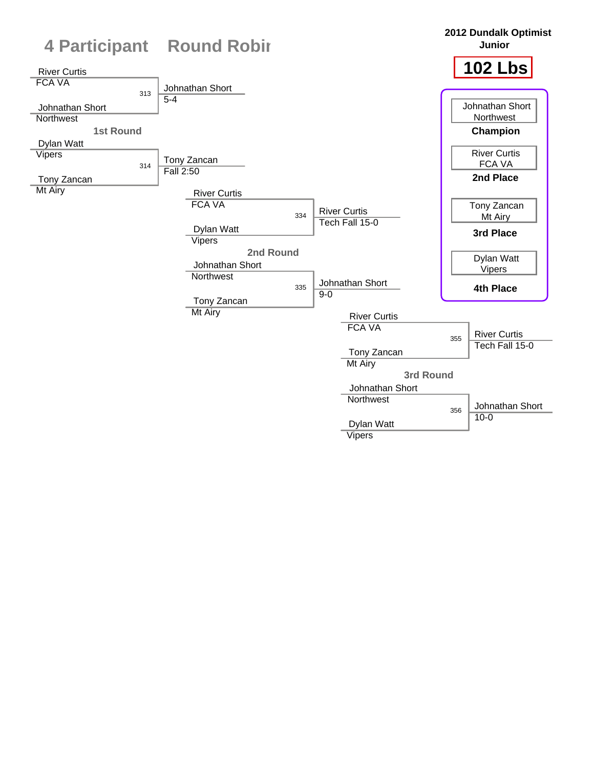# 4 Participant Round Robin

**2012 Dundalk Optimist Junior**

## 102 Lbs

### 1st Round

| Bout | Wrestler 1 | Wrestler 2 | Winner | Result |
|---|---|---|---|---|
| 313 | River Curtis (FCA VA) | Johnathan Short (Northwest) | Johnathan Short | 5-4 |
| 314 | Dylan Watt (Vipers) | Tony Zancan (Mt Airy) | Tony Zancan | Fall 2:50 |

### 2nd Round

| Bout | Wrestler 1 | Wrestler 2 | Winner | Result |
|---|---|---|---|---|
| 334 | River Curtis (FCA VA) | Dylan Watt (Vipers) | River Curtis | Tech Fall 15-0 |
| 335 | Johnathan Short (Northwest) | Tony Zancan (Mt Airy) | Johnathan Short | 9-0 |

### 3rd Round

| Bout | Wrestler 1 | Wrestler 2 | Winner | Result |
|---|---|---|---|---|
| 355 | River Curtis (FCA VA) | Tony Zancan (Mt Airy) | River Curtis | Tech Fall 15-0 |
| 356 | Johnathan Short (Northwest) | Dylan Watt (Vipers) | Johnathan Short | 10-0 |

### Placements

| Place | Wrestler | Team |
|---|---|---|
| **Champion** | Johnathan Short | Northwest |
| **2nd Place** | River Curtis | FCA VA |
| **3rd Place** | Tony Zancan | Mt Airy |
| **4th Place** | Dylan Watt | Vipers |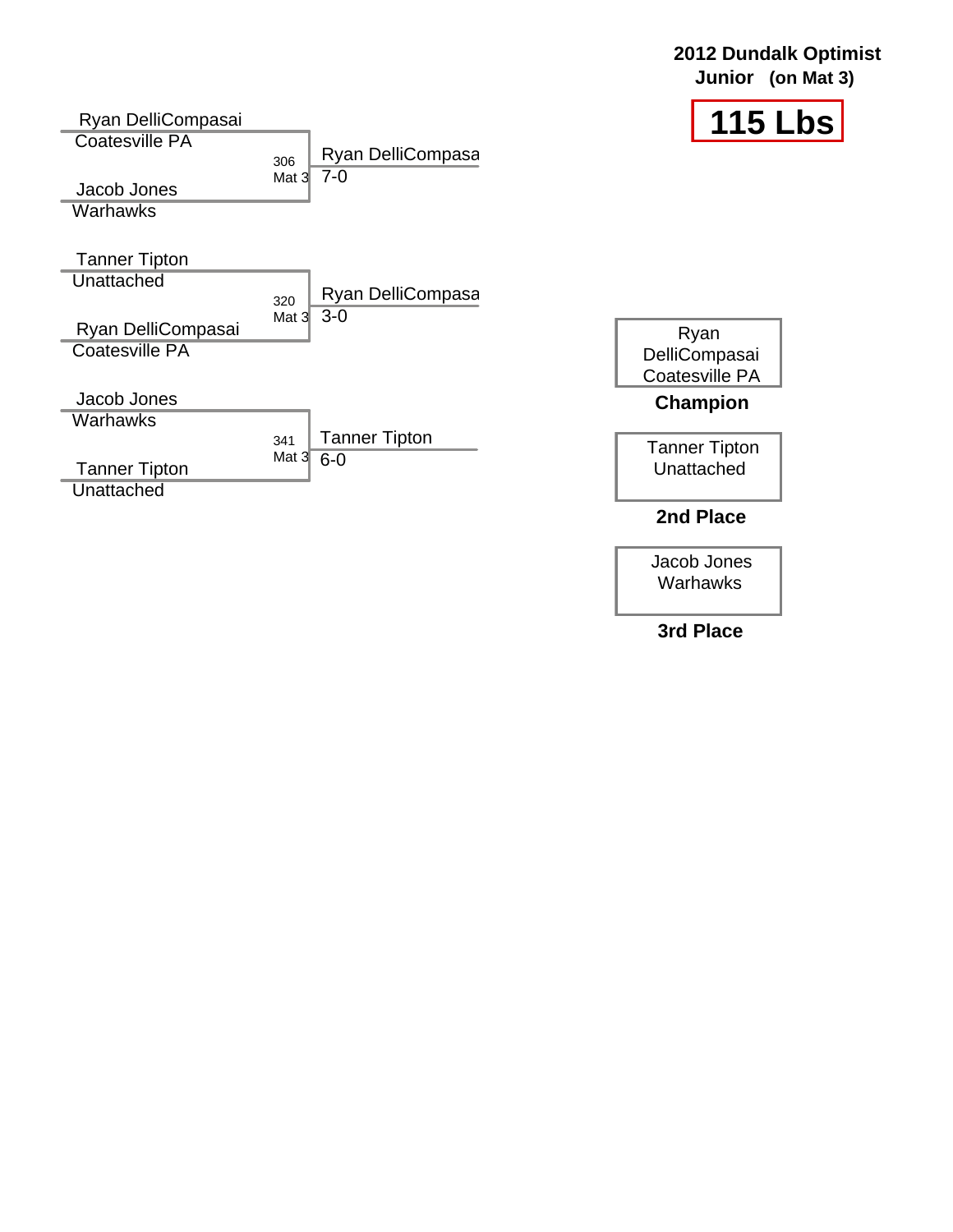## 2012 Dundalk Optimist

**Junior (on Mat 3)**

# 115 Lbs

| Match | Wrestler 1 | Wrestler 2 | Winner | Score |
|---|---|---|---|---|
| 306 Mat 3 | Ryan DelliCompasai, Coatesville PA | Jacob Jones, Warhawks | Ryan DelliCompasa | 7-0 |
| 320 Mat 3 | Tanner Tipton, Unattached | Ryan DelliCompasai, Coatesville PA | Ryan DelliCompasa | 3-0 |
| 341 Mat 3 | Jacob Jones, Warhawks | Tanner Tipton, Unattached | Tanner Tipton | 6-0 |

| Place | Wrestler |
|---|---|
| **Champion** | Ryan DelliCompasai, Coatesville PA |
| **2nd Place** | Tanner Tipton, Unattached |
| **3rd Place** | Jacob Jones, Warhawks |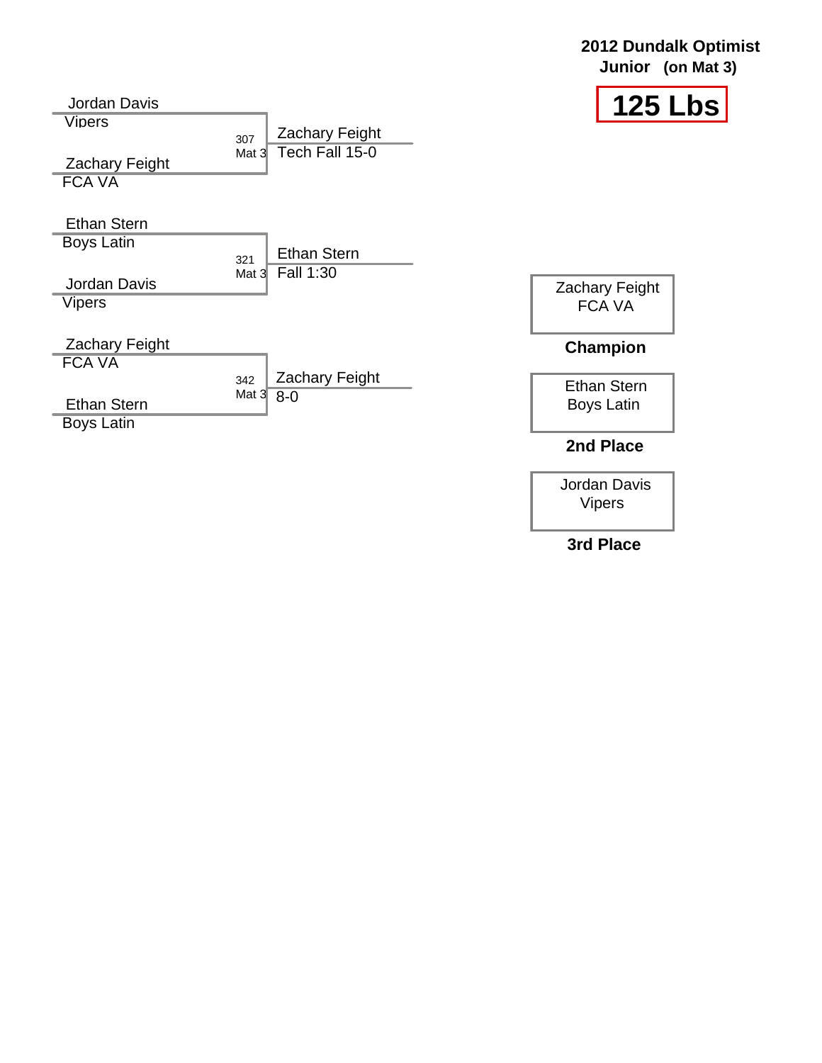**2012 Dundalk Optimist**
**Junior (on Mat 3)**

# 125 Lbs

Jordan Davis
Vipers

307
Mat 3

Zachary Feight
FCA VA

Zachary Feight
Tech Fall 15-0

Ethan Stern
Boys Latin

321
Mat 3

Jordan Davis
Vipers

Ethan Stern
Fall 1:30

Zachary Feight
FCA VA

342
Mat 3

Ethan Stern
Boys Latin

Zachary Feight
8-0

| Place | Wrestler |
|---|---|
| **Champion** | Zachary Feight, FCA VA |
| **2nd Place** | Ethan Stern, Boys Latin |
| **3rd Place** | Jordan Davis, Vipers |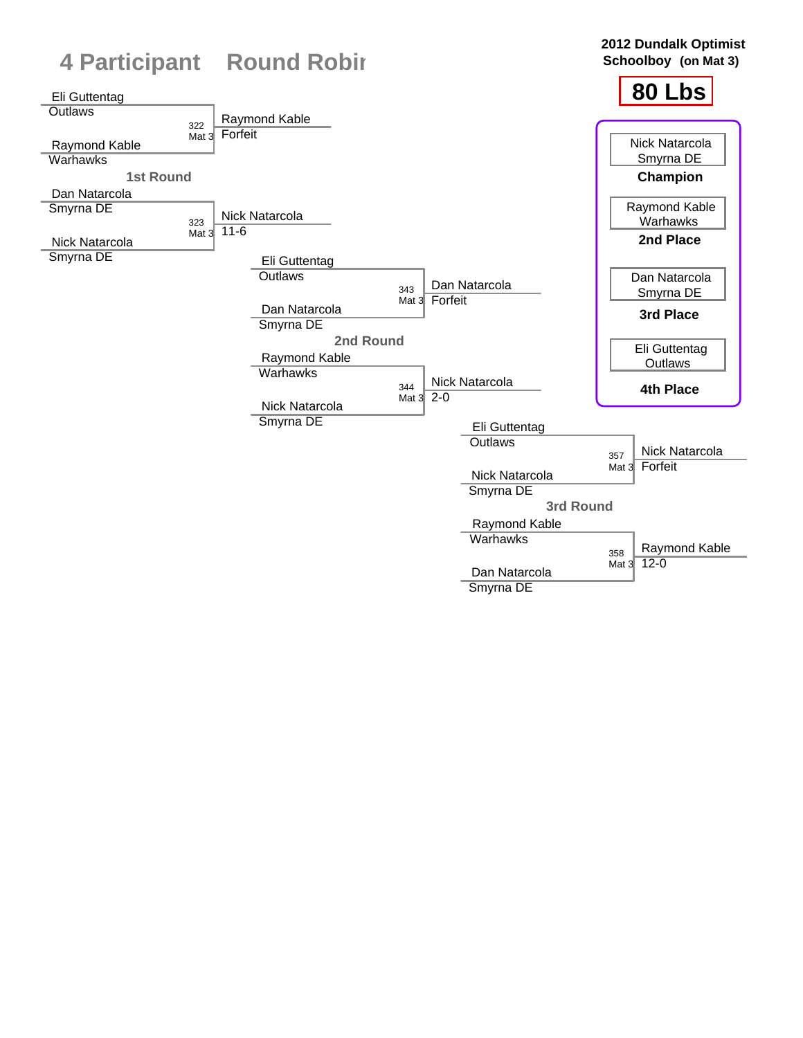# 4 Participant Round Robin

**2012 Dundalk Optimist Schoolboy (on Mat 3)**

**80 Lbs**

## 1st Round

| Match | Wrestler 1 | Wrestler 2 | Winner | Result |
|---|---|---|---|---|
| 322 Mat 3 | Eli Guttentag (Outlaws) | Raymond Kable (Warhawks) | Raymond Kable | Forfeit |
| 323 Mat 3 | Dan Natarcola (Smyrna DE) | Nick Natarcola (Smyrna DE) | Nick Natarcola | 11-6 |

## 2nd Round

| Match | Wrestler 1 | Wrestler 2 | Winner | Result |
|---|---|---|---|---|
| 343 Mat 3 | Eli Guttentag (Outlaws) | Dan Natarcola (Smyrna DE) | Dan Natarcola | Forfeit |
| 344 Mat 3 | Raymond Kable (Warhawks) | Nick Natarcola (Smyrna DE) | Nick Natarcola | 2-0 |

## 3rd Round

| Match | Wrestler 1 | Wrestler 2 | Winner | Result |
|---|---|---|---|---|
| 357 Mat 3 | Eli Guttentag (Outlaws) | Nick Natarcola (Smyrna DE) | Nick Natarcola | Forfeit |
| 358 Mat 3 | Raymond Kable (Warhawks) | Dan Natarcola (Smyrna DE) | Raymond Kable | 12-0 |

## Final Placements

| Place | Wrestler | Team |
|---|---|---|
| **Champion** | Nick Natarcola | Smyrna DE |
| **2nd Place** | Raymond Kable | Warhawks |
| **3rd Place** | Dan Natarcola | Smyrna DE |
| **4th Place** | Eli Guttentag | Outlaws |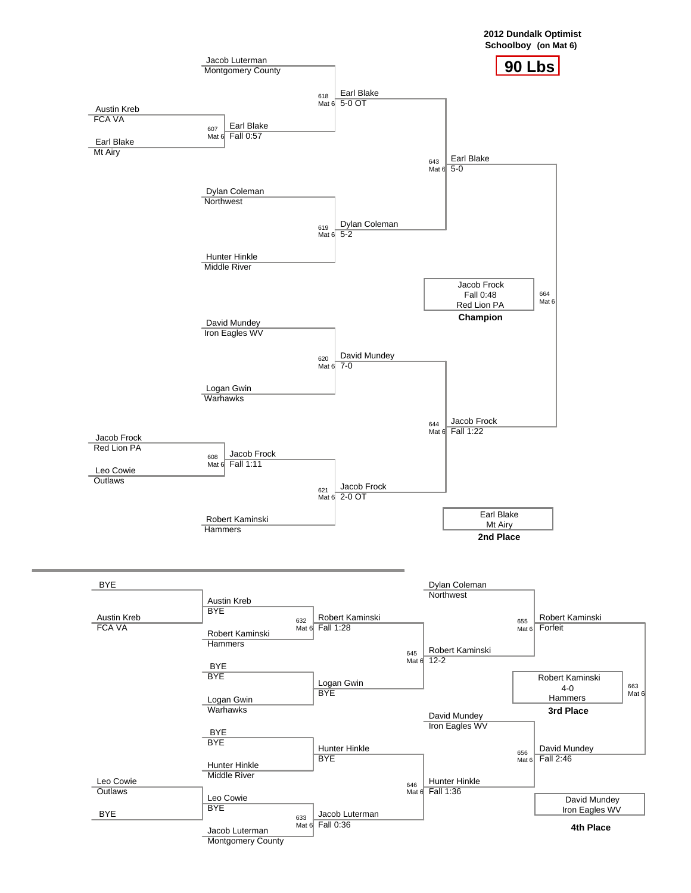**2012 Dundalk Optimist**
**Schoolboy (on Mat 6)**

# 90 Lbs

## Championship Bracket

| Match | Mat | Wrestlers | Winner | Result |
|---|---|---|---|---|
| 607 | Mat 6 | Austin Kreb (FCA VA) vs Earl Blake (Mt Airy) | Earl Blake | Fall 0:57 |
| 608 | Mat 6 | Jacob Frock (Red Lion PA) vs Leo Cowie (Outlaws) | Jacob Frock | Fall 1:11 |
| 618 | Mat 6 | Jacob Luterman (Montgomery County) vs Earl Blake | Earl Blake | 5-0 OT |
| 619 | Mat 6 | Dylan Coleman (Northwest) vs Hunter Hinkle (Middle River) | Dylan Coleman | 5-2 |
| 620 | Mat 6 | David Mundey (Iron Eagles WV) vs Logan Gwin (Warhawks) | David Mundey | 7-0 |
| 621 | Mat 6 | Jacob Frock vs Robert Kaminski (Hammers) | Jacob Frock | 2-0 OT |
| 643 | Mat 6 | Earl Blake vs Dylan Coleman | Earl Blake | 5-0 |
| 644 | Mat 6 | David Mundey vs Jacob Frock | Jacob Frock | Fall 1:22 |
| 664 | Mat 6 | Earl Blake vs Jacob Frock | Jacob Frock | Fall 0:48 |

**Champion:** Jacob Frock, Red Lion PA — Fall 0:48

**2nd Place:** Earl Blake, Mt Airy

## Consolation Bracket

| Match | Mat | Wrestlers | Winner | Result |
|---|---|---|---|---|
| | | BYE vs Austin Kreb (FCA VA) | Austin Kreb | BYE |
| | | Leo Cowie (Outlaws) vs BYE | Leo Cowie | BYE |
| 632 | Mat 6 | Austin Kreb vs Robert Kaminski (Hammers) | Robert Kaminski | Fall 1:28 |
| | | BYE vs Logan Gwin (Warhawks) | Logan Gwin | BYE |
| | | BYE vs Hunter Hinkle (Middle River) | Hunter Hinkle | BYE |
| 633 | Mat 6 | Leo Cowie vs Jacob Luterman (Montgomery County) | Jacob Luterman | Fall 0:36 |
| 645 | Mat 6 | Robert Kaminski vs Logan Gwin | Robert Kaminski | 12-2 |
| 646 | Mat 6 | Hunter Hinkle vs Jacob Luterman | Hunter Hinkle | Fall 1:36 |
| 655 | Mat 6 | Dylan Coleman (Northwest) vs Robert Kaminski | Robert Kaminski | Forfeit |
| 656 | Mat 6 | David Mundey (Iron Eagles WV) vs Hunter Hinkle | David Mundey | Fall 2:46 |
| 663 | Mat 6 | Robert Kaminski vs David Mundey | Robert Kaminski | 4-0 |

**3rd Place:** Robert Kaminski, Hammers — 4-0

**4th Place:** David Mundey, Iron Eagles WV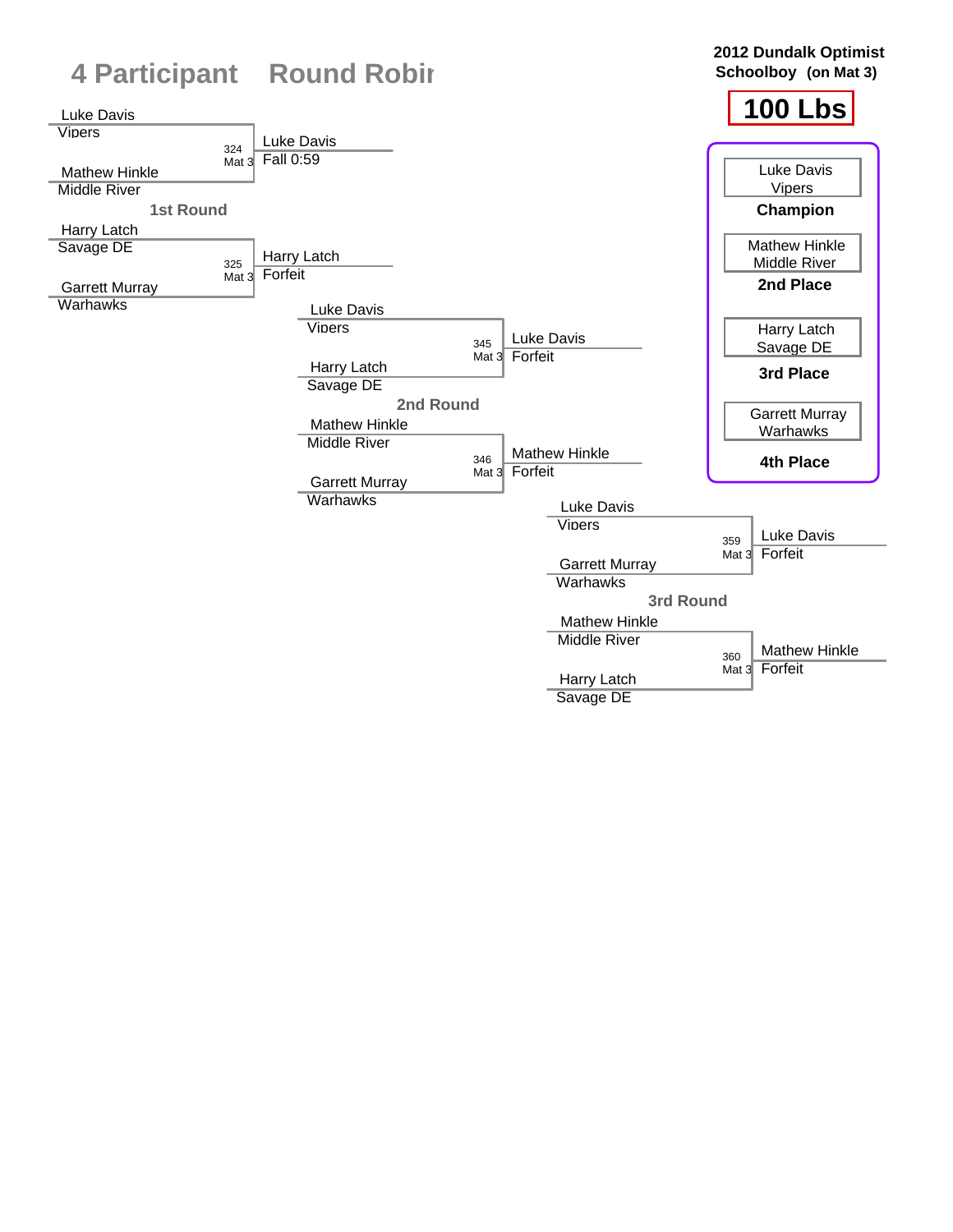# 4 Participant Round Robin

**2012 Dundalk Optimist Schoolboy (on Mat 3)**

## 100 Lbs

### 1st Round

| Bout | Wrestler 1 | Wrestler 2 | Winner | Result |
|---|---|---|---|---|
| 324 Mat 3 | Luke Davis (Vipers) | Mathew Hinkle (Middle River) | Luke Davis | Fall 0:59 |
| 325 Mat 3 | Harry Latch (Savage DE) | Garrett Murray (Warhawks) | Harry Latch | Forfeit |

### 2nd Round

| Bout | Wrestler 1 | Wrestler 2 | Winner | Result |
|---|---|---|---|---|
| 345 Mat 3 | Luke Davis (Vipers) | Harry Latch (Savage DE) | Luke Davis | Forfeit |
| 346 Mat 3 | Mathew Hinkle (Middle River) | Garrett Murray (Warhawks) | Mathew Hinkle | Forfeit |

### 3rd Round

| Bout | Wrestler 1 | Wrestler 2 | Winner | Result |
|---|---|---|---|---|
| 359 Mat 3 | Luke Davis (Vipers) | Garrett Murray (Warhawks) | Luke Davis | Forfeit |
| 360 Mat 3 | Mathew Hinkle (Middle River) | Harry Latch (Savage DE) | Mathew Hinkle | Forfeit |

### Placings

| Place | Wrestler | Team |
|---|---|---|
| **Champion** | Luke Davis | Vipers |
| **2nd Place** | Mathew Hinkle | Middle River |
| **3rd Place** | Harry Latch | Savage DE |
| **4th Place** | Garrett Murray | Warhawks |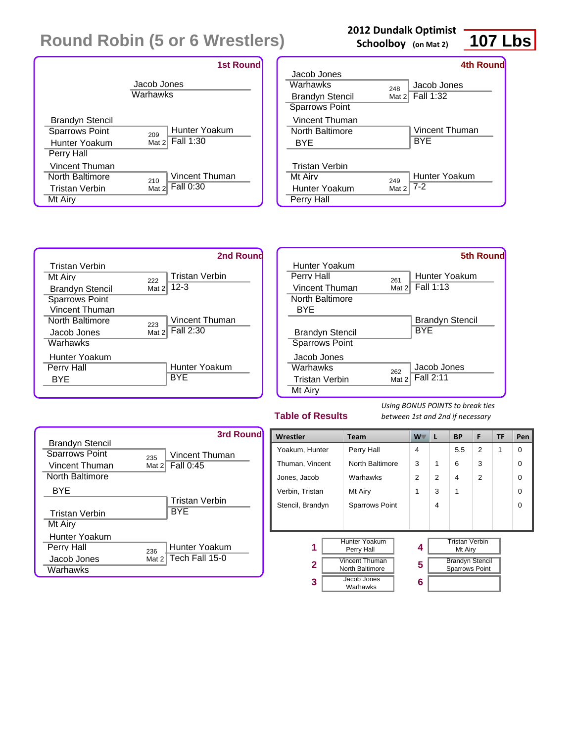# Round Robin (5 or 6 Wrestlers)

**2012 Dundalk Optimist Schoolboy** (on Mat 2)

**107 Lbs**

## 1st Round

| Wrestler A | Wrestler B | Bout | Winner | Result |
|---|---|---|---|---|
| Jacob Jones (Warhawks) | | | | |
| Brandyn Stencil (Sparrows Point) | Hunter Yoakum (Perry Hall) | 209 Mat 2 | Hunter Yoakum | Fall 1:30 |
| Vincent Thuman (North Baltimore) | Tristan Verbin (Mt Airy) | 210 Mat 2 | Vincent Thuman | Fall 0:30 |

## 2nd Round

| Wrestler A | Wrestler B | Bout | Winner | Result |
|---|---|---|---|---|
| Tristan Verbin (Mt Airy) | Brandyn Stencil (Sparrows Point) | 222 Mat 2 | Tristan Verbin | 12-3 |
| Vincent Thuman (North Baltimore) | Jacob Jones (Warhawks) | 223 Mat 2 | Vincent Thuman | Fall 2:30 |
| Hunter Yoakum (Perry Hall) | BYE | | Hunter Yoakum | BYE |

## 3rd Round

| Wrestler A | Wrestler B | Bout | Winner | Result |
|---|---|---|---|---|
| Brandyn Stencil (Sparrows Point) | Vincent Thuman (North Baltimore) | 235 Mat 2 | Vincent Thuman | Fall 0:45 |
| BYE | Tristan Verbin (Mt Airy) | | Tristan Verbin | BYE |
| Hunter Yoakum (Perry Hall) | Jacob Jones (Warhawks) | 236 Mat 2 | Hunter Yoakum | Tech Fall 15-0 |

## 4th Round

| Wrestler A | Wrestler B | Bout | Winner | Result |
|---|---|---|---|---|
| Jacob Jones (Warhawks) | Brandyn Stencil (Sparrows Point) | 248 Mat 2 | Jacob Jones | Fall 1:32 |
| Vincent Thuman (North Baltimore) | BYE | | Vincent Thuman | BYE |
| Tristan Verbin (Mt Airy) | Hunter Yoakum (Perry Hall) | 249 Mat 2 | Hunter Yoakum | 7-2 |

## 5th Round

| Wrestler A | Wrestler B | Bout | Winner | Result |
|---|---|---|---|---|
| Hunter Yoakum (Perry Hall) | Vincent Thuman (North Baltimore) | 261 Mat 2 | Hunter Yoakum | Fall 1:13 |
| BYE | Brandyn Stencil (Sparrows Point) | | Brandyn Stencil | BYE |
| Jacob Jones (Warhawks) | Tristan Verbin (Mt Airy) | 262 Mat 2 | Jacob Jones | Fall 2:11 |

## Table of Results

*Using BONUS POINTS to break ties between 1st and 2nd if necessary*

| Wrestler | Team | W | L | BP | F | TF | Pen |
|---|---|---|---|---|---|---|---|
| Yoakum, Hunter | Perry Hall | 4 | | 5.5 | 2 | 1 | 0 |
| Thuman, Vincent | North Baltimore | 3 | 1 | 6 | 3 | | 0 |
| Jones, Jacob | Warhawks | 2 | 2 | 4 | 2 | | 0 |
| Verbin, Tristan | Mt Airy | 1 | 3 | 1 | | | 0 |
| Stencil, Brandyn | Sparrows Point | | 4 | | | | 0 |

| Place | Wrestler | Place | Wrestler |
|---|---|---|---|
| 1 | Hunter Yoakum, Perry Hall | 4 | Tristan Verbin, Mt Airy |
| 2 | Vincent Thuman, North Baltimore | 5 | Brandyn Stencil, Sparrows Point |
| 3 | Jacob Jones, Warhawks | 6 | |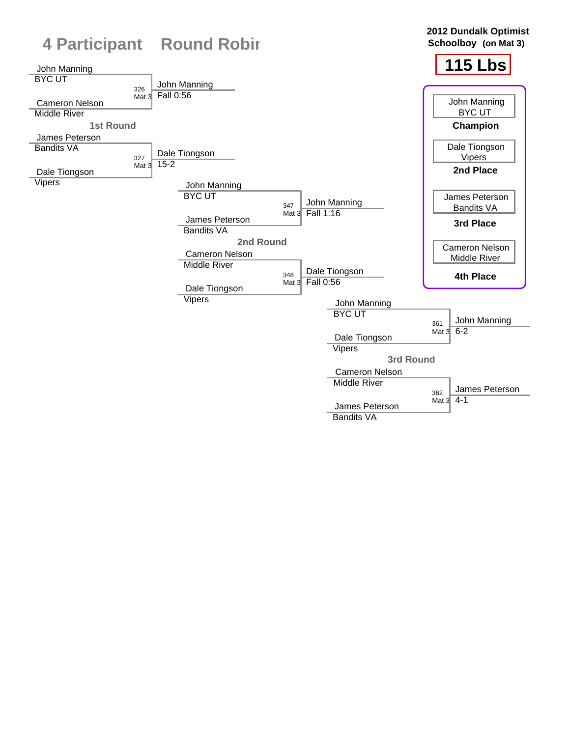# 4 Participant Round Robin

**2012 Dundalk Optimist Schoolboy (on Mat 3)**

**115 Lbs**

## 1st Round

| Bout | Wrestler 1 | Wrestler 2 | Winner | Result |
|---|---|---|---|---|
| 326 Mat 3 | John Manning, BYC UT | Cameron Nelson, Middle River | John Manning | Fall 0:56 |
| 327 Mat 3 | James Peterson, Bandits VA | Dale Tiongson, Vipers | Dale Tiongson | 15-2 |

## 2nd Round

| Bout | Wrestler 1 | Wrestler 2 | Winner | Result |
|---|---|---|---|---|
| 347 Mat 3 | John Manning, BYC UT | James Peterson, Bandits VA | John Manning | Fall 1:16 |
| 348 Mat 3 | Cameron Nelson, Middle River | Dale Tiongson, Vipers | Dale Tiongson | Fall 0:56 |

## 3rd Round

| Bout | Wrestler 1 | Wrestler 2 | Winner | Result |
|---|---|---|---|---|
| 361 Mat 3 | John Manning, BYC UT | Dale Tiongson, Vipers | John Manning | 6-2 |
| 362 Mat 3 | Cameron Nelson, Middle River | James Peterson, Bandits VA | James Peterson | 4-1 |

## Placements

- **Champion**: John Manning, BYC UT
- **2nd Place**: Dale Tiongson, Vipers
- **3rd Place**: James Peterson, Bandits VA
- **4th Place**: Cameron Nelson, Middle River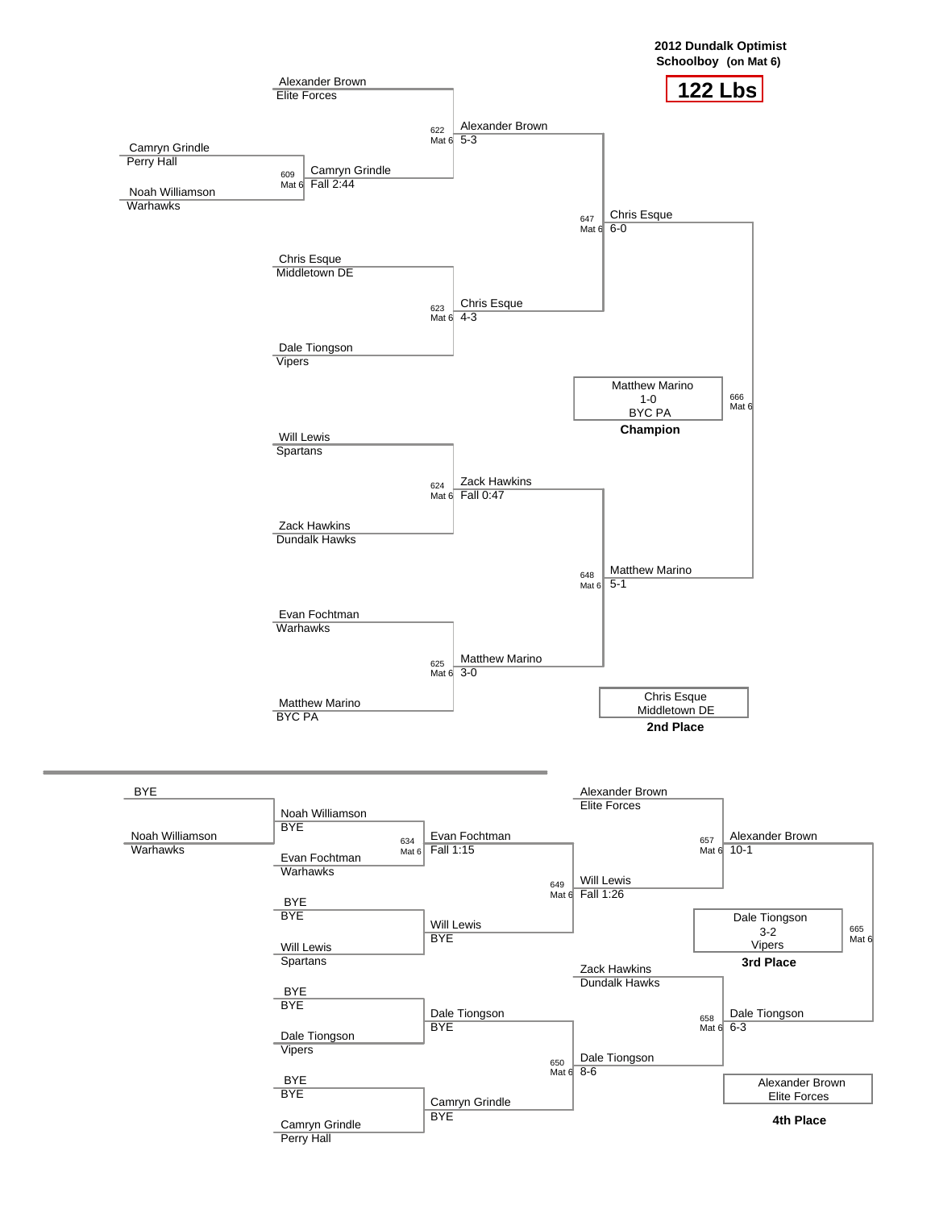**2012 Dundalk Optimist**
**Schoolboy (on Mat 6)**

# 122 Lbs

## Championship Bracket

| Round 1 | Quarterfinals | Semifinals | Finals |
|---|---|---|---|
| Camryn Grindle (Perry Hall) vs. Noah Williamson (Warhawks) — 609 Mat 6: Camryn Grindle, Fall 2:44 | Alexander Brown (Elite Forces) vs. Camryn Grindle — 622 Mat 6: Alexander Brown, 5-3 | 647 Mat 6: Chris Esque, 6-0 | 666 Mat 6: Matthew Marino, 1-0 |
| | Chris Esque (Middletown DE) vs. Dale Tiongson (Vipers) — 623 Mat 6: Chris Esque, 4-3 | | |
| | Will Lewis (Spartans) vs. Zack Hawkins (Dundalk Hawks) — 624 Mat 6: Zack Hawkins, Fall 0:47 | 648 Mat 6: Matthew Marino, 5-1 | |
| | Evan Fochtman (Warhawks) vs. Matthew Marino (BYC PA) — 625 Mat 6: Matthew Marino, 3-0 | | |

**Champion:** Matthew Marino, 1-0, BYC PA

**2nd Place:** Chris Esque, Middletown DE

## Consolation Bracket

| Round 1 | Round 2 | Round 3 | Round 4 | 3rd/4th Place |
|---|---|---|---|---|
| BYE vs. Noah Williamson (Warhawks) — Noah Williamson, BYE | Noah Williamson vs. Evan Fochtman (Warhawks) — 634 Mat 6: Evan Fochtman, Fall 1:15 | Evan Fochtman vs. Will Lewis — 649 Mat 6: Will Lewis, Fall 1:26 | Alexander Brown (Elite Forces) vs. Will Lewis — 657 Mat 6: Alexander Brown, 10-1 | 665 Mat 6: Dale Tiongson, 3-2 |
| BYE vs. Will Lewis (Spartans) — BYE | Will Lewis, BYE | | | |
| BYE vs. Dale Tiongson (Vipers) — BYE | Dale Tiongson, BYE | Dale Tiongson vs. Camryn Grindle — 650 Mat 6: Dale Tiongson, 8-6 | Zack Hawkins (Dundalk Hawks) vs. Dale Tiongson — 658 Mat 6: Dale Tiongson, 6-3 | |
| BYE vs. Camryn Grindle (Perry Hall) — BYE | Camryn Grindle, BYE | | | |

**3rd Place:** Dale Tiongson, 3-2, Vipers

**4th Place:** Alexander Brown, Elite Forces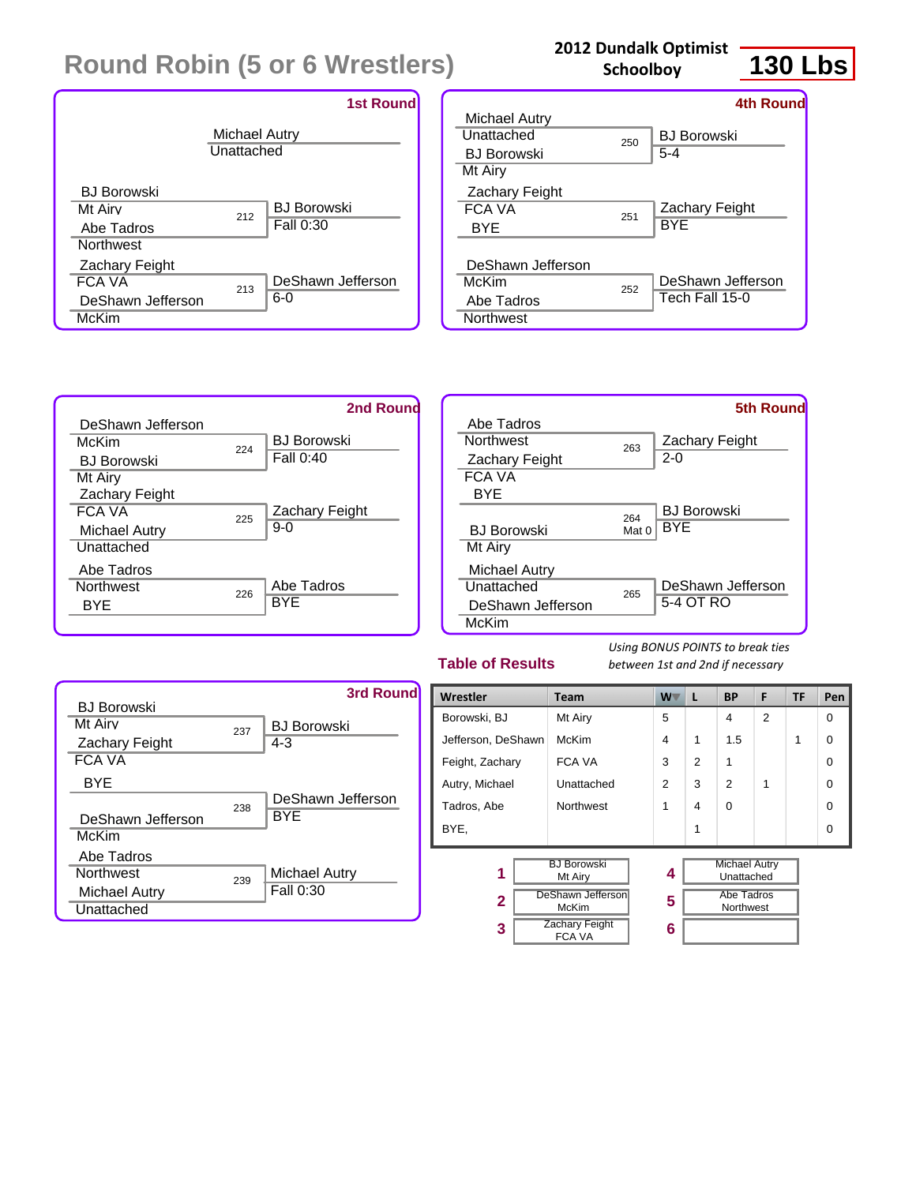# Round Robin (5 or 6 Wrestlers)

**2012 Dundalk Optimist Schoolboy**

**130 Lbs**

### 1st Round

| Wrestler 1 | Wrestler 2 | Bout | Winner | Result |
|---|---|---|---|---|
| Michael Autry (Unattached) | | | | |
| BJ Borowski (Mt Airy) | Abe Tadros (Northwest) | 212 | BJ Borowski | Fall 0:30 |
| Zachary Feight (FCA VA) | DeShawn Jefferson (McKim) | 213 | DeShawn Jefferson | 6-0 |

### 2nd Round

| Wrestler 1 | Wrestler 2 | Bout | Winner | Result |
|---|---|---|---|---|
| DeShawn Jefferson (McKim) | BJ Borowski (Mt Airy) | 224 | BJ Borowski | Fall 0:40 |
| Zachary Feight (FCA VA) | Michael Autry (Unattached) | 225 | Zachary Feight | 9-0 |
| Abe Tadros (Northwest) | BYE | 226 | Abe Tadros | BYE |

### 3rd Round

| Wrestler 1 | Wrestler 2 | Bout | Winner | Result |
|---|---|---|---|---|
| BJ Borowski (Mt Airy) | Zachary Feight (FCA VA) | 237 | BJ Borowski | 4-3 |
| BYE | DeShawn Jefferson (McKim) | 238 | DeShawn Jefferson | BYE |
| Abe Tadros (Northwest) | Michael Autry (Unattached) | 239 | Michael Autry | Fall 0:30 |

### 4th Round

| Wrestler 1 | Wrestler 2 | Bout | Winner | Result |
|---|---|---|---|---|
| Michael Autry (Unattached) | BJ Borowski (Mt Airy) | 250 | BJ Borowski | 5-4 |
| Zachary Feight (FCA VA) | BYE | 251 | Zachary Feight | BYE |
| DeShawn Jefferson (McKim) | Abe Tadros (Northwest) | 252 | DeShawn Jefferson | Tech Fall 15-0 |

### 5th Round

| Wrestler 1 | Wrestler 2 | Bout | Winner | Result |
|---|---|---|---|---|
| Abe Tadros (Northwest) | Zachary Feight (FCA VA) | 263 | Zachary Feight | 2-0 |
| BYE | BJ Borowski (Mt Airy) | 264 Mat 0 | BJ Borowski | BYE |
| Michael Autry (Unattached) | DeShawn Jefferson (McKim) | 265 | DeShawn Jefferson | 5-4 OT RO |

## Table of Results

*Using BONUS POINTS to break ties between 1st and 2nd if necessary*

| Wrestler | Team | W | L | BP | F | TF | Pen |
|---|---|---|---|---|---|---|---|
| Borowski, BJ | Mt Airy | 5 | | 4 | 2 | | 0 |
| Jefferson, DeShawn | McKim | 4 | 1 | 1.5 | | 1 | 0 |
| Feight, Zachary | FCA VA | 3 | 2 | 1 | | | 0 |
| Autry, Michael | Unattached | 2 | 3 | 2 | 1 | | 0 |
| Tadros, Abe | Northwest | 1 | 4 | 0 | | | 0 |
| BYE, | | | 1 | | | | 0 |

| Place | Wrestler | Place | Wrestler |
|---|---|---|---|
| 1 | BJ Borowski, Mt Airy | 4 | Michael Autry, Unattached |
| 2 | DeShawn Jefferson, McKim | 5 | Abe Tadros, Northwest |
| 3 | Zachary Feight, FCA VA | 6 | |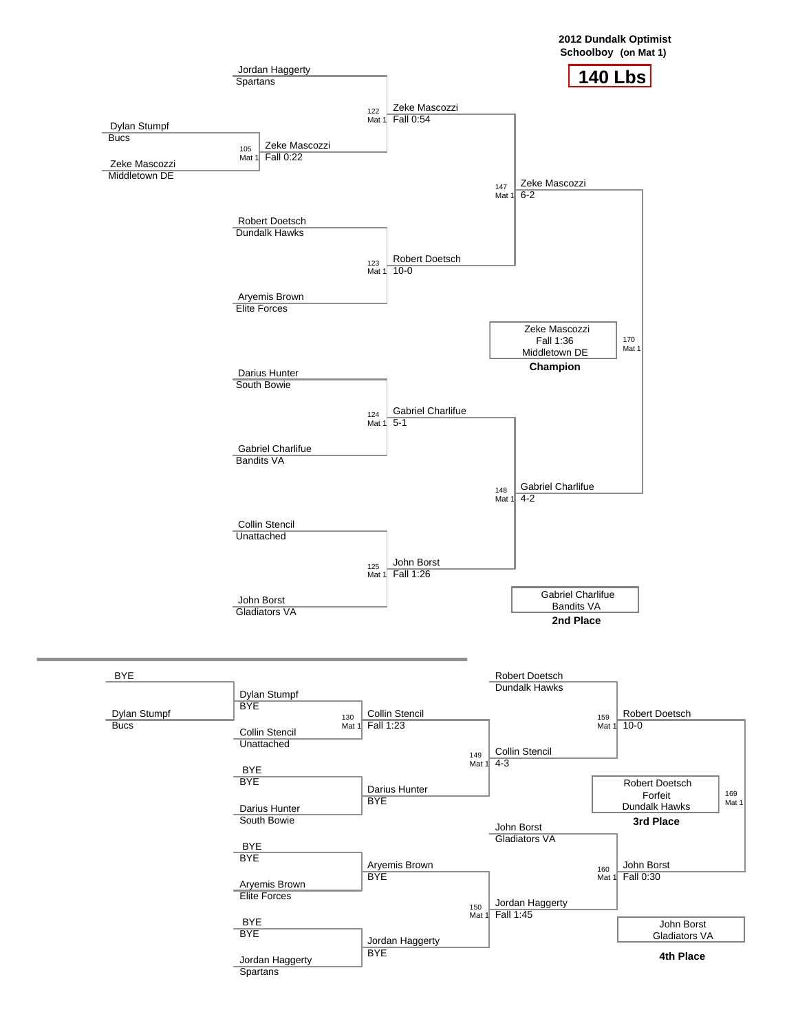**2012 Dundalk Optimist**
**Schoolboy (on Mat 1)**

# 140 Lbs

## Championship Bracket

| Bout | Mat | Wrestler 1 | Team | Wrestler 2 | Team | Winner | Result |
|---|---|---|---|---|---|---|---|
| 105 | Mat 1 | Dylan Stumpf | Bucs | Zeke Mascozzi | Middletown DE | Zeke Mascozzi | Fall 0:22 |
| 122 | Mat 1 | Jordan Haggerty | Spartans | Zeke Mascozzi | Middletown DE | Zeke Mascozzi | Fall 0:54 |
| 123 | Mat 1 | Robert Doetsch | Dundalk Hawks | Aryemis Brown | Elite Forces | Robert Doetsch | 10-0 |
| 124 | Mat 1 | Darius Hunter | South Bowie | Gabriel Charlifue | Bandits VA | Gabriel Charlifue | 5-1 |
| 125 | Mat 1 | Collin Stencil | Unattached | John Borst | Gladiators VA | John Borst | Fall 1:26 |
| 147 | Mat 1 | Zeke Mascozzi | | Robert Doetsch | | Zeke Mascozzi | 6-2 |
| 148 | Mat 1 | Gabriel Charlifue | | John Borst | | Gabriel Charlifue | 4-2 |
| 170 | Mat 1 | Zeke Mascozzi | | Gabriel Charlifue | | Zeke Mascozzi | Fall 1:36 |

**Champion:** Zeke Mascozzi, Fall 1:36, Middletown DE

**2nd Place:** Gabriel Charlifue, Bandits VA

## Consolation Bracket

| Bout | Mat | Wrestler 1 | Team | Wrestler 2 | Team | Winner | Result |
|---|---|---|---|---|---|---|---|
| | | BYE | | Dylan Stumpf | Bucs | Dylan Stumpf | BYE |
| | | BYE | BYE | Darius Hunter | South Bowie | Darius Hunter | BYE |
| | | BYE | BYE | Aryemis Brown | Elite Forces | Aryemis Brown | BYE |
| | | BYE | BYE | Jordan Haggerty | Spartans | Jordan Haggerty | BYE |
| 130 | Mat 1 | Dylan Stumpf | BYE | Collin Stencil | Unattached | Collin Stencil | Fall 1:23 |
| 149 | Mat 1 | Collin Stencil | | Darius Hunter | | Collin Stencil | 4-3 |
| 150 | Mat 1 | Aryemis Brown | | Jordan Haggerty | | Jordan Haggerty | Fall 1:45 |
| 159 | Mat 1 | Robert Doetsch | Dundalk Hawks | Collin Stencil | | Robert Doetsch | 10-0 |
| 160 | Mat 1 | John Borst | Gladiators VA | Jordan Haggerty | | John Borst | Fall 0:30 |
| 169 | Mat 1 | Robert Doetsch | | John Borst | | Robert Doetsch | Forfeit |

**3rd Place:** Robert Doetsch, Forfeit, Dundalk Hawks

**4th Place:** John Borst, Gladiators VA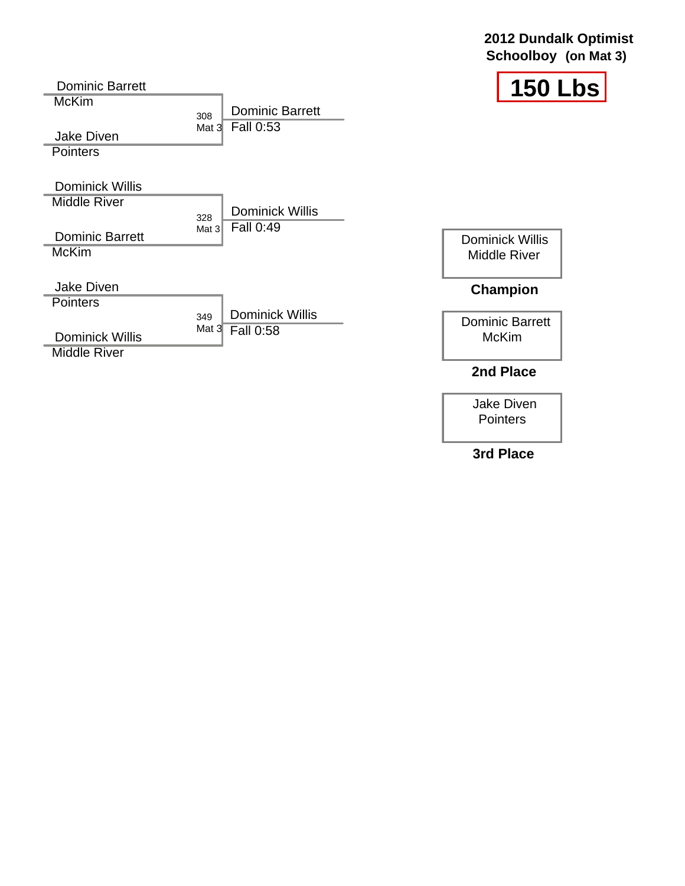**2012 Dundalk Optimist Schoolboy (on Mat 3)**

# 150 Lbs

| Wrestler 1 | Wrestler 2 | Bout | Winner | Result |
|---|---|---|---|---|
| Dominic Barrett, McKim | Jake Diven, Pointers | 308 Mat 3 | Dominic Barrett | Fall 0:53 |
| Dominick Willis, Middle River | Dominic Barrett, McKim | 328 Mat 3 | Dominick Willis | Fall 0:49 |
| Jake Diven, Pointers | Dominick Willis, Middle River | 349 Mat 3 | Dominick Willis | Fall 0:58 |

Dominick Willis
Middle River

**Champion**

Dominic Barrett
McKim

**2nd Place**

Jake Diven
Pointers

**3rd Place**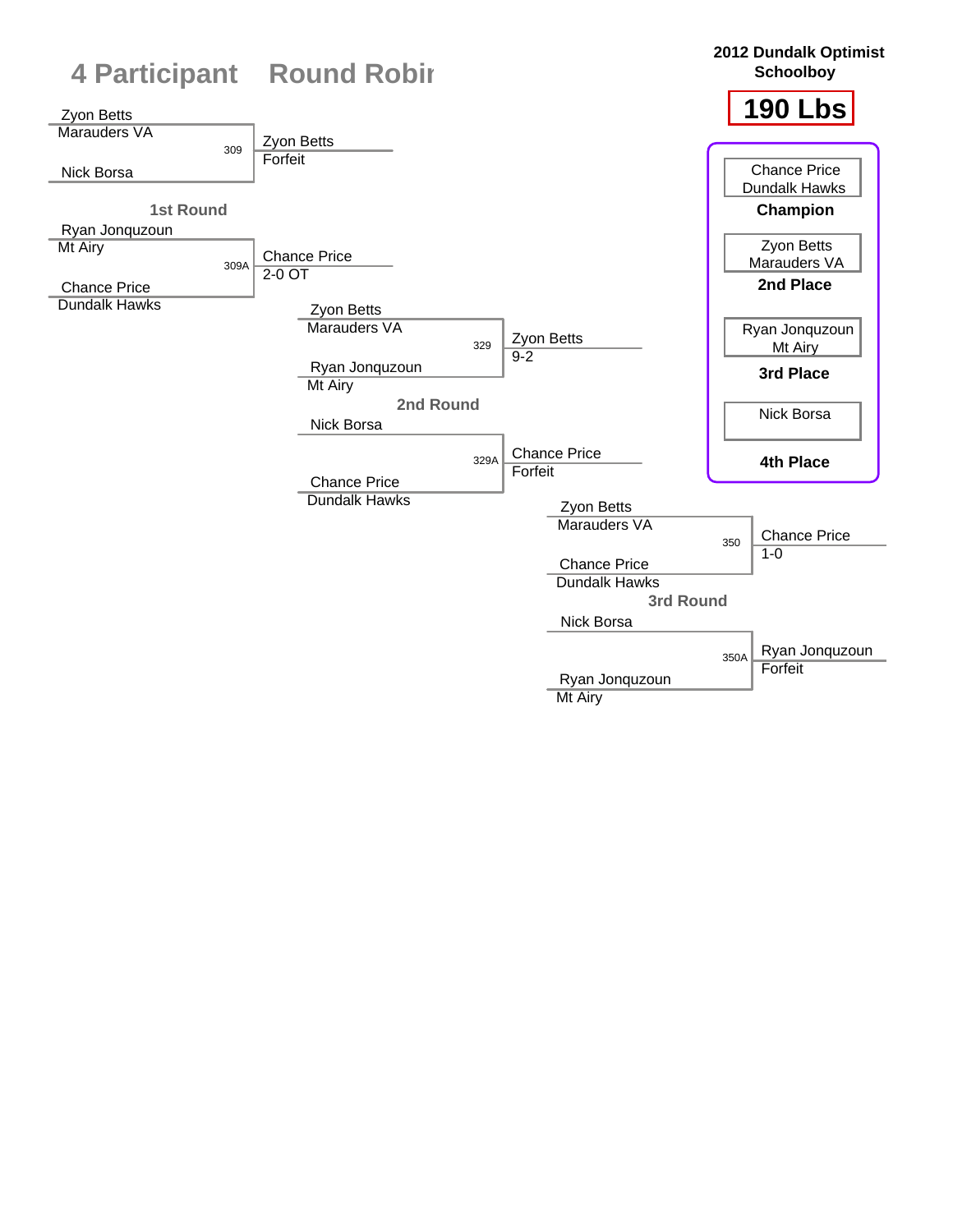# 4 Participant Round Robin

## 2012 Dundalk Optimist Schoolboy

## 190 Lbs

### 1st Round

| Bout | Wrestler 1 | Wrestler 2 | Winner | Result |
|---|---|---|---|---|
| 309 | Zyon Betts (Marauders VA) | Nick Borsa | Zyon Betts | Forfeit |
| 309A | Ryan Jonquzoun (Mt Airy) | Chance Price (Dundalk Hawks) | Chance Price | 2-0 OT |

### 2nd Round

| Bout | Wrestler 1 | Wrestler 2 | Winner | Result |
|---|---|---|---|---|
| 329 | Zyon Betts (Marauders VA) | Ryan Jonquzoun (Mt Airy) | Zyon Betts | 9-2 |
| 329A | Nick Borsa | Chance Price (Dundalk Hawks) | Chance Price | Forfeit |

### 3rd Round

| Bout | Wrestler 1 | Wrestler 2 | Winner | Result |
|---|---|---|---|---|
| 350 | Zyon Betts (Marauders VA) | Chance Price (Dundalk Hawks) | Chance Price | 1-0 |
| 350A | Nick Borsa | Ryan Jonquzoun (Mt Airy) | Ryan Jonquzoun | Forfeit |

### Final Placings

| Place | Wrestler |
|---|---|
| **Champion** | Chance Price, Dundalk Hawks |
| **2nd Place** | Zyon Betts, Marauders VA |
| **3rd Place** | Ryan Jonquzoun, Mt Airy |
| **4th Place** | Nick Borsa |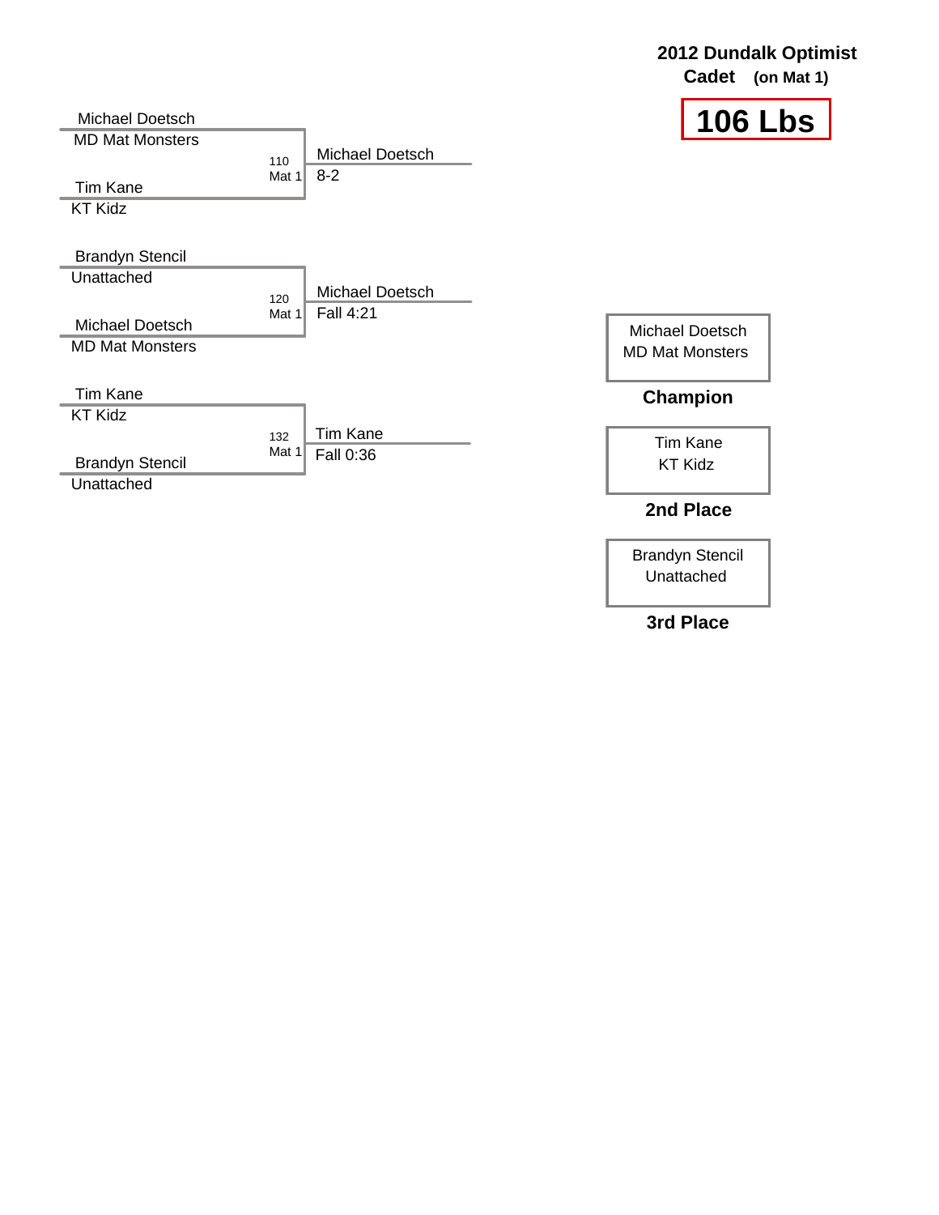# 2012 Dundalk Optimist

**Cadet (on Mat 1)**

## 106 Lbs

| Bout | Wrestler 1 | Wrestler 2 | Mat | Winner | Result |
|---|---|---|---|---|---|
| 110 | Michael Doetsch (MD Mat Monsters) | Tim Kane (KT Kidz) | Mat 1 | Michael Doetsch | 8-2 |
| 120 | Brandyn Stencil (Unattached) | Michael Doetsch (MD Mat Monsters) | Mat 1 | Michael Doetsch | Fall 4:21 |
| 132 | Tim Kane (KT Kidz) | Brandyn Stencil (Unattached) | Mat 1 | Tim Kane | Fall 0:36 |

**Champion:** Michael Doetsch, MD Mat Monsters

**2nd Place:** Tim Kane, KT Kidz

**3rd Place:** Brandyn Stencil, Unattached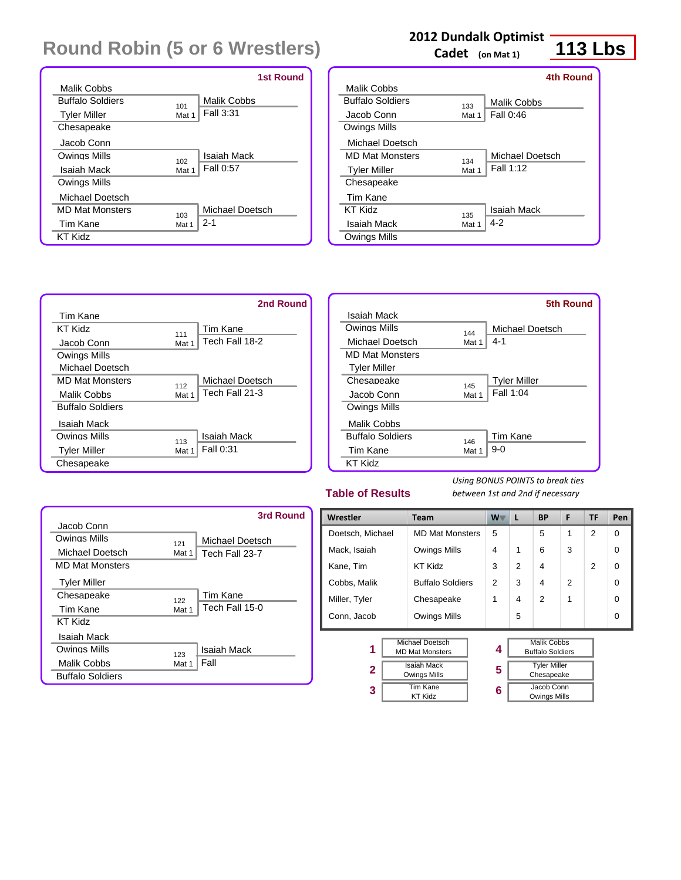# Round Robin (5 or 6 Wrestlers)

**2012 Dundalk Optimist**
**Cadet** (on Mat 1)
**113 Lbs**

## 1st Round

| Wrestler 1 | Wrestler 2 | Bout | Winner | Result |
|---|---|---|---|---|
| Malik Cobbs (Buffalo Soldiers) | Tyler Miller (Chesapeake) | 101 Mat 1 | Malik Cobbs | Fall 3:31 |
| Jacob Conn (Owings Mills) | Isaiah Mack (Owings Mills) | 102 Mat 1 | Isaiah Mack | Fall 0:57 |
| Michael Doetsch (MD Mat Monsters) | Tim Kane (KT Kidz) | 103 Mat 1 | Michael Doetsch | 2-1 |

## 2nd Round

| Wrestler 1 | Wrestler 2 | Bout | Winner | Result |
|---|---|---|---|---|
| Tim Kane (KT Kidz) | Jacob Conn (Owings Mills) | 111 Mat 1 | Tim Kane | Tech Fall 18-2 |
| Michael Doetsch (MD Mat Monsters) | Malik Cobbs (Buffalo Soldiers) | 112 Mat 1 | Michael Doetsch | Tech Fall 21-3 |
| Isaiah Mack (Owings Mills) | Tyler Miller (Chesapeake) | 113 Mat 1 | Isaiah Mack | Fall 0:31 |

## 3rd Round

| Wrestler 1 | Wrestler 2 | Bout | Winner | Result |
|---|---|---|---|---|
| Jacob Conn (Owings Mills) | Michael Doetsch (MD Mat Monsters) | 121 Mat 1 | Michael Doetsch | Tech Fall 23-7 |
| Tyler Miller (Chesapeake) | Tim Kane (KT Kidz) | 122 Mat 1 | Tim Kane | Tech Fall 15-0 |
| Isaiah Mack (Owings Mills) | Malik Cobbs (Buffalo Soldiers) | 123 Mat 1 | Isaiah Mack | Fall |

## 4th Round

| Wrestler 1 | Wrestler 2 | Bout | Winner | Result |
|---|---|---|---|---|
| Malik Cobbs (Buffalo Soldiers) | Jacob Conn (Owings Mills) | 133 Mat 1 | Malik Cobbs | Fall 0:46 |
| Michael Doetsch (MD Mat Monsters) | Tyler Miller (Chesapeake) | 134 Mat 1 | Michael Doetsch | Fall 1:12 |
| Tim Kane (KT Kidz) | Isaiah Mack (Owings Mills) | 135 Mat 1 | Isaiah Mack | 4-2 |

## 5th Round

| Wrestler 1 | Wrestler 2 | Bout | Winner | Result |
|---|---|---|---|---|
| Isaiah Mack (Owings Mills) | Michael Doetsch (MD Mat Monsters) | 144 Mat 1 | Michael Doetsch | 4-1 |
| Tyler Miller (Chesapeake) | Jacob Conn (Owings Mills) | 145 Mat 1 | Tyler Miller | Fall 1:04 |
| Malik Cobbs (Buffalo Soldiers) | Tim Kane (KT Kidz) | 146 Mat 1 | Tim Kane | 9-0 |

## Table of Results

*Using BONUS POINTS to break ties between 1st and 2nd if necessary*

| Wrestler | Team | W | L | BP | F | TF | Pen |
|---|---|---|---|---|---|---|---|
| Doetsch, Michael | MD Mat Monsters | 5 | | 5 | 1 | 2 | 0 |
| Mack, Isaiah | Owings Mills | 4 | 1 | 6 | 3 | | 0 |
| Kane, Tim | KT Kidz | 3 | 2 | 4 | | 2 | 0 |
| Cobbs, Malik | Buffalo Soldiers | 2 | 3 | 4 | 2 | | 0 |
| Miller, Tyler | Chesapeake | 1 | 4 | 2 | 1 | | 0 |
| Conn, Jacob | Owings Mills | | 5 | | | | 0 |

| Place | Wrestler | Team |
|---|---|---|
| 1 | Michael Doetsch | MD Mat Monsters |
| 2 | Isaiah Mack | Owings Mills |
| 3 | Tim Kane | KT Kidz |
| 4 | Malik Cobbs | Buffalo Soldiers |
| 5 | Tyler Miller | Chesapeake |
| 6 | Jacob Conn | Owings Mills |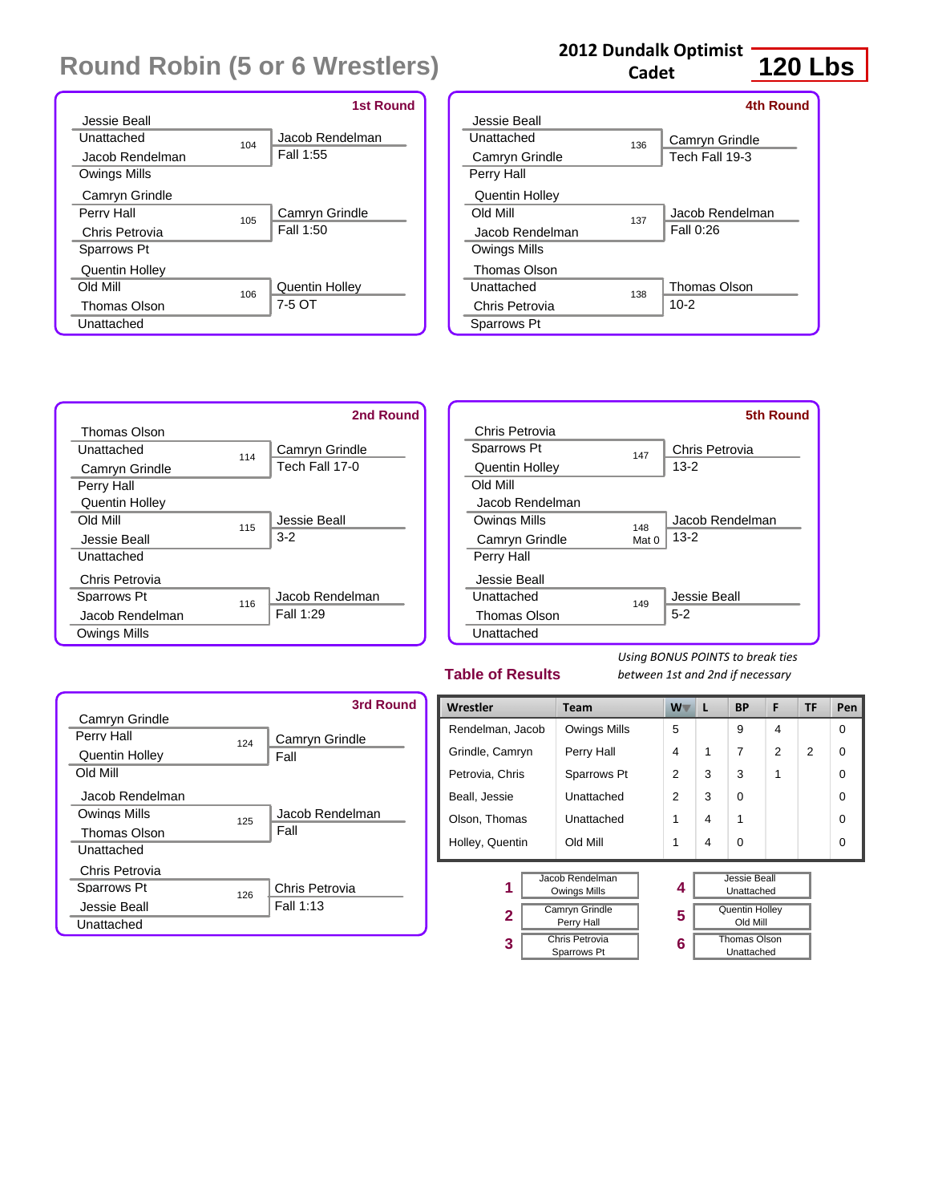# Round Robin (5 or 6 Wrestlers)

**2012 Dundalk Optimist Cadet** — **120 Lbs**

### 1st Round

| Bout | Wrestler 1 | Wrestler 2 | Winner | Result |
|---|---|---|---|---|
| 104 | Jessie Beall (Unattached) | Jacob Rendelman (Owings Mills) | Jacob Rendelman | Fall 1:55 |
| 105 | Camryn Grindle (Perry Hall) | Chris Petrovia (Sparrows Pt) | Camryn Grindle | Fall 1:50 |
| 106 | Quentin Holley (Old Mill) | Thomas Olson (Unattached) | Quentin Holley | 7-5 OT |

### 2nd Round

| Bout | Wrestler 1 | Wrestler 2 | Winner | Result |
|---|---|---|---|---|
| 114 | Thomas Olson (Unattached) | Camryn Grindle (Perry Hall) | Camryn Grindle | Tech Fall 17-0 |
| 115 | Quentin Holley (Old Mill) | Jessie Beall (Unattached) | Jessie Beall | 3-2 |
| 116 | Chris Petrovia (Sparrows Pt) | Jacob Rendelman (Owings Mills) | Jacob Rendelman | Fall 1:29 |

### 3rd Round

| Bout | Wrestler 1 | Wrestler 2 | Winner | Result |
|---|---|---|---|---|
| 124 | Camryn Grindle (Perry Hall) | Quentin Holley (Old Mill) | Camryn Grindle | Fall |
| 125 | Jacob Rendelman (Owings Mills) | Thomas Olson (Unattached) | Jacob Rendelman | Fall |
| 126 | Chris Petrovia (Sparrows Pt) | Jessie Beall (Unattached) | Chris Petrovia | Fall 1:13 |

### 4th Round

| Bout | Wrestler 1 | Wrestler 2 | Winner | Result |
|---|---|---|---|---|
| 136 | Jessie Beall (Unattached) | Camryn Grindle (Perry Hall) | Camryn Grindle | Tech Fall 19-3 |
| 137 | Quentin Holley (Old Mill) | Jacob Rendelman (Owings Mills) | Jacob Rendelman | Fall 0:26 |
| 138 | Thomas Olson (Unattached) | Chris Petrovia (Sparrows Pt) | Thomas Olson | 10-2 |

### 5th Round

| Bout | Wrestler 1 | Wrestler 2 | Winner | Result |
|---|---|---|---|---|
| 147 | Chris Petrovia (Sparrows Pt) | Quentin Holley (Old Mill) | Chris Petrovia | 13-2 |
| 148 Mat 0 | Jacob Rendelman (Owings Mills) | Camryn Grindle (Perry Hall) | Jacob Rendelman | 13-2 |
| 149 | Jessie Beall (Unattached) | Thomas Olson (Unattached) | Jessie Beall | 5-2 |

## Table of Results

*Using BONUS POINTS to break ties between 1st and 2nd if necessary*

| Wrestler | Team | W | L | BP | F | TF | Pen |
|---|---|---|---|---|---|---|---|
| Rendelman, Jacob | Owings Mills | 5 | | 9 | 4 | | 0 |
| Grindle, Camryn | Perry Hall | 4 | 1 | 7 | 2 | 2 | 0 |
| Petrovia, Chris | Sparrows Pt | 2 | 3 | 3 | 1 | | 0 |
| Beall, Jessie | Unattached | 2 | 3 | 0 | | | 0 |
| Olson, Thomas | Unattached | 1 | 4 | 1 | | | 0 |
| Holley, Quentin | Old Mill | 1 | 4 | 0 | | | 0 |

| Place | Wrestler | Team |
|---|---|---|
| 1 | Jacob Rendelman | Owings Mills |
| 2 | Camryn Grindle | Perry Hall |
| 3 | Chris Petrovia | Sparrows Pt |
| 4 | Jessie Beall | Unattached |
| 5 | Quentin Holley | Old Mill |
| 6 | Thomas Olson | Unattached |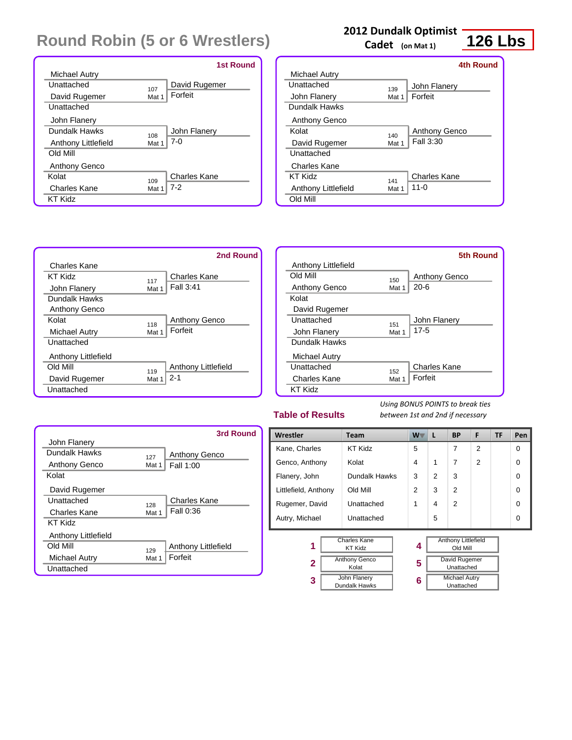# Round Robin (5 or 6 Wrestlers)

**2012 Dundalk Optimist**
**Cadet** (on Mat 1)
**126 Lbs**

### 1st Round

| Wrestler | Team | Bout | Winner | Result |
|---|---|---|---|---|
| Michael Autry | Unattached | 107 Mat 1 | David Rugemer | Forfeit |
| David Rugemer | Unattached | | | |
| John Flanery | Dundalk Hawks | 108 Mat 1 | John Flanery | 7-0 |
| Anthony Littlefield | Old Mill | | | |
| Anthony Genco | Kolat | 109 Mat 1 | Charles Kane | 7-2 |
| Charles Kane | KT Kidz | | | |

### 2nd Round

| Wrestler | Team | Bout | Winner | Result |
|---|---|---|---|---|
| Charles Kane | KT Kidz | 117 Mat 1 | Charles Kane | Fall 3:41 |
| John Flanery | Dundalk Hawks | | | |
| Anthony Genco | Kolat | 118 Mat 1 | Anthony Genco | Forfeit |
| Michael Autry | Unattached | | | |
| Anthony Littlefield | Old Mill | 119 Mat 1 | Anthony Littlefield | 2-1 |
| David Rugemer | Unattached | | | |

### 3rd Round

| Wrestler | Team | Bout | Winner | Result |
|---|---|---|---|---|
| John Flanery | Dundalk Hawks | 127 Mat 1 | Anthony Genco | Fall 1:00 |
| Anthony Genco | Kolat | | | |
| David Rugemer | Unattached | 128 Mat 1 | Charles Kane | Fall 0:36 |
| Charles Kane | KT Kidz | | | |
| Anthony Littlefield | Old Mill | 129 Mat 1 | Anthony Littlefield | Forfeit |
| Michael Autry | Unattached | | | |

### 4th Round

| Wrestler | Team | Bout | Winner | Result |
|---|---|---|---|---|
| Michael Autry | Unattached | 139 Mat 1 | John Flanery | Forfeit |
| John Flanery | Dundalk Hawks | | | |
| Anthony Genco | Kolat | 140 Mat 1 | Anthony Genco | Fall 3:30 |
| David Rugemer | Unattached | | | |
| Charles Kane | KT Kidz | 141 Mat 1 | Charles Kane | 11-0 |
| Anthony Littlefield | Old Mill | | | |

### 5th Round

| Wrestler | Team | Bout | Winner | Result |
|---|---|---|---|---|
| Anthony Littlefield | Old Mill | 150 Mat 1 | Anthony Genco | 20-6 |
| Anthony Genco | Kolat | | | |
| David Rugemer | Unattached | 151 Mat 1 | John Flanery | 17-5 |
| John Flanery | Dundalk Hawks | | | |
| Michael Autry | Unattached | 152 Mat 1 | Charles Kane | Forfeit |
| Charles Kane | KT Kidz | | | |

## Table of Results

*Using BONUS POINTS to break ties between 1st and 2nd if necessary*

| Wrestler | Team | W | L | BP | F | TF | Pen |
|---|---|---|---|---|---|---|---|
| Kane, Charles | KT Kidz | 5 | | 7 | 2 | | 0 |
| Genco, Anthony | Kolat | 4 | 1 | 7 | 2 | | 0 |
| Flanery, John | Dundalk Hawks | 3 | 2 | 3 | | | 0 |
| Littlefield, Anthony | Old Mill | 2 | 3 | 2 | | | 0 |
| Rugemer, David | Unattached | 1 | 4 | 2 | | | 0 |
| Autry, Michael | Unattached | | 5 | | | | 0 |

| Place | Wrestler | Team |
|---|---|---|
| 1 | Charles Kane | KT Kidz |
| 2 | Anthony Genco | Kolat |
| 3 | John Flanery | Dundalk Hawks |
| 4 | Anthony Littlefield | Old Mill |
| 5 | David Rugemer | Unattached |
| 6 | Michael Autry | Unattached |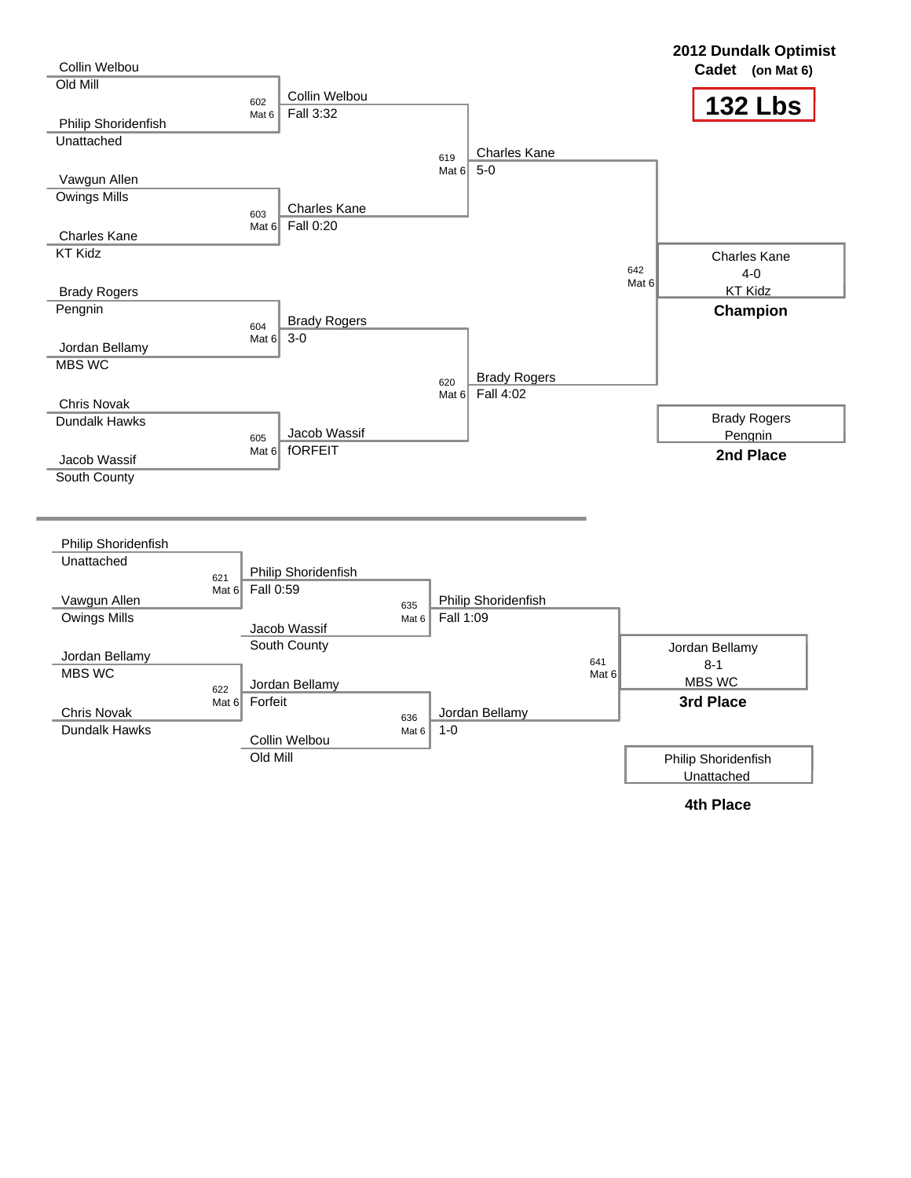# 2012 Dundalk Optimist

**Cadet (on Mat 6)**

## 132 Lbs

### Championship Bracket

| Wrestler | Team |
|---|---|
| Collin Welbou | Old Mill |
| Philip Shoridenfish | Unattached |
| Vawgun Allen | Owings Mills |
| Charles Kane | KT Kidz |
| Brady Rogers | Pengnin |
| Jordan Bellamy | MBS WC |
| Chris Novak | Dundalk Hawks |
| Jacob Wassif | South County |

| Bout | Mat | Winner | Result |
|---|---|---|---|
| 602 | Mat 6 | Collin Welbou | Fall 3:32 |
| 603 | Mat 6 | Charles Kane | Fall 0:20 |
| 604 | Mat 6 | Brady Rogers | 3-0 |
| 605 | Mat 6 | Jacob Wassif | fORFEIT |
| 619 | Mat 6 | Charles Kane | 5-0 |
| 620 | Mat 6 | Brady Rogers | Fall 4:02 |
| 642 | Mat 6 | Charles Kane | 4-0 |

**Champion:** Charles Kane, 4-0, KT Kidz

**2nd Place:** Brady Rogers, Pengnin

### Consolation Bracket

| Wrestler | Team |
|---|---|
| Philip Shoridenfish | Unattached |
| Vawgun Allen | Owings Mills |
| Jordan Bellamy | MBS WC |
| Chris Novak | Dundalk Hawks |
| Jacob Wassif | South County |
| Collin Welbou | Old Mill |

| Bout | Mat | Winner | Result |
|---|---|---|---|
| 621 | Mat 6 | Philip Shoridenfish | Fall 0:59 |
| 622 | Mat 6 | Jordan Bellamy | Forfeit |
| 635 | Mat 6 | Philip Shoridenfish | Fall 1:09 |
| 636 | Mat 6 | Jordan Bellamy | 1-0 |
| 641 | Mat 6 | Jordan Bellamy | 8-1 |

**3rd Place:** Jordan Bellamy, 8-1, MBS WC

**4th Place:** Philip Shoridenfish, Unattached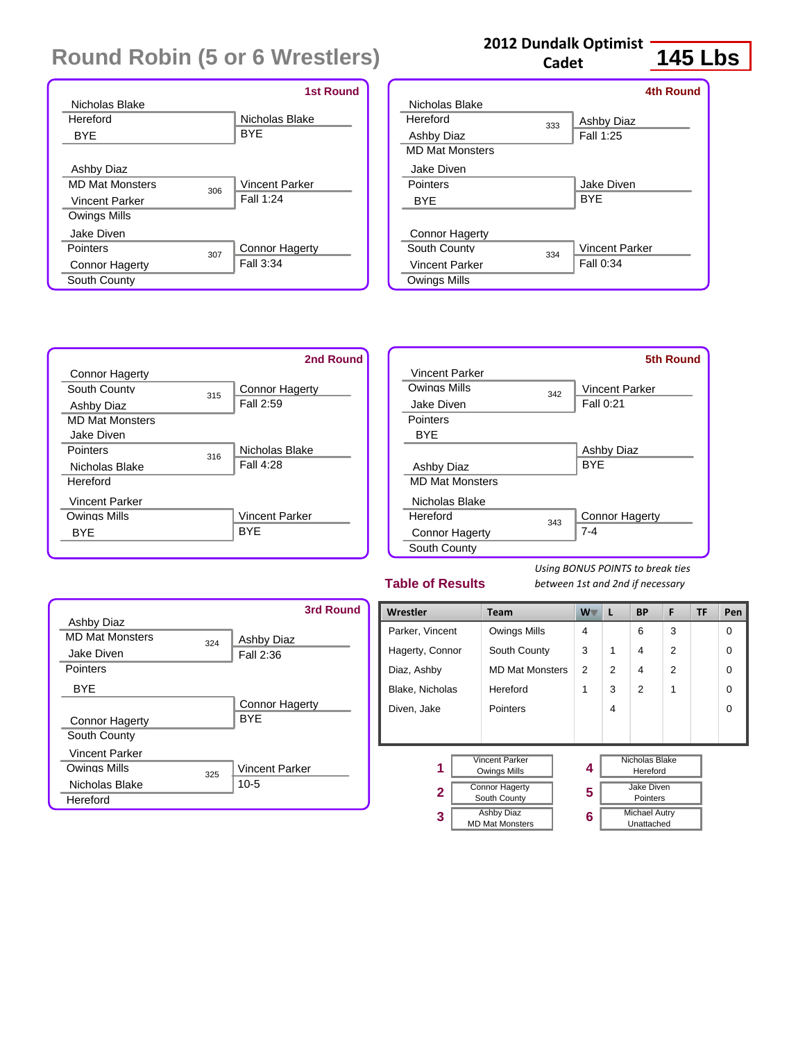# Round Robin (5 or 6 Wrestlers)

**2012 Dundalk Optimist Cadet** **145 Lbs**

### 1st Round

| Wrestler 1 | Team | Wrestler 2 | Team | Bout | Winner | Result |
|---|---|---|---|---|---|---|
| Nicholas Blake | Hereford | BYE | | | Nicholas Blake | BYE |
| Ashby Diaz | MD Mat Monsters | Vincent Parker | Owings Mills | 306 | Vincent Parker | Fall 1:24 |
| Jake Diven | Pointers | Connor Hagerty | South County | 307 | Connor Hagerty | Fall 3:34 |

### 2nd Round

| Wrestler 1 | Team | Wrestler 2 | Team | Bout | Winner | Result |
|---|---|---|---|---|---|---|
| Connor Hagerty | South County | Ashby Diaz | MD Mat Monsters | 315 | Connor Hagerty | Fall 2:59 |
| Jake Diven | Pointers | Nicholas Blake | Hereford | 316 | Nicholas Blake | Fall 4:28 |
| Vincent Parker | Owings Mills | BYE | | | Vincent Parker | BYE |

### 3rd Round

| Wrestler 1 | Team | Wrestler 2 | Team | Bout | Winner | Result |
|---|---|---|---|---|---|---|
| Ashby Diaz | MD Mat Monsters | Jake Diven | Pointers | 324 | Ashby Diaz | Fall 2:36 |
| BYE | | Connor Hagerty | South County | | Connor Hagerty | BYE |
| Vincent Parker | Owings Mills | Nicholas Blake | Hereford | 325 | Vincent Parker | 10-5 |

### 4th Round

| Wrestler 1 | Team | Wrestler 2 | Team | Bout | Winner | Result |
|---|---|---|---|---|---|---|
| Nicholas Blake | Hereford | Ashby Diaz | MD Mat Monsters | 333 | Ashby Diaz | Fall 1:25 |
| Jake Diven | Pointers | BYE | | | Jake Diven | BYE |
| Connor Hagerty | South County | Vincent Parker | Owings Mills | 334 | Vincent Parker | Fall 0:34 |

### 5th Round

| Wrestler 1 | Team | Wrestler 2 | Team | Bout | Winner | Result |
|---|---|---|---|---|---|---|
| Vincent Parker | Owings Mills | Jake Diven | Pointers | 342 | Vincent Parker | Fall 0:21 |
| BYE | | Ashby Diaz | MD Mat Monsters | | Ashby Diaz | BYE |
| Nicholas Blake | Hereford | Connor Hagerty | South County | 343 | Connor Hagerty | 7-4 |

## Table of Results

*Using BONUS POINTS to break ties between 1st and 2nd if necessary*

| Wrestler | Team | W | L | BP | F | TF | Pen |
|---|---|---|---|---|---|---|---|
| Parker, Vincent | Owings Mills | 4 | | 6 | 3 | | 0 |
| Hagerty, Connor | South County | 3 | 1 | 4 | 2 | | 0 |
| Diaz, Ashby | MD Mat Monsters | 2 | 2 | 4 | 2 | | 0 |
| Blake, Nicholas | Hereford | 1 | 3 | 2 | 1 | | 0 |
| Diven, Jake | Pointers | | 4 | | | | 0 |

| Place | Wrestler | Team |
|---|---|---|
| 1 | Vincent Parker | Owings Mills |
| 2 | Connor Hagerty | South County |
| 3 | Ashby Diaz | MD Mat Monsters |
| 4 | Nicholas Blake | Hereford |
| 5 | Jake Diven | Pointers |
| 6 | Michael Autry | Unattached |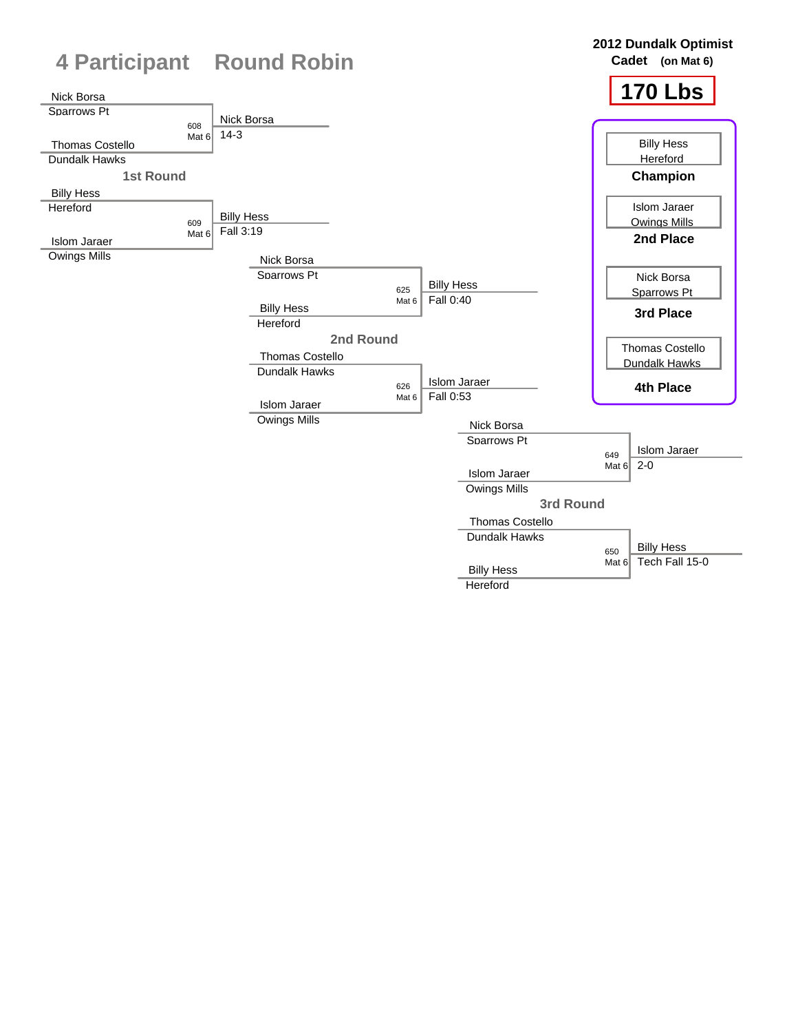# 4 Participant Round Robin

**2012 Dundalk Optimist**
**Cadet (on Mat 6)**

## 170 Lbs

### 1st Round

| Match | Mat | Wrestler 1 | Wrestler 2 | Winner | Result |
|---|---|---|---|---|---|
| 608 | Mat 6 | Nick Borsa (Sparrows Pt) | Thomas Costello (Dundalk Hawks) | Nick Borsa | 14-3 |
| 609 | Mat 6 | Billy Hess (Hereford) | Islom Jaraer (Owings Mills) | Billy Hess | Fall 3:19 |

### 2nd Round

| Match | Mat | Wrestler 1 | Wrestler 2 | Winner | Result |
|---|---|---|---|---|---|
| 625 | Mat 6 | Nick Borsa (Sparrows Pt) | Billy Hess (Hereford) | Billy Hess | Fall 0:40 |
| 626 | Mat 6 | Thomas Costello (Dundalk Hawks) | Islom Jaraer (Owings Mills) | Islom Jaraer | Fall 0:53 |

### 3rd Round

| Match | Mat | Wrestler 1 | Wrestler 2 | Winner | Result |
|---|---|---|---|---|---|
| 649 | Mat 6 | Nick Borsa (Sparrows Pt) | Islom Jaraer (Owings Mills) | Islom Jaraer | 2-0 |
| 650 | Mat 6 | Thomas Costello (Dundalk Hawks) | Billy Hess (Hereford) | Billy Hess | Tech Fall 15-0 |

### Placings

| Place | Wrestler | Team |
|---|---|---|
| Champion | Billy Hess | Hereford |
| 2nd Place | Islom Jaraer | Owings Mills |
| 3rd Place | Nick Borsa | Sparrows Pt |
| 4th Place | Thomas Costello | Dundalk Hawks |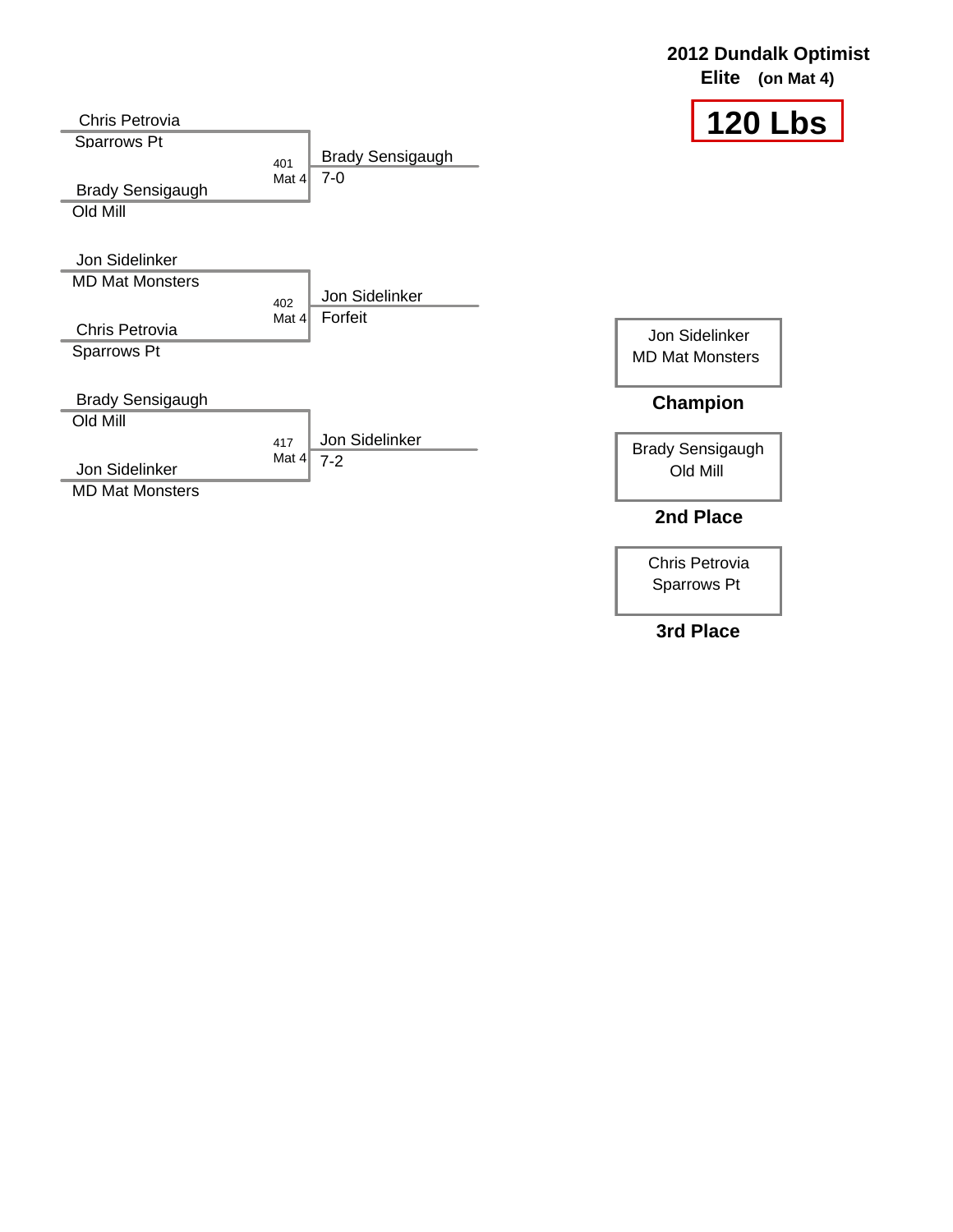# 2012 Dundalk Optimist

**Elite** **(on Mat 4)**

## 120 Lbs

| Bout | Mat | Wrestler 1 | Team 1 | Wrestler 2 | Team 2 | Winner | Result |
|---|---|---|---|---|---|---|---|
| 401 | Mat 4 | Chris Petrovia | Sparrows Pt | Brady Sensigaugh | Old Mill | Brady Sensigaugh | 7-0 |
| 402 | Mat 4 | Jon Sidelinker | MD Mat Monsters | Chris Petrovia | Sparrows Pt | Jon Sidelinker | Forfeit |
| 417 | Mat 4 | Brady Sensigaugh | Old Mill | Jon Sidelinker | MD Mat Monsters | Jon Sidelinker | 7-2 |

Jon Sidelinker
MD Mat Monsters

**Champion**

Brady Sensigaugh
Old Mill

**2nd Place**

Chris Petrovia
Sparrows Pt

**3rd Place**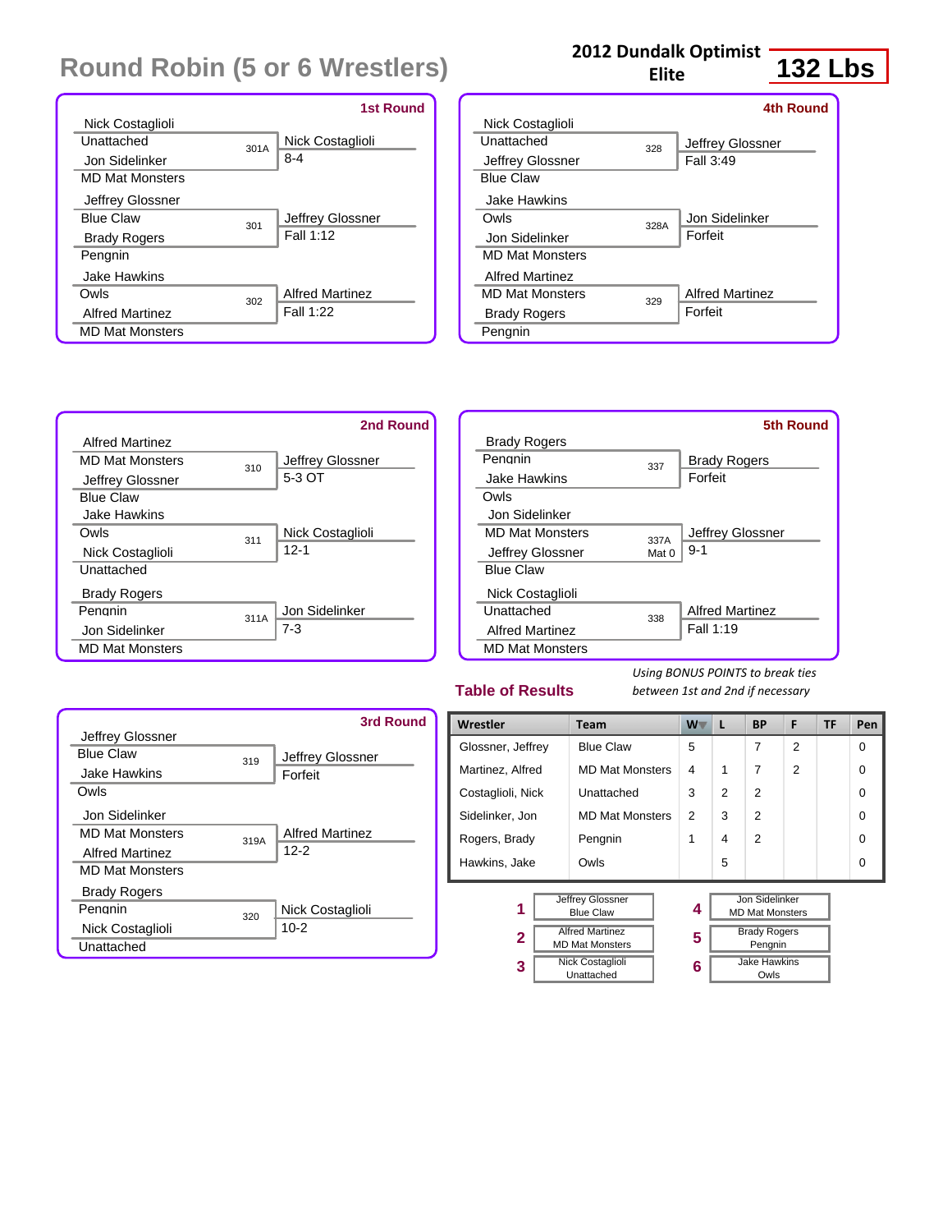# Round Robin (5 or 6 Wrestlers)

**2012 Dundalk Optimist Elite** — **132 Lbs**

### 1st Round

| Wrestler 1 | Team | Bout | Wrestler 2 | Team | Winner | Result |
|---|---|---|---|---|---|---|
| Nick Costaglioli | Unattached | 301A | Jon Sidelinker | MD Mat Monsters | Nick Costaglioli | 8-4 |
| Jeffrey Glossner | Blue Claw | 301 | Brady Rogers | Pengnin | Jeffrey Glossner | Fall 1:12 |
| Jake Hawkins | Owls | 302 | Alfred Martinez | MD Mat Monsters | Alfred Martinez | Fall 1:22 |

### 2nd Round

| Wrestler 1 | Team | Bout | Wrestler 2 | Team | Winner | Result |
|---|---|---|---|---|---|---|
| Alfred Martinez | MD Mat Monsters | 310 | Jeffrey Glossner | Blue Claw | Jeffrey Glossner | 5-3 OT |
| Jake Hawkins | Owls | 311 | Nick Costaglioli | Unattached | Nick Costaglioli | 12-1 |
| Brady Rogers | Pengnin | 311A | Jon Sidelinker | MD Mat Monsters | Jon Sidelinker | 7-3 |

### 3rd Round

| Wrestler 1 | Team | Bout | Wrestler 2 | Team | Winner | Result |
|---|---|---|---|---|---|---|
| Jeffrey Glossner | Blue Claw | 319 | Jake Hawkins | Owls | Jeffrey Glossner | Forfeit |
| Jon Sidelinker | MD Mat Monsters | 319A | Alfred Martinez | MD Mat Monsters | Alfred Martinez | 12-2 |
| Brady Rogers | Pengnin | 320 | Nick Costaglioli | Unattached | Nick Costaglioli | 10-2 |

### 4th Round

| Wrestler 1 | Team | Bout | Wrestler 2 | Team | Winner | Result |
|---|---|---|---|---|---|---|
| Nick Costaglioli | Unattached | 328 | Jeffrey Glossner | Blue Claw | Jeffrey Glossner | Fall 3:49 |
| Jake Hawkins | Owls | 328A | Jon Sidelinker | MD Mat Monsters | Jon Sidelinker | Forfeit |
| Alfred Martinez | MD Mat Monsters | 329 | Brady Rogers | Pengnin | Alfred Martinez | Forfeit |

### 5th Round

| Wrestler 1 | Team | Bout | Wrestler 2 | Team | Winner | Result |
|---|---|---|---|---|---|---|
| Brady Rogers | Pengnin | 337 | Jake Hawkins | Owls | Brady Rogers | Forfeit |
| Jon Sidelinker | MD Mat Monsters | 337A Mat 0 | Jeffrey Glossner | Blue Claw | Jeffrey Glossner | 9-1 |
| Nick Costaglioli | Unattached | 338 | Alfred Martinez | MD Mat Monsters | Alfred Martinez | Fall 1:19 |

## Table of Results

*Using BONUS POINTS to break ties between 1st and 2nd if necessary*

| Wrestler | Team | W | L | BP | F | TF | Pen |
|---|---|---|---|---|---|---|---|
| Glossner, Jeffrey | Blue Claw | 5 | | 7 | 2 | | 0 |
| Martinez, Alfred | MD Mat Monsters | 4 | 1 | 7 | 2 | | 0 |
| Costaglioli, Nick | Unattached | 3 | 2 | 2 | | | 0 |
| Sidelinker, Jon | MD Mat Monsters | 2 | 3 | 2 | | | 0 |
| Rogers, Brady | Pengnin | 1 | 4 | 2 | | | 0 |
| Hawkins, Jake | Owls | | 5 | | | | 0 |

| Place | Wrestler | Team |
|---|---|---|
| 1 | Jeffrey Glossner | Blue Claw |
| 2 | Alfred Martinez | MD Mat Monsters |
| 3 | Nick Costaglioli | Unattached |
| 4 | Jon Sidelinker | MD Mat Monsters |
| 5 | Brady Rogers | Pengnin |
| 6 | Jake Hawkins | Owls |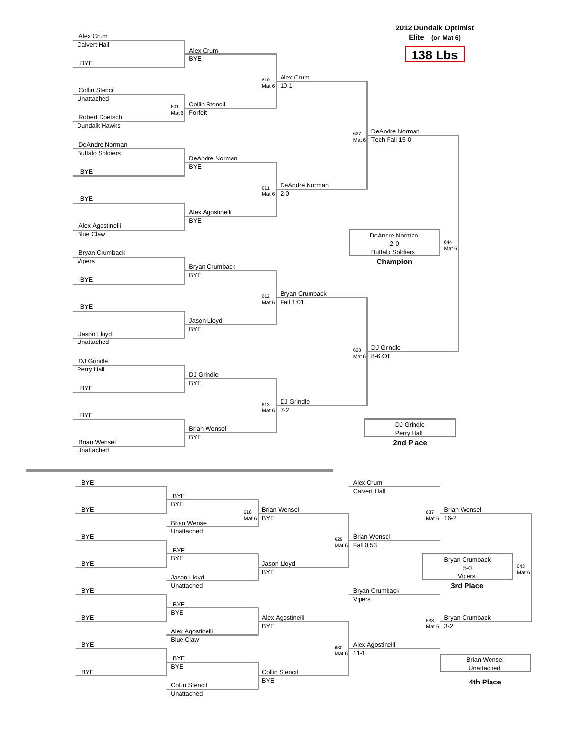# 2012 Dundalk Optimist

**Elite** (on Mat 6)

## 138 Lbs

### Championship Bracket

**First Round**

- Alex Crum (Calvert Hall) vs BYE → Alex Crum (BYE)
- Collin Stencil (Unattached) vs Robert Doetsch (Dundalk Hawks) — Bout 601, Mat 6 → Collin Stencil (Forfeit)
- DeAndre Norman (Buffalo Soldiers) vs BYE → DeAndre Norman (BYE)
- BYE vs Alex Agostinelli (Blue Claw) → Alex Agostinelli (BYE)
- Bryan Crumback (Vipers) vs BYE → Bryan Crumback (BYE)
- BYE vs Jason Lloyd (Unattached) → Jason Lloyd (BYE)
- DJ Grindle (Perry Hall) vs BYE → DJ Grindle (BYE)
- BYE vs Brian Wensel (Unattached) → Brian Wensel (BYE)

**Quarterfinals**

- Bout 610, Mat 6: Alex Crum — 10-1
- Bout 611, Mat 6: DeAndre Norman — 2-0
- Bout 612, Mat 6: Bryan Crumback — Fall 1:01
- Bout 613, Mat 6: DJ Grindle — 7-2

**Semifinals**

- Bout 627, Mat 6: DeAndre Norman — Tech Fall 15-0
- Bout 628, Mat 6: DJ Grindle — 8-6 OT

**Final** (Bout 644, Mat 6)

DeAndre Norman
2-0
Buffalo Soldiers
**Champion**

DJ Grindle
Perry Hall
**2nd Place**

### Consolation Bracket

- BYE vs BYE → BYE (BYE); vs Brian Wensel (Unattached) — Bout 618, Mat 6 → Brian Wensel (BYE)
- BYE vs BYE → BYE (BYE); vs Jason Lloyd (Unattached) → Jason Lloyd (BYE)
- Bout 629, Mat 6: Brian Wensel — Fall 0:53
- BYE vs BYE → BYE (BYE); vs Alex Agostinelli (Blue Claw) → Alex Agostinelli (BYE)
- BYE vs BYE → BYE (BYE); vs Collin Stencil (Unattached) → Collin Stencil (BYE)
- Bout 630, Mat 6: Alex Agostinelli — 11-1
- Bout 637, Mat 6: Alex Crum (Calvert Hall) vs Brian Wensel → Brian Wensel — 16-2
- Bout 638, Mat 6: Bryan Crumback (Vipers) vs Alex Agostinelli → Bryan Crumback — 3-2

**3rd Place** (Bout 643, Mat 6)

Bryan Crumback
5-0
Vipers
**3rd Place**

Brian Wensel
Unattached
**4th Place**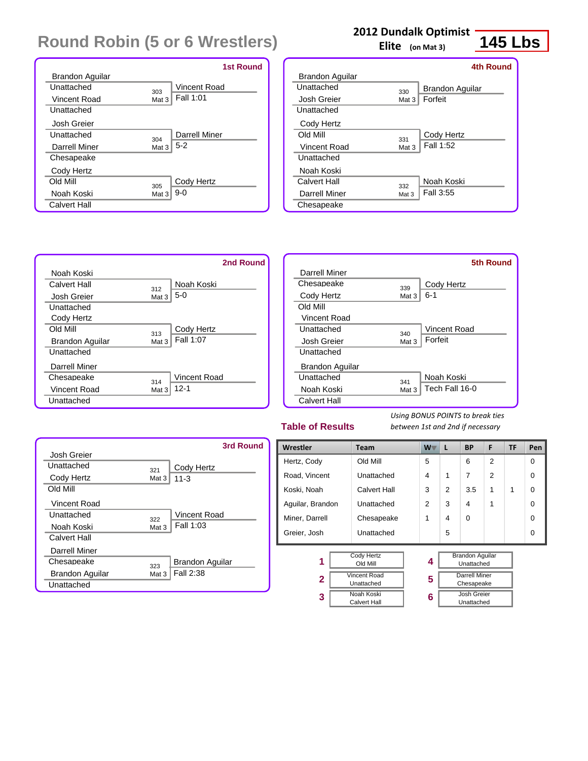# Round Robin (5 or 6 Wrestlers)

**2012 Dundalk Optimist**
**Elite** (on Mat 3)
**145 Lbs**

### 1st Round

| Wrestler 1 | Wrestler 2 | Bout | Winner | Result |
|---|---|---|---|---|
| Brandon Aguilar (Unattached) | Vincent Road (Unattached) | 303 Mat 3 | Vincent Road | Fall 1:01 |
| Josh Greier (Unattached) | Darrell Miner (Chesapeake) | 304 Mat 3 | Darrell Miner | 5-2 |
| Cody Hertz (Old Mill) | Noah Koski (Calvert Hall) | 305 Mat 3 | Cody Hertz | 9-0 |

### 2nd Round

| Wrestler 1 | Wrestler 2 | Bout | Winner | Result |
|---|---|---|---|---|
| Noah Koski (Calvert Hall) | Josh Greier (Unattached) | 312 Mat 3 | Noah Koski | 5-0 |
| Cody Hertz (Old Mill) | Brandon Aguilar (Unattached) | 313 Mat 3 | Cody Hertz | Fall 1:07 |
| Darrell Miner (Chesapeake) | Vincent Road (Unattached) | 314 Mat 3 | Vincent Road | 12-1 |

### 3rd Round

| Wrestler 1 | Wrestler 2 | Bout | Winner | Result |
|---|---|---|---|---|
| Josh Greier (Unattached) | Cody Hertz (Old Mill) | 321 Mat 3 | Cody Hertz | 11-3 |
| Vincent Road (Unattached) | Noah Koski (Calvert Hall) | 322 Mat 3 | Vincent Road | Fall 1:03 |
| Darrell Miner (Chesapeake) | Brandon Aguilar (Unattached) | 323 Mat 3 | Brandon Aguilar | Fall 2:38 |

### 4th Round

| Wrestler 1 | Wrestler 2 | Bout | Winner | Result |
|---|---|---|---|---|
| Brandon Aguilar (Unattached) | Josh Greier (Unattached) | 330 Mat 3 | Brandon Aguilar | Forfeit |
| Cody Hertz (Old Mill) | Vincent Road (Unattached) | 331 Mat 3 | Cody Hertz | Fall 1:52 |
| Noah Koski (Calvert Hall) | Darrell Miner (Chesapeake) | 332 Mat 3 | Noah Koski | Fall 3:55 |

### 5th Round

| Wrestler 1 | Wrestler 2 | Bout | Winner | Result |
|---|---|---|---|---|
| Darrell Miner (Chesapeake) | Cody Hertz (Old Mill) | 339 Mat 3 | Cody Hertz | 6-1 |
| Vincent Road (Unattached) | Josh Greier (Unattached) | 340 Mat 3 | Vincent Road | Forfeit |
| Brandon Aguilar (Unattached) | Noah Koski (Calvert Hall) | 341 Mat 3 | Noah Koski | Tech Fall 16-0 |

## Table of Results

*Using BONUS POINTS to break ties between 1st and 2nd if necessary*

| Wrestler | Team | W | L | BP | F | TF | Pen |
|---|---|---|---|---|---|---|---|
| Hertz, Cody | Old Mill | 5 | | 6 | 2 | | 0 |
| Road, Vincent | Unattached | 4 | 1 | 7 | 2 | | 0 |
| Koski, Noah | Calvert Hall | 3 | 2 | 3.5 | 1 | 1 | 0 |
| Aguilar, Brandon | Unattached | 2 | 3 | 4 | 1 | | 0 |
| Miner, Darrell | Chesapeake | 1 | 4 | 0 | | | 0 |
| Greier, Josh | Unattached | | 5 | | | | 0 |

| Place | Wrestler | Team |
|---|---|---|
| 1 | Cody Hertz | Old Mill |
| 2 | Vincent Road | Unattached |
| 3 | Noah Koski | Calvert Hall |
| 4 | Brandon Aguilar | Unattached |
| 5 | Darrell Miner | Chesapeake |
| 6 | Josh Greier | Unattached |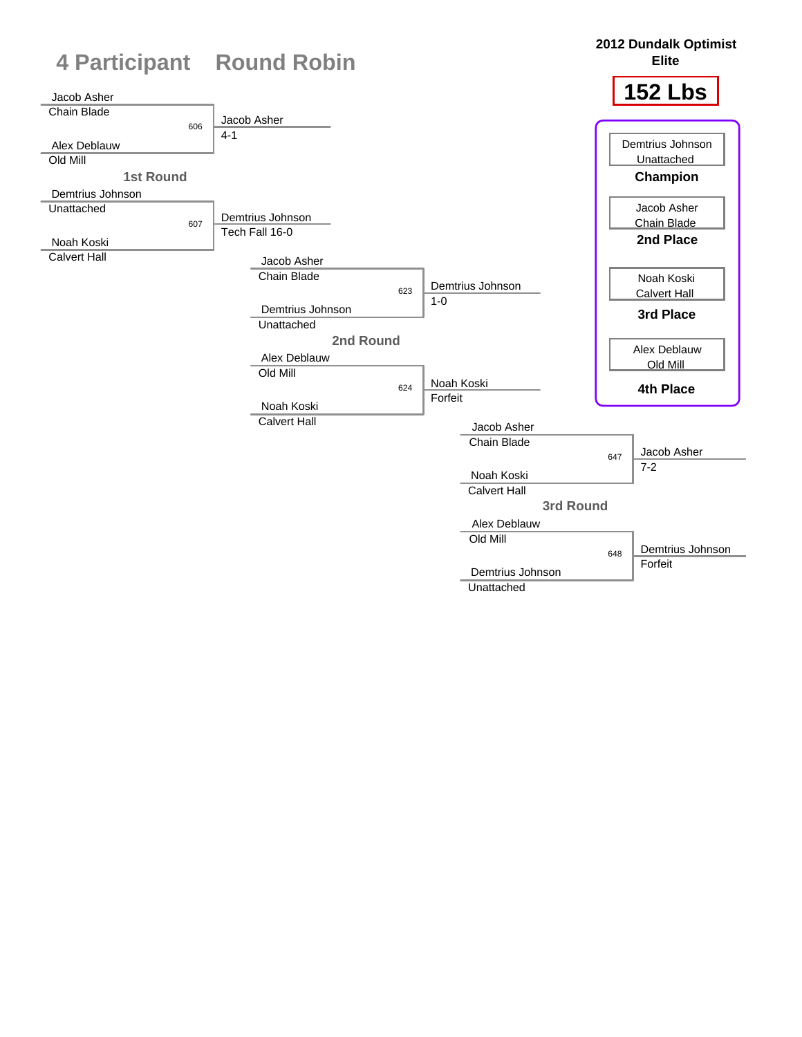# 4 Participant Round Robin

**2012 Dundalk Optimist Elite**

**152 Lbs**

## 1st Round

| Match | Wrestler 1 | Wrestler 2 | Winner | Result |
|---|---|---|---|---|
| 606 | Jacob Asher (Chain Blade) | Alex Deblauw (Old Mill) | Jacob Asher | 4-1 |
| 607 | Demtrius Johnson (Unattached) | Noah Koski (Calvert Hall) | Demtrius Johnson | Tech Fall 16-0 |

## 2nd Round

| Match | Wrestler 1 | Wrestler 2 | Winner | Result |
|---|---|---|---|---|
| 623 | Jacob Asher (Chain Blade) | Demtrius Johnson (Unattached) | Demtrius Johnson | 1-0 |
| 624 | Alex Deblauw (Old Mill) | Noah Koski (Calvert Hall) | Noah Koski | Forfeit |

## 3rd Round

| Match | Wrestler 1 | Wrestler 2 | Winner | Result |
|---|---|---|---|---|
| 647 | Jacob Asher (Chain Blade) | Noah Koski (Calvert Hall) | Jacob Asher | 7-2 |
| 648 | Alex Deblauw (Old Mill) | Demtrius Johnson (Unattached) | Demtrius Johnson | Forfeit |

## Final Placings

| Place | Wrestler | Team |
|---|---|---|
| Champion | Demtrius Johnson | Unattached |
| 2nd Place | Jacob Asher | Chain Blade |
| 3rd Place | Noah Koski | Calvert Hall |
| 4th Place | Alex Deblauw | Old Mill |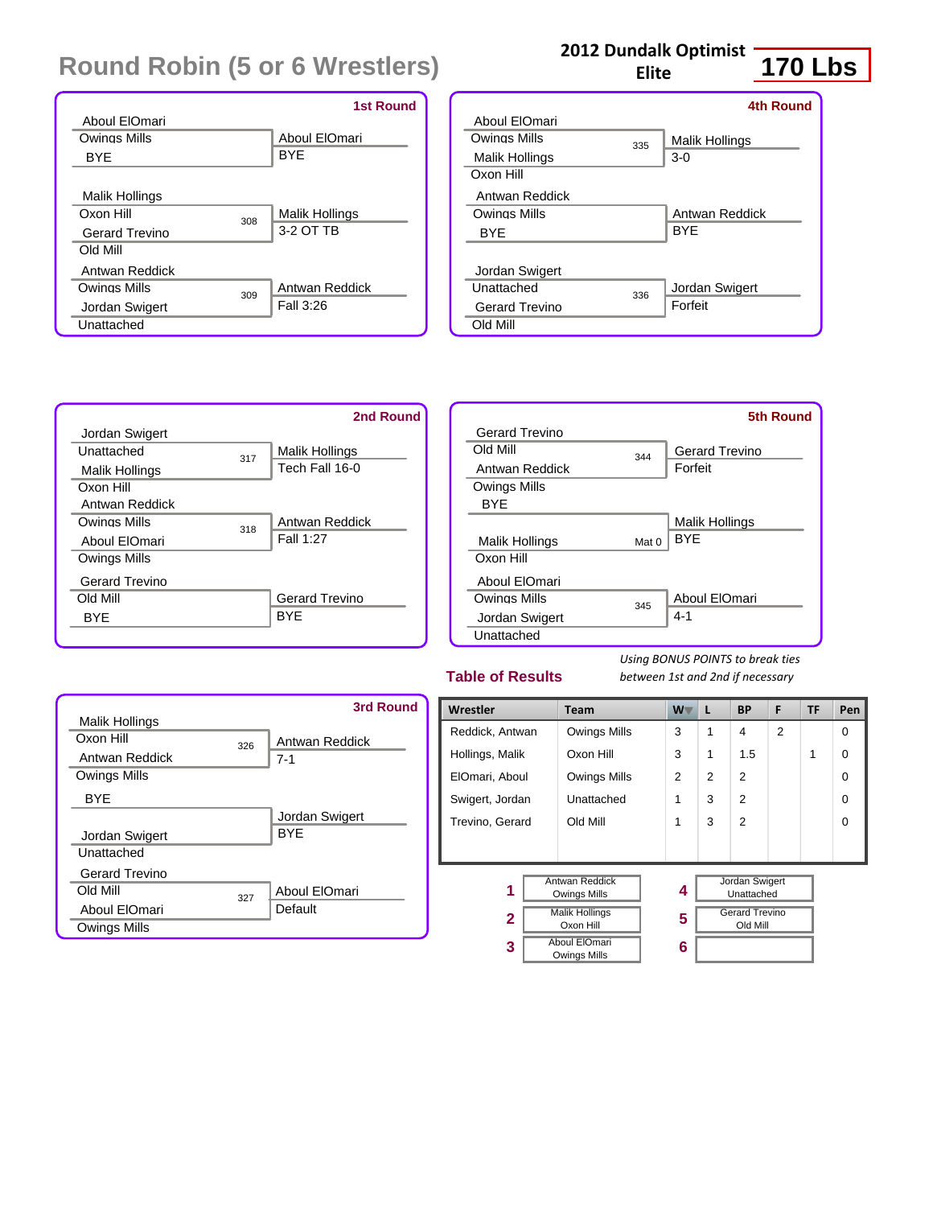# Round Robin (5 or 6 Wrestlers)

**2012 Dundalk Optimist Elite** — **170 Lbs**

### 1st Round

| Wrestler 1 | Wrestler 2 | Bout | Winner | Result |
|---|---|---|---|---|
| Aboul ElOmari (Owings Mills) | BYE | | Aboul ElOmari | BYE |
| Malik Hollings (Oxon Hill) | Gerard Trevino (Old Mill) | 308 | Malik Hollings | 3-2 OT TB |
| Antwan Reddick (Owings Mills) | Jordan Swigert (Unattached) | 309 | Antwan Reddick | Fall 3:26 |

### 2nd Round

| Wrestler 1 | Wrestler 2 | Bout | Winner | Result |
|---|---|---|---|---|
| Jordan Swigert (Unattached) | Malik Hollings (Oxon Hill) | 317 | Malik Hollings | Tech Fall 16-0 |
| Antwan Reddick (Owings Mills) | Aboul ElOmari (Owings Mills) | 318 | Antwan Reddick | Fall 1:27 |
| Gerard Trevino (Old Mill) | BYE | | Gerard Trevino | BYE |

### 3rd Round

| Wrestler 1 | Wrestler 2 | Bout | Winner | Result |
|---|---|---|---|---|
| Malik Hollings (Oxon Hill) | Antwan Reddick (Owings Mills) | 326 | Antwan Reddick | 7-1 |
| BYE | Jordan Swigert (Unattached) | | Jordan Swigert | BYE |
| Gerard Trevino (Old Mill) | Aboul ElOmari (Owings Mills) | 327 | Aboul ElOmari | Default |

### 4th Round

| Wrestler 1 | Wrestler 2 | Bout | Winner | Result |
|---|---|---|---|---|
| Aboul ElOmari (Owings Mills) | Malik Hollings (Oxon Hill) | 335 | Malik Hollings | 3-0 |
| Antwan Reddick (Owings Mills) | BYE | | Antwan Reddick | BYE |
| Jordan Swigert (Unattached) | Gerard Trevino (Old Mill) | 336 | Jordan Swigert | Forfeit |

### 5th Round

| Wrestler 1 | Wrestler 2 | Bout | Winner | Result |
|---|---|---|---|---|
| Gerard Trevino (Old Mill) | Antwan Reddick (Owings Mills) | 344 | Gerard Trevino | Forfeit |
| BYE | Malik Hollings (Oxon Hill) | Mat 0 | Malik Hollings | BYE |
| Aboul ElOmari (Owings Mills) | Jordan Swigert (Unattached) | 345 | Aboul ElOmari | 4-1 |

## Table of Results

*Using BONUS POINTS to break ties between 1st and 2nd if necessary*

| Wrestler | Team | W | L | BP | F | TF | Pen |
|---|---|---|---|---|---|---|---|
| Reddick, Antwan | Owings Mills | 3 | 1 | 4 | 2 | | 0 |
| Hollings, Malik | Oxon Hill | 3 | 1 | 1.5 | | 1 | 0 |
| ElOmari, Aboul | Owings Mills | 2 | 2 | 2 | | | 0 |
| Swigert, Jordan | Unattached | 1 | 3 | 2 | | | 0 |
| Trevino, Gerard | Old Mill | 1 | 3 | 2 | | | 0 |

| Place | Wrestler | Place | Wrestler |
|---|---|---|---|
| 1 | Antwan Reddick, Owings Mills | 4 | Jordan Swigert, Unattached |
| 2 | Malik Hollings, Oxon Hill | 5 | Gerard Trevino, Old Mill |
| 3 | Aboul ElOmari, Owings Mills | 6 | |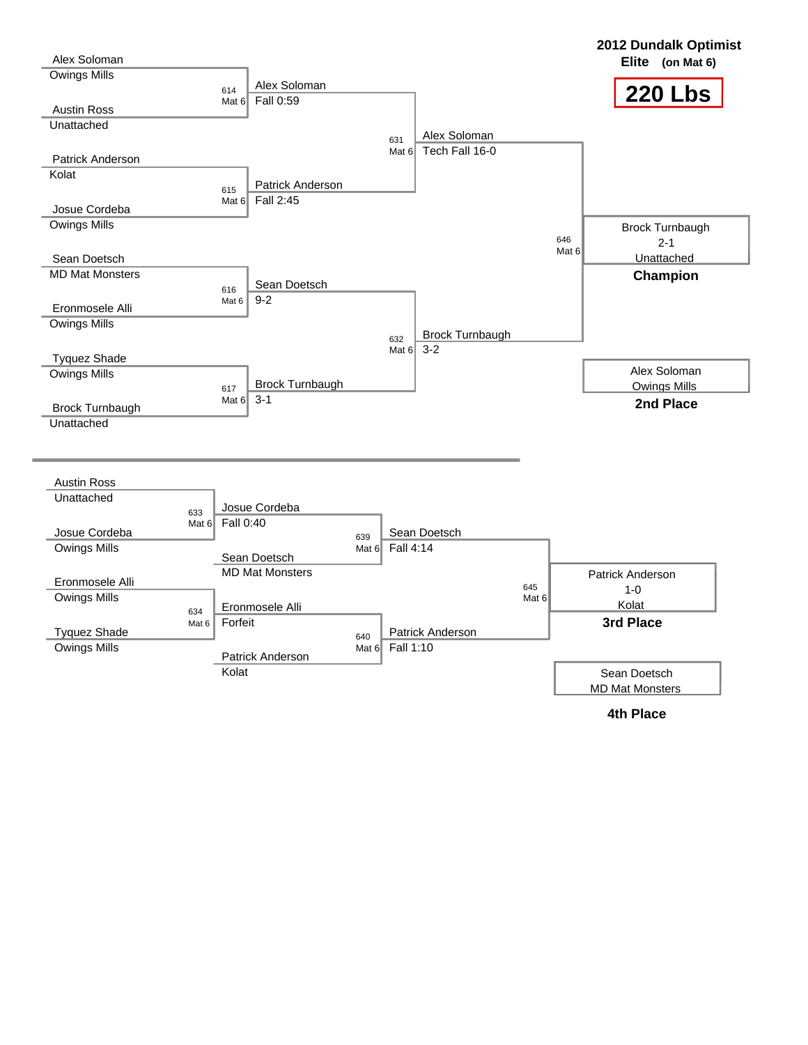# 2012 Dundalk Optimist

**Elite** (on Mat 6)

## 220 Lbs

### Championship Bracket

| Wrestler | Team | Bout | Winner / Result |
|---|---|---|---|
| Alex Soloman | Owings Mills | 614 Mat 6 | Alex Soloman — Fall 0:59 |
| Austin Ross | Unattached | | |
| Patrick Anderson | Kolat | 615 Mat 6 | Patrick Anderson — Fall 2:45 |
| Josue Cordeba | Owings Mills | | |
| Sean Doetsch | MD Mat Monsters | 616 Mat 6 | Sean Doetsch — 9-2 |
| Eronmosele Alli | Owings Mills | | |
| Tyquez Shade | Owings Mills | 617 Mat 6 | Brock Turnbaugh — 3-1 |
| Brock Turnbaugh | Unattached | | |

| Bout | Winner / Result |
|---|---|
| 631 Mat 6 | Alex Soloman — Tech Fall 16-0 |
| 632 Mat 6 | Brock Turnbaugh — 3-2 |
| 646 Mat 6 | Brock Turnbaugh — 2-1 — Unattached |

**Champion:** Brock Turnbaugh, Unattached (2-1)

**2nd Place:** Alex Soloman, Owings Mills

### Consolation Bracket

| Wrestler | Team | Bout | Winner / Result |
|---|---|---|---|
| Austin Ross | Unattached | 633 Mat 6 | Josue Cordeba — Fall 0:40 |
| Josue Cordeba | Owings Mills | | |
| Eronmosele Alli | Owings Mills | 634 Mat 6 | Eronmosele Alli — Forfeit |
| Tyquez Shade | Owings Mills | | |

| Bout | Wrestlers | Winner / Result |
|---|---|---|
| 639 Mat 6 | Josue Cordeba vs. Sean Doetsch (MD Mat Monsters) | Sean Doetsch — Fall 4:14 |
| 640 Mat 6 | Eronmosele Alli vs. Patrick Anderson (Kolat) | Patrick Anderson — Fall 1:10 |
| 645 Mat 6 | Sean Doetsch vs. Patrick Anderson | Patrick Anderson — 1-0 — Kolat |

**3rd Place:** Patrick Anderson, Kolat (1-0)

**4th Place:** Sean Doetsch, MD Mat Monsters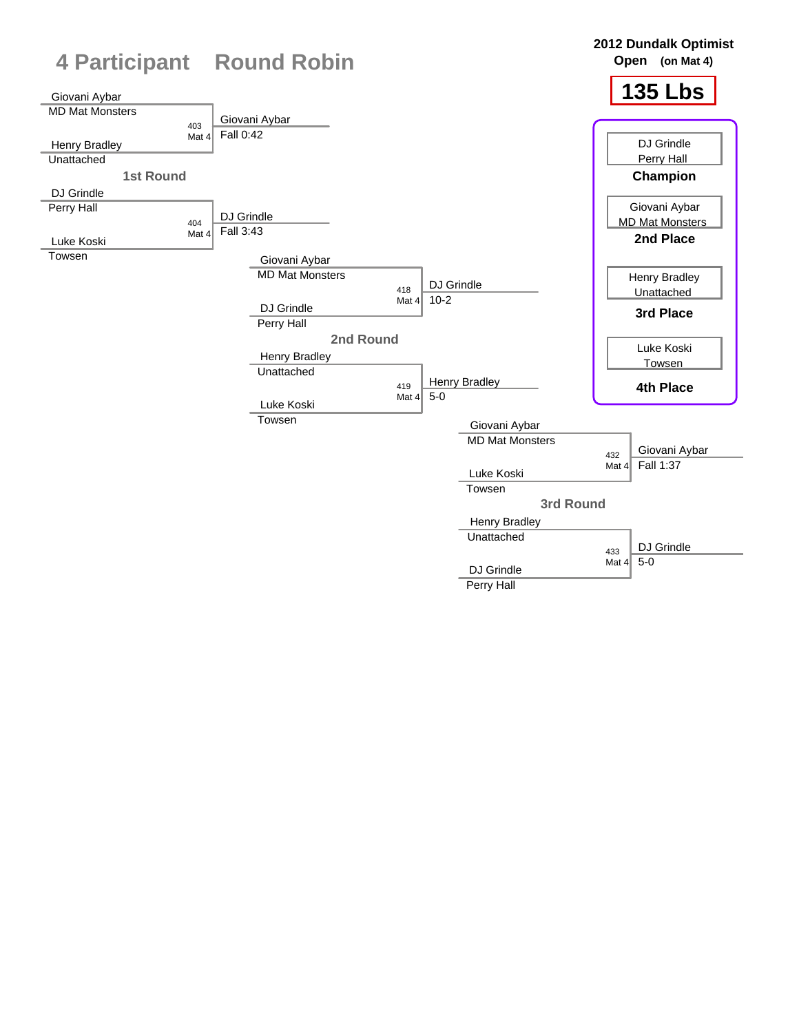# 4 Participant Round Robin

**2012 Dundalk Optimist Open** (on Mat 4)

**135 Lbs**

## 1st Round

| Bout | Mat | Wrestler 1 | Wrestler 2 | Winner | Result |
|---|---|---|---|---|---|
| 403 | Mat 4 | Giovani Aybar (MD Mat Monsters) | Henry Bradley (Unattached) | Giovani Aybar | Fall 0:42 |
| 404 | Mat 4 | DJ Grindle (Perry Hall) | Luke Koski (Towsen) | DJ Grindle | Fall 3:43 |

## 2nd Round

| Bout | Mat | Wrestler 1 | Wrestler 2 | Winner | Result |
|---|---|---|---|---|---|
| 418 | Mat 4 | Giovani Aybar (MD Mat Monsters) | DJ Grindle (Perry Hall) | DJ Grindle | 10-2 |
| 419 | Mat 4 | Henry Bradley (Unattached) | Luke Koski (Towsen) | Henry Bradley | 5-0 |

## 3rd Round

| Bout | Mat | Wrestler 1 | Wrestler 2 | Winner | Result |
|---|---|---|---|---|---|
| 432 | Mat 4 | Giovani Aybar (MD Mat Monsters) | Luke Koski (Towsen) | Giovani Aybar | Fall 1:37 |
| 433 | Mat 4 | Henry Bradley (Unattached) | DJ Grindle (Perry Hall) | DJ Grindle | 5-0 |

## Placements

| Place | Wrestler | Team |
|---|---|---|
| **Champion** | DJ Grindle | Perry Hall |
| **2nd Place** | Giovani Aybar | MD Mat Monsters |
| **3rd Place** | Henry Bradley | Unattached |
| **4th Place** | Luke Koski | Towsen |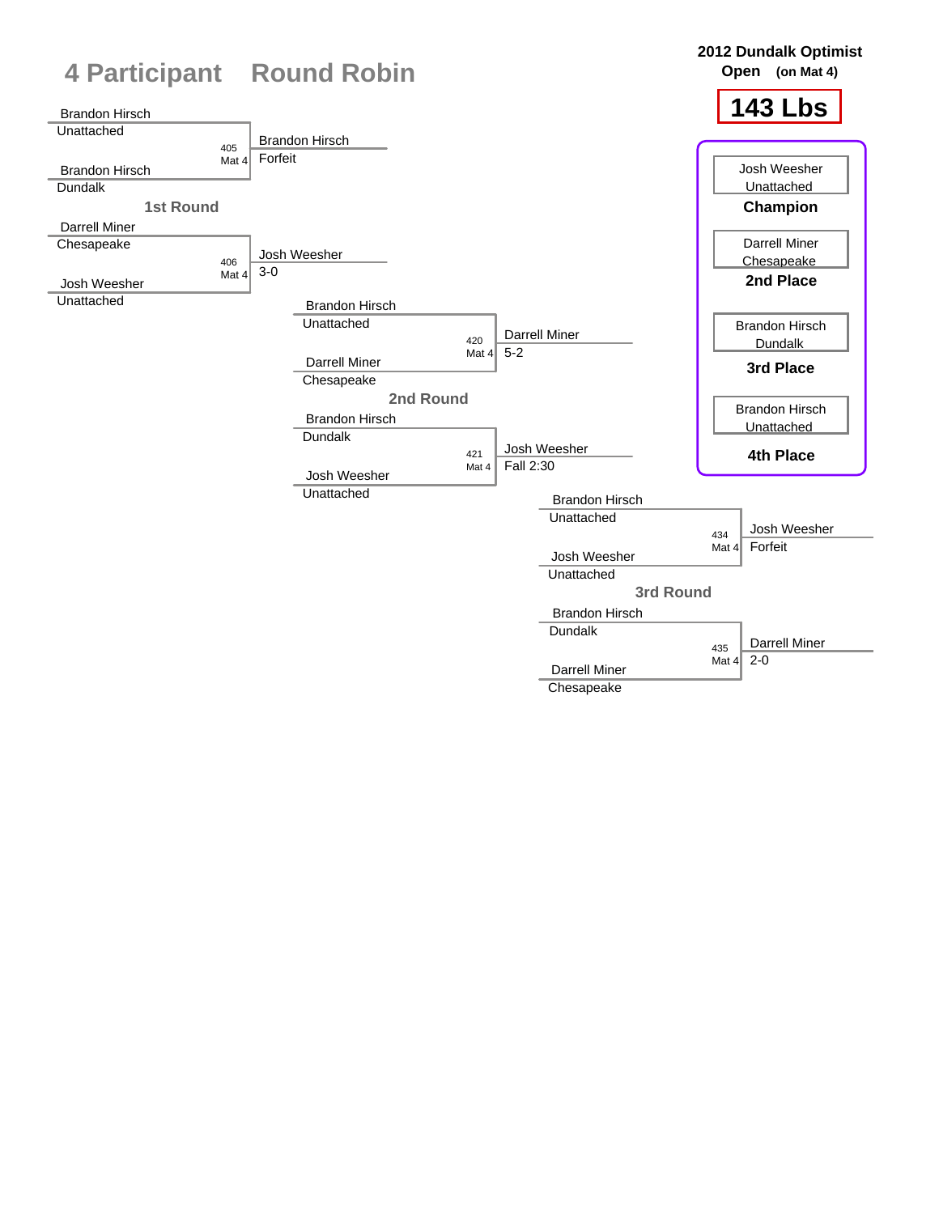# 4 Participant Round Robin

**2012 Dundalk Optimist Open** (on Mat 4)

## 143 Lbs

### 1st Round

| Bout | Mat | Wrestler 1 | Wrestler 2 | Winner | Result |
|---|---|---|---|---|---|
| 405 | Mat 4 | Brandon Hirsch (Unattached) | Brandon Hirsch (Dundalk) | Brandon Hirsch | Forfeit |
| 406 | Mat 4 | Darrell Miner (Chesapeake) | Josh Weesher (Unattached) | Josh Weesher | 3-0 |

### 2nd Round

| Bout | Mat | Wrestler 1 | Wrestler 2 | Winner | Result |
|---|---|---|---|---|---|
| 420 | Mat 4 | Brandon Hirsch (Unattached) | Darrell Miner (Chesapeake) | Darrell Miner | 5-2 |
| 421 | Mat 4 | Brandon Hirsch (Dundalk) | Josh Weesher (Unattached) | Josh Weesher | Fall 2:30 |

### 3rd Round

| Bout | Mat | Wrestler 1 | Wrestler 2 | Winner | Result |
|---|---|---|---|---|---|
| 434 | Mat 4 | Brandon Hirsch (Unattached) | Josh Weesher (Unattached) | Josh Weesher | Forfeit |
| 435 | Mat 4 | Brandon Hirsch (Dundalk) | Darrell Miner (Chesapeake) | Darrell Miner | 2-0 |

### Placings

| Place | Wrestler | Team |
|---|---|---|
| Champion | Josh Weesher | Unattached |
| 2nd Place | Darrell Miner | Chesapeake |
| 3rd Place | Brandon Hirsch | Dundalk |
| 4th Place | Brandon Hirsch | Unattached |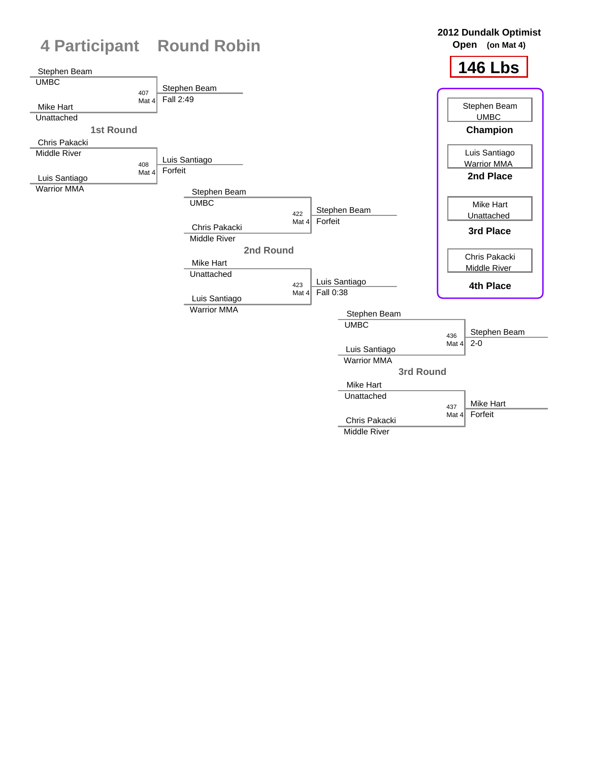# 4 Participant Round Robin

**2012 Dundalk Optimist Open** (on Mat 4)

## 146 Lbs

### 1st Round

| Match | Wrestler 1 | Wrestler 2 | Winner | Result |
|---|---|---|---|---|
| 407 Mat 4 | Stephen Beam (UMBC) | Mike Hart (Unattached) | Stephen Beam | Fall 2:49 |
| 408 Mat 4 | Chris Pakacki (Middle River) | Luis Santiago (Warrior MMA) | Luis Santiago | Forfeit |

### 2nd Round

| Match | Wrestler 1 | Wrestler 2 | Winner | Result |
|---|---|---|---|---|
| 422 Mat 4 | Stephen Beam (UMBC) | Chris Pakacki (Middle River) | Stephen Beam | Forfeit |
| 423 Mat 4 | Mike Hart (Unattached) | Luis Santiago (Warrior MMA) | Luis Santiago | Fall 0:38 |

### 3rd Round

| Match | Wrestler 1 | Wrestler 2 | Winner | Result |
|---|---|---|---|---|
| 436 Mat 4 | Stephen Beam (UMBC) | Luis Santiago (Warrior MMA) | Stephen Beam | 2-0 |
| 437 Mat 4 | Mike Hart (Unattached) | Chris Pakacki (Middle River) | Mike Hart | Forfeit |

### Final Placements

| Place | Wrestler | Team |
|---|---|---|
| Champion | Stephen Beam | UMBC |
| 2nd Place | Luis Santiago | Warrior MMA |
| 3rd Place | Mike Hart | Unattached |
| 4th Place | Chris Pakacki | Middle River |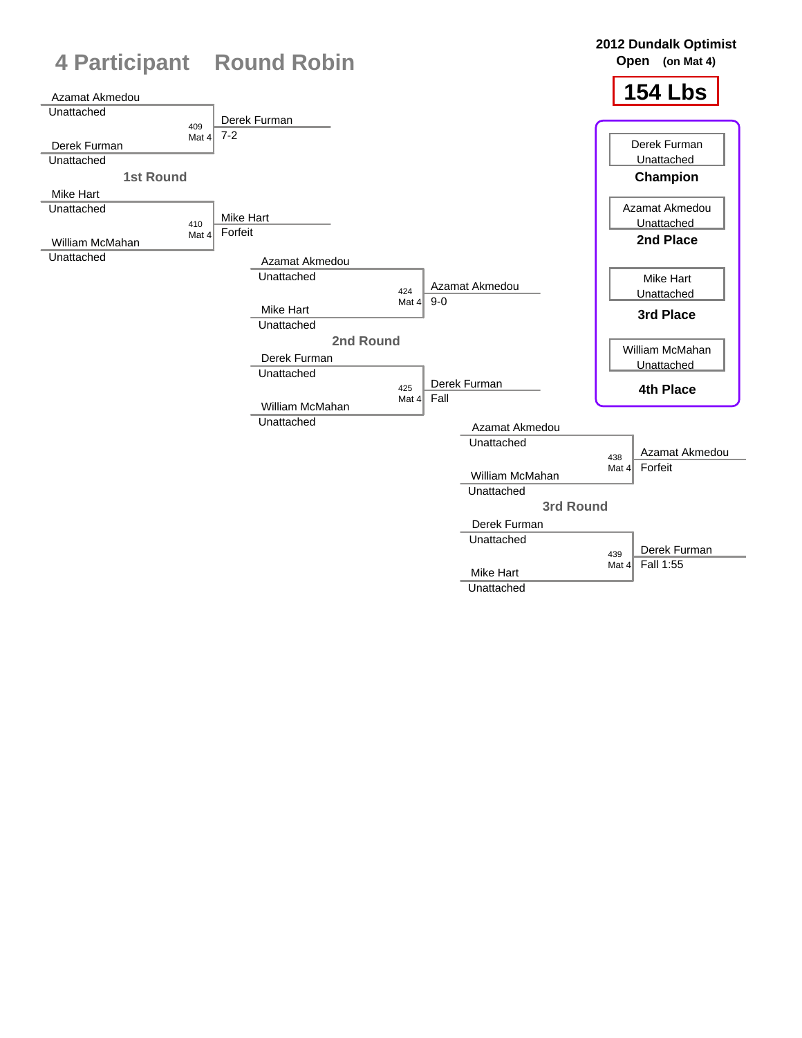# 4 Participant Round Robin

**2012 Dundalk Optimist Open (on Mat 4)**

**154 Lbs**

## 1st Round

| Match | Wrestler 1 | Wrestler 2 | Winner | Result |
|---|---|---|---|---|
| 409 Mat 4 | Azamat Akmedou (Unattached) | Derek Furman (Unattached) | Derek Furman | 7-2 |
| 410 Mat 4 | Mike Hart (Unattached) | William McMahan (Unattached) | Mike Hart | Forfeit |

## 2nd Round

| Match | Wrestler 1 | Wrestler 2 | Winner | Result |
|---|---|---|---|---|
| 424 Mat 4 | Azamat Akmedou (Unattached) | Mike Hart (Unattached) | Azamat Akmedou | 9-0 |
| 425 Mat 4 | Derek Furman (Unattached) | William McMahan (Unattached) | Derek Furman | Fall |

## 3rd Round

| Match | Wrestler 1 | Wrestler 2 | Winner | Result |
|---|---|---|---|---|
| 438 Mat 4 | Azamat Akmedou (Unattached) | William McMahan (Unattached) | Azamat Akmedou | Forfeit |
| 439 Mat 4 | Derek Furman (Unattached) | Mike Hart (Unattached) | Derek Furman | Fall 1:55 |

## Placings

| Place | Wrestler |
|---|---|
| **Champion** | Derek Furman (Unattached) |
| **2nd Place** | Azamat Akmedou (Unattached) |
| **3rd Place** | Mike Hart (Unattached) |
| **4th Place** | William McMahan (Unattached) |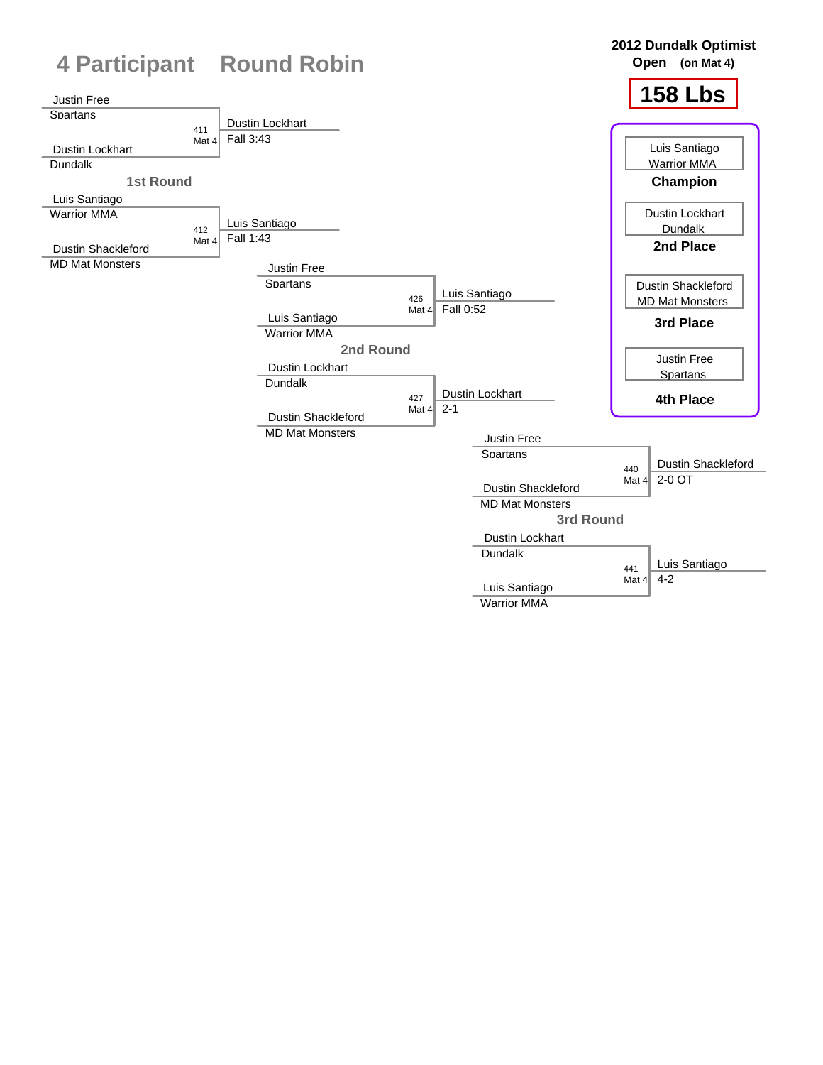# 4 Participant Round Robin

**2012 Dundalk Optimist Open** (on Mat 4)

**158 Lbs**

## 1st Round

| Bout | Mat | Wrestler 1 | Wrestler 2 | Winner | Result |
|---|---|---|---|---|---|
| 411 | Mat 4 | Justin Free (Spartans) | Dustin Lockhart (Dundalk) | Dustin Lockhart | Fall 3:43 |
| 412 | Mat 4 | Luis Santiago (Warrior MMA) | Dustin Shackleford (MD Mat Monsters) | Luis Santiago | Fall 1:43 |

## 2nd Round

| Bout | Mat | Wrestler 1 | Wrestler 2 | Winner | Result |
|---|---|---|---|---|---|
| 426 | Mat 4 | Justin Free (Spartans) | Luis Santiago (Warrior MMA) | Luis Santiago | Fall 0:52 |
| 427 | Mat 4 | Dustin Lockhart (Dundalk) | Dustin Shackleford (MD Mat Monsters) | Dustin Lockhart | 2-1 |

## 3rd Round

| Bout | Mat | Wrestler 1 | Wrestler 2 | Winner | Result |
|---|---|---|---|---|---|
| 440 | Mat 4 | Justin Free (Spartans) | Dustin Shackleford (MD Mat Monsters) | Dustin Shackleford | 2-0 OT |
| 441 | Mat 4 | Dustin Lockhart (Dundalk) | Luis Santiago (Warrior MMA) | Luis Santiago | 4-2 |

## Final Placements

| Place | Wrestler | Team |
|---|---|---|
| **Champion** | Luis Santiago | Warrior MMA |
| **2nd Place** | Dustin Lockhart | Dundalk |
| **3rd Place** | Dustin Shackleford | MD Mat Monsters |
| **4th Place** | Justin Free | Spartans |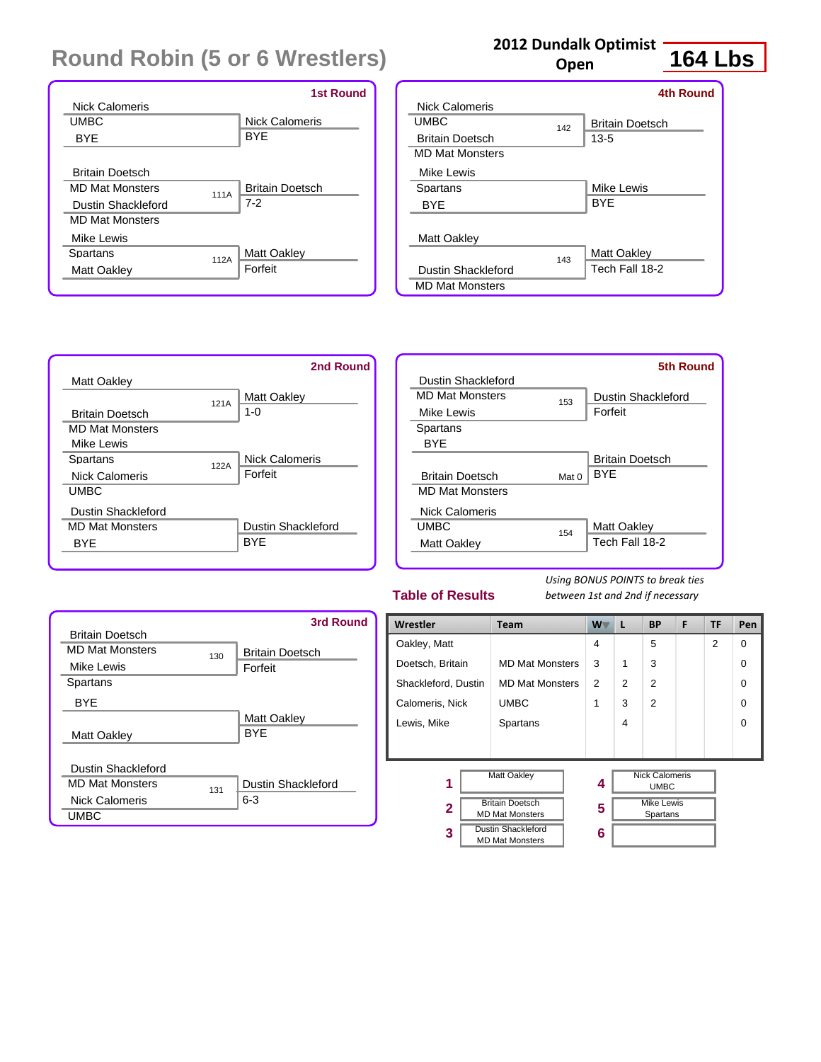# Round Robin (5 or 6 Wrestlers)

**2012 Dundalk Optimist Open** — **164 Lbs**

### 1st Round

| Wrestler 1 | Wrestler 2 | Bout | Winner | Result |
|---|---|---|---|---|
| Nick Calomeris (UMBC) | BYE | | Nick Calomeris | BYE |
| Britain Doetsch (MD Mat Monsters) | Dustin Shackleford (MD Mat Monsters) | 111A | Britain Doetsch | 7-2 |
| Mike Lewis (Spartans) | Matt Oakley | 112A | Matt Oakley | Forfeit |

### 2nd Round

| Wrestler 1 | Wrestler 2 | Bout | Winner | Result |
|---|---|---|---|---|
| Matt Oakley | Britain Doetsch (MD Mat Monsters) | 121A | Matt Oakley | 1-0 |
| Mike Lewis (Spartans) | Nick Calomeris (UMBC) | 122A | Nick Calomeris | Forfeit |
| Dustin Shackleford (MD Mat Monsters) | BYE | | Dustin Shackleford | BYE |

### 3rd Round

| Wrestler 1 | Wrestler 2 | Bout | Winner | Result |
|---|---|---|---|---|
| Britain Doetsch (MD Mat Monsters) | Mike Lewis (Spartans) | 130 | Britain Doetsch | Forfeit |
| BYE | Matt Oakley | | Matt Oakley | BYE |
| Dustin Shackleford (MD Mat Monsters) | Nick Calomeris (UMBC) | 131 | Dustin Shackleford | 6-3 |

### 4th Round

| Wrestler 1 | Wrestler 2 | Bout | Winner | Result |
|---|---|---|---|---|
| Nick Calomeris (UMBC) | Britain Doetsch (MD Mat Monsters) | 142 | Britain Doetsch | 13-5 |
| Mike Lewis (Spartans) | BYE | | Mike Lewis | BYE |
| Matt Oakley | Dustin Shackleford (MD Mat Monsters) | 143 | Matt Oakley | Tech Fall 18-2 |

### 5th Round

| Wrestler 1 | Wrestler 2 | Bout | Winner | Result |
|---|---|---|---|---|
| Dustin Shackleford (MD Mat Monsters) | Mike Lewis (Spartans) | 153 | Dustin Shackleford | Forfeit |
| BYE | Britain Doetsch (MD Mat Monsters) | Mat 0 | Britain Doetsch | BYE |
| Nick Calomeris (UMBC) | Matt Oakley | 154 | Matt Oakley | Tech Fall 18-2 |

## Table of Results

*Using BONUS POINTS to break ties between 1st and 2nd if necessary*

| Wrestler | Team | W | L | BP | F | TF | Pen |
|---|---|---|---|---|---|---|---|
| Oakley, Matt | | 4 | | 5 | | 2 | 0 |
| Doetsch, Britain | MD Mat Monsters | 3 | 1 | 3 | | | 0 |
| Shackleford, Dustin | MD Mat Monsters | 2 | 2 | 2 | | | 0 |
| Calomeris, Nick | UMBC | 1 | 3 | 2 | | | 0 |
| Lewis, Mike | Spartans | | 4 | | | | 0 |

| Place | Wrestler | Place | Wrestler |
|---|---|---|---|
| 1 | Matt Oakley | 4 | Nick Calomeris, UMBC |
| 2 | Britain Doetsch, MD Mat Monsters | 5 | Mike Lewis, Spartans |
| 3 | Dustin Shackleford, MD Mat Monsters | 6 | |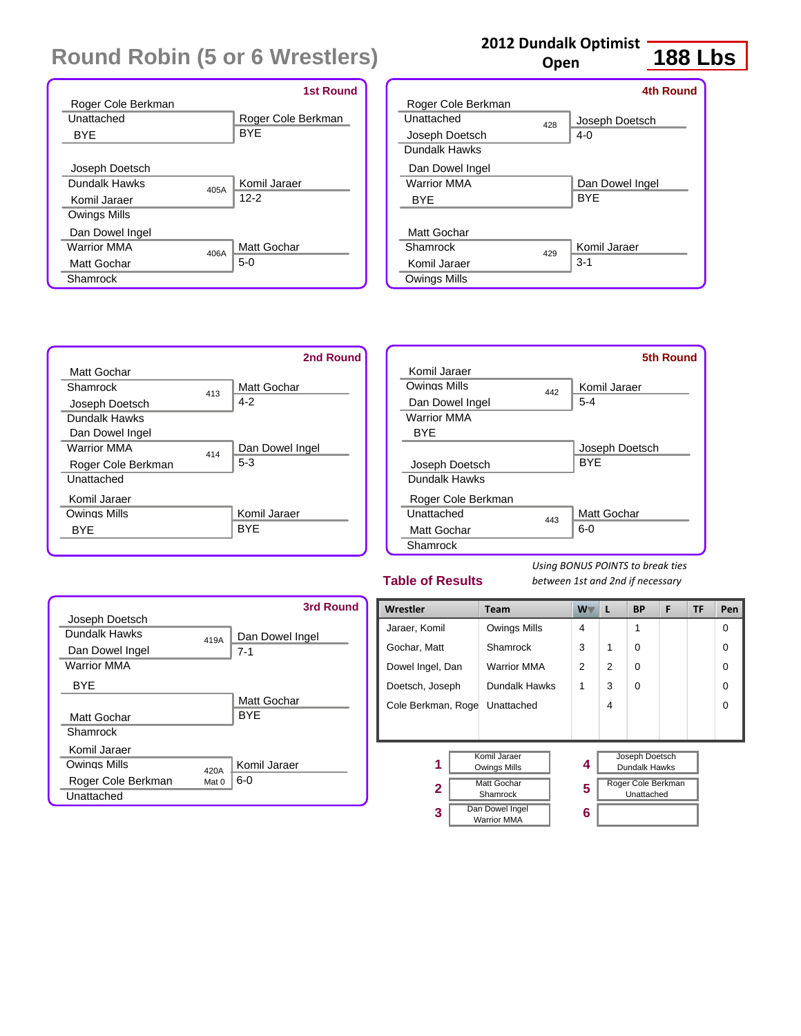# Round Robin (5 or 6 Wrestlers)

**2012 Dundalk Optimist Open** — **188 Lbs**

## 1st Round

| Wrestler 1 | Wrestler 2 | Bout | Winner | Result |
|---|---|---|---|---|
| Roger Cole Berkman (Unattached) | BYE | | Roger Cole Berkman | BYE |
| Joseph Doetsch (Dundalk Hawks) | Komil Jaraer (Owings Mills) | 405A | Komil Jaraer | 12-2 |
| Dan Dowel Ingel (Warrior MMA) | Matt Gochar (Shamrock) | 406A | Matt Gochar | 5-0 |

## 2nd Round

| Wrestler 1 | Wrestler 2 | Bout | Winner | Result |
|---|---|---|---|---|
| Matt Gochar (Shamrock) | Joseph Doetsch (Dundalk Hawks) | 413 | Matt Gochar | 4-2 |
| Dan Dowel Ingel (Warrior MMA) | Roger Cole Berkman (Unattached) | 414 | Dan Dowel Ingel | 5-3 |
| Komil Jaraer (Owings Mills) | BYE | | Komil Jaraer | BYE |

## 3rd Round

| Wrestler 1 | Wrestler 2 | Bout | Winner | Result |
|---|---|---|---|---|
| Joseph Doetsch (Dundalk Hawks) | Dan Dowel Ingel (Warrior MMA) | 419A | Dan Dowel Ingel | 7-1 |
| BYE | Matt Gochar (Shamrock) | | Matt Gochar | BYE |
| Komil Jaraer (Owings Mills) | Roger Cole Berkman (Unattached) | 420A Mat 0 | Komil Jaraer | 6-0 |

## 4th Round

| Wrestler 1 | Wrestler 2 | Bout | Winner | Result |
|---|---|---|---|---|
| Roger Cole Berkman (Unattached) | Joseph Doetsch (Dundalk Hawks) | 428 | Joseph Doetsch | 4-0 |
| Dan Dowel Ingel (Warrior MMA) | BYE | | Dan Dowel Ingel | BYE |
| Matt Gochar (Shamrock) | Komil Jaraer (Owings Mills) | 429 | Komil Jaraer | 3-1 |

## 5th Round

| Wrestler 1 | Wrestler 2 | Bout | Winner | Result |
|---|---|---|---|---|
| Komil Jaraer (Owings Mills) | Dan Dowel Ingel (Warrior MMA) | 442 | Komil Jaraer | 5-4 |
| BYE | Joseph Doetsch (Dundalk Hawks) | | Joseph Doetsch | BYE |
| Roger Cole Berkman (Unattached) | Matt Gochar (Shamrock) | 443 | Matt Gochar | 6-0 |

## Table of Results

*Using BONUS POINTS to break ties between 1st and 2nd if necessary*

| Wrestler | Team | W | L | BP | F | TF | Pen |
|---|---|---|---|---|---|---|---|
| Jaraer, Komil | Owings Mills | 4 | | 1 | | | 0 |
| Gochar, Matt | Shamrock | 3 | 1 | 0 | | | 0 |
| Dowel Ingel, Dan | Warrior MMA | 2 | 2 | 0 | | | 0 |
| Doetsch, Joseph | Dundalk Hawks | 1 | 3 | 0 | | | 0 |
| Cole Berkman, Roge | Unattached | | 4 | | | | 0 |

| Place | Wrestler | Place | Wrestler |
|---|---|---|---|
| 1 | Komil Jaraer, Owings Mills | 4 | Joseph Doetsch, Dundalk Hawks |
| 2 | Matt Gochar, Shamrock | 5 | Roger Cole Berkman, Unattached |
| 3 | Dan Dowel Ingel, Warrior MMA | 6 | |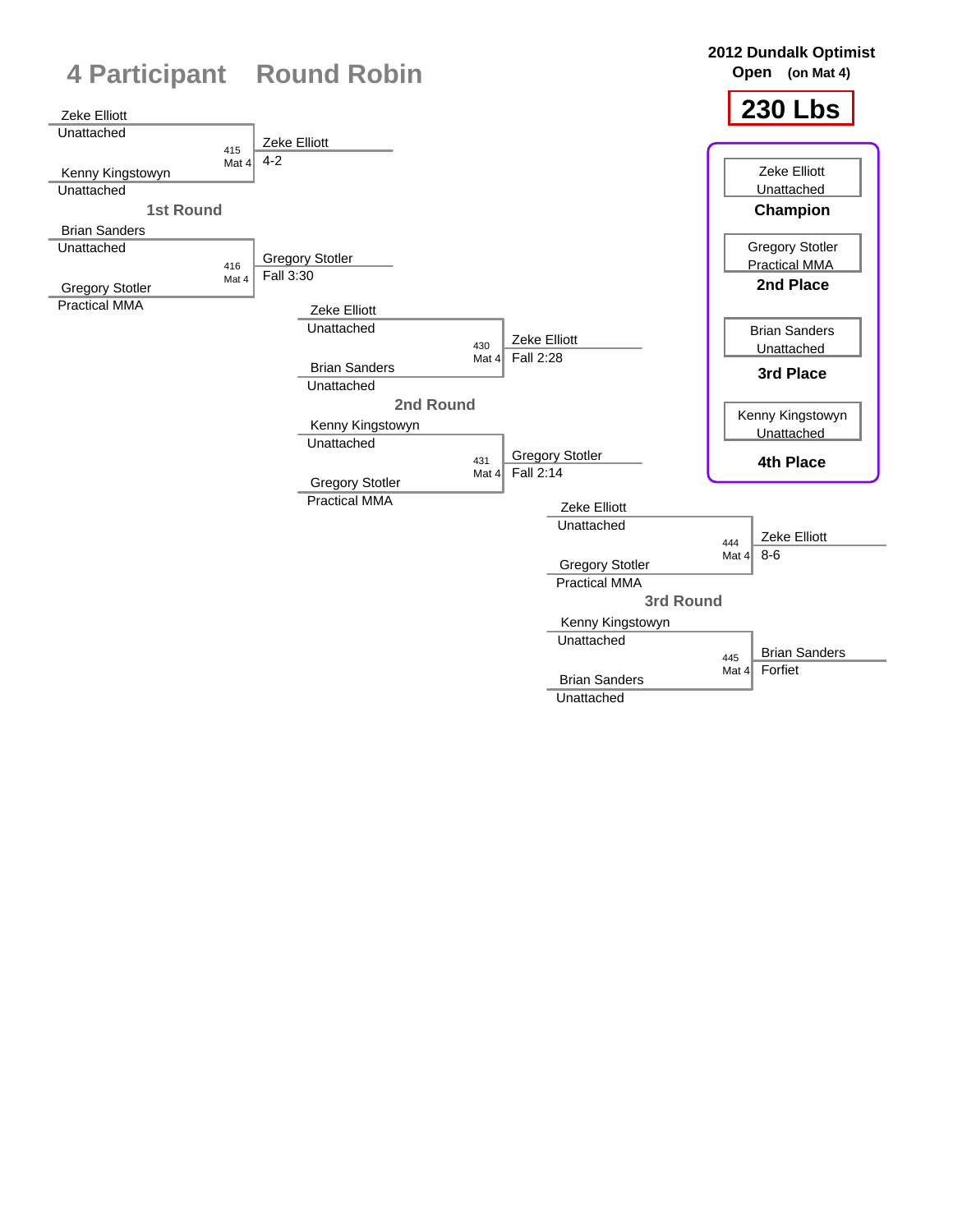# 4 Participant Round Robin

**2012 Dundalk Optimist Open** (on Mat 4)

**230 Lbs**

## 1st Round

Zeke Elliott
Unattached
415 Mat 4
Kenny Kingstowyn
Unattached

Zeke Elliott
4-2

Brian Sanders
Unattached
416 Mat 4
Gregory Stotler
Practical MMA

Gregory Stotler
Fall 3:30

## 2nd Round

Zeke Elliott
Unattached
430 Mat 4
Brian Sanders
Unattached

Zeke Elliott
Fall 2:28

Kenny Kingstowyn
Unattached
431 Mat 4
Gregory Stotler
Practical MMA

Gregory Stotler
Fall 2:14

## 3rd Round

Zeke Elliott
Unattached
444 Mat 4
Gregory Stotler
Practical MMA

Zeke Elliott
8-6

Kenny Kingstowyn
Unattached
445 Mat 4
Brian Sanders
Unattached

Brian Sanders
Forfiet

## Results

Zeke Elliott
Unattached
**Champion**

Gregory Stotler
Practical MMA
**2nd Place**

Brian Sanders
Unattached
**3rd Place**

Kenny Kingstowyn
Unattached
**4th Place**